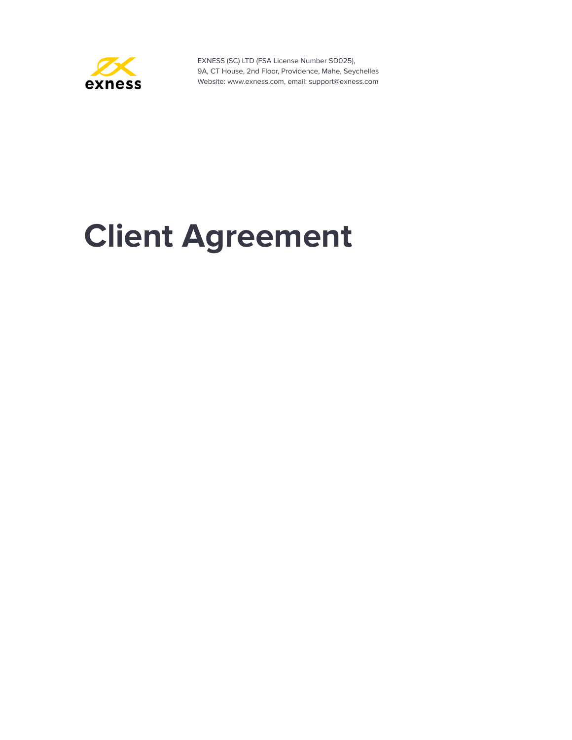exness

EXNESS (SC) LTD (FSA License Number SD025),
9A, CT House, 2nd Floor, Providence, Mahe, Seychelles
Website: www.exness.com, email: support@exness.com

# Client Agreement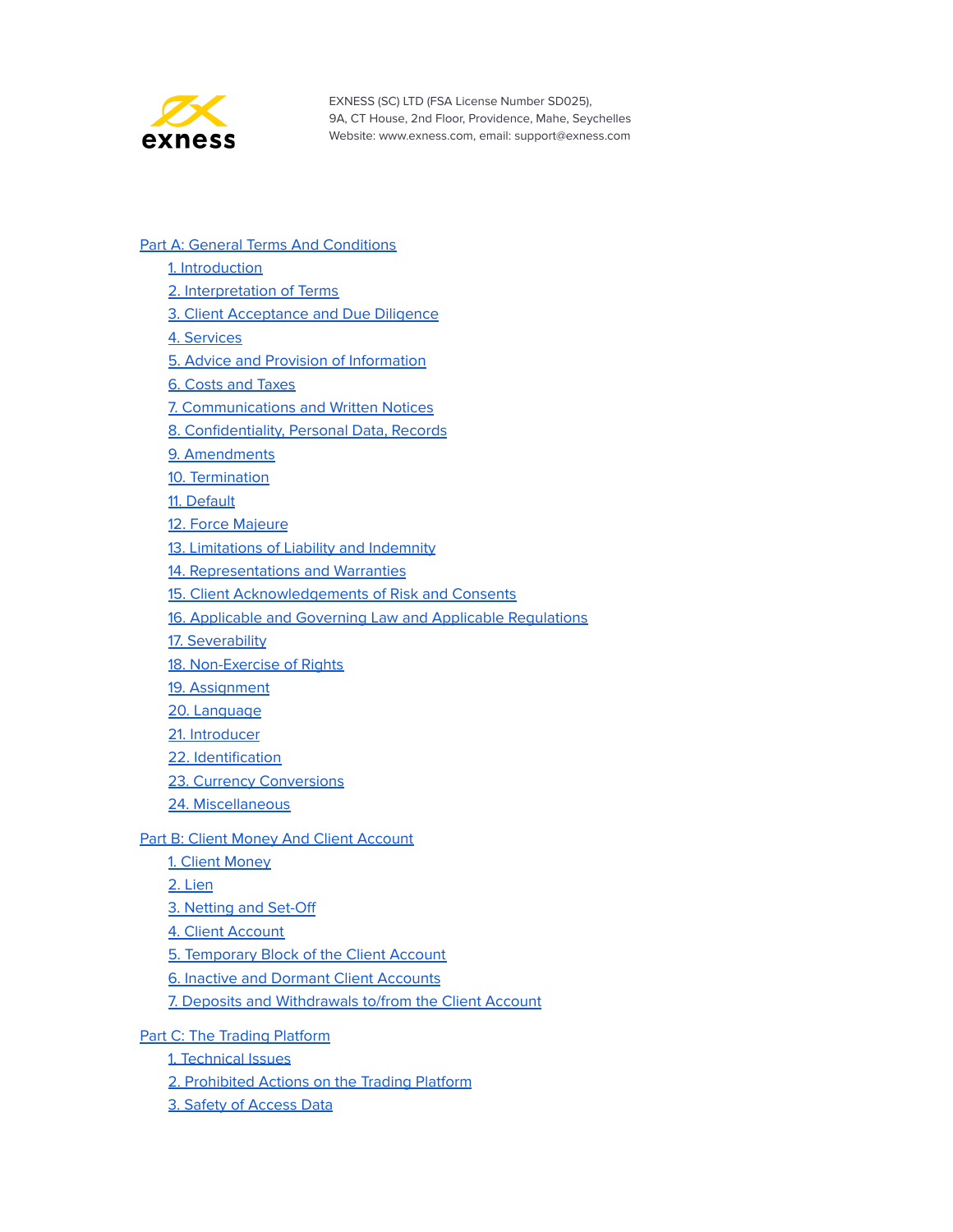EXNESS (SC) LTD (FSA License Number SD025),
9A, CT House, 2nd Floor, Providence, Mahe, Seychelles
Website: www.exness.com, email: support@exness.com

Part A: General Terms And Conditions

- 1. Introduction
- 2. Interpretation of Terms
- 3. Client Acceptance and Due Diligence
- 4. Services
- 5. Advice and Provision of Information
- 6. Costs and Taxes
- 7. Communications and Written Notices
- 8. Confidentiality, Personal Data, Records
- 9. Amendments
- 10. Termination
- 11. Default
- 12. Force Majeure
- 13. Limitations of Liability and Indemnity
- 14. Representations and Warranties
- 15. Client Acknowledgements of Risk and Consents
- 16. Applicable and Governing Law and Applicable Regulations
- 17. Severability
- 18. Non-Exercise of Rights
- 19. Assignment
- 20. Language
- 21. Introducer
- 22. Identification
- 23. Currency Conversions
- 24. Miscellaneous

Part B: Client Money And Client Account

- 1. Client Money
- 2. Lien
- 3. Netting and Set-Off
- 4. Client Account
- 5. Temporary Block of the Client Account
- 6. Inactive and Dormant Client Accounts
- 7. Deposits and Withdrawals to/from the Client Account

Part C: The Trading Platform

- 1. Technical Issues
- 2. Prohibited Actions on the Trading Platform
- 3. Safety of Access Data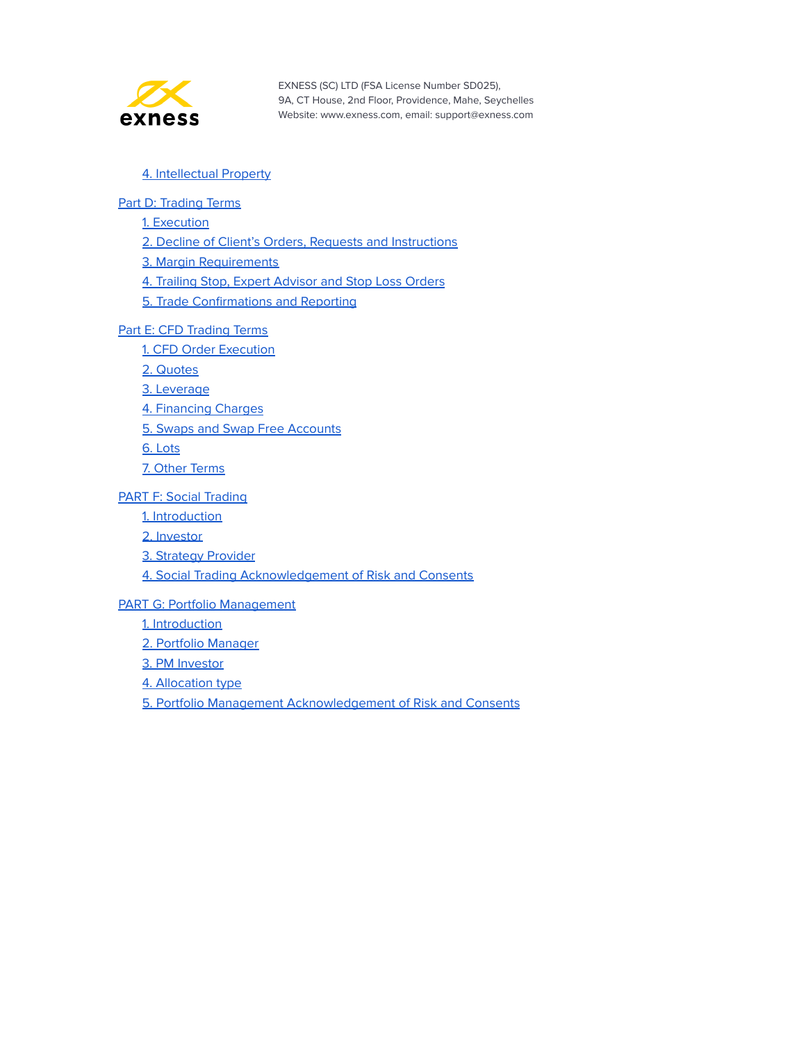4. Intellectual Property

Part D: Trading Terms

1. Execution
2. Decline of Client's Orders, Requests and Instructions
3. Margin Requirements
4. Trailing Stop, Expert Advisor and Stop Loss Orders
5. Trade Confirmations and Reporting

Part E: CFD Trading Terms

1. CFD Order Execution
2. Quotes
3. Leverage
4. Financing Charges
5. Swaps and Swap Free Accounts
6. Lots
7. Other Terms

PART F: Social Trading

1. Introduction
2. Investor
3. Strategy Provider
4. Social Trading Acknowledgement of Risk and Consents

PART G: Portfolio Management

1. Introduction
2. Portfolio Manager
3. PM Investor
4. Allocation type
5. Portfolio Management Acknowledgement of Risk and Consents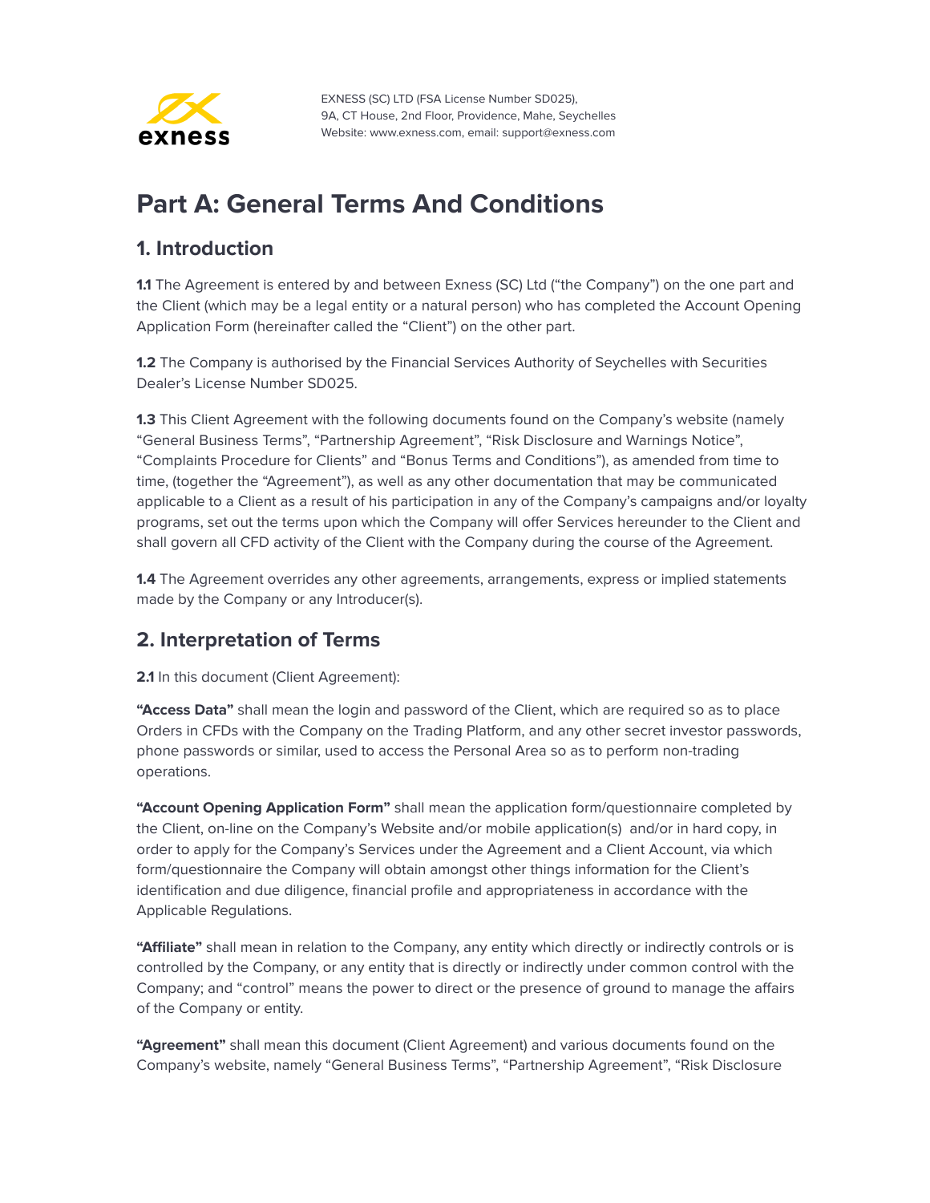EXNESS (SC) LTD (FSA License Number SD025),
9A, CT House, 2nd Floor, Providence, Mahe, Seychelles
Website: www.exness.com, email: support@exness.com

# Part A: General Terms And Conditions

## 1. Introduction

**1.1** The Agreement is entered by and between Exness (SC) Ltd ("the Company") on the one part and the Client (which may be a legal entity or a natural person) who has completed the Account Opening Application Form (hereinafter called the "Client") on the other part.

**1.2** The Company is authorised by the Financial Services Authority of Seychelles with Securities Dealer's License Number SD025.

**1.3** This Client Agreement with the following documents found on the Company's website (namely "General Business Terms", "Partnership Agreement", "Risk Disclosure and Warnings Notice", "Complaints Procedure for Clients" and "Bonus Terms and Conditions"), as amended from time to time, (together the "Agreement"), as well as any other documentation that may be communicated applicable to a Client as a result of his participation in any of the Company's campaigns and/or loyalty programs, set out the terms upon which the Company will offer Services hereunder to the Client and shall govern all CFD activity of the Client with the Company during the course of the Agreement.

**1.4** The Agreement overrides any other agreements, arrangements, express or implied statements made by the Company or any Introducer(s).

## 2. Interpretation of Terms

**2.1** In this document (Client Agreement):

**"Access Data"** shall mean the login and password of the Client, which are required so as to place Orders in CFDs with the Company on the Trading Platform, and any other secret investor passwords, phone passwords or similar, used to access the Personal Area so as to perform non-trading operations.

**"Account Opening Application Form"** shall mean the application form/questionnaire completed by the Client, on-line on the Company's Website and/or mobile application(s) and/or in hard copy, in order to apply for the Company's Services under the Agreement and a Client Account, via which form/questionnaire the Company will obtain amongst other things information for the Client's identification and due diligence, financial profile and appropriateness in accordance with the Applicable Regulations.

**"Affiliate"** shall mean in relation to the Company, any entity which directly or indirectly controls or is controlled by the Company, or any entity that is directly or indirectly under common control with the Company; and "control" means the power to direct or the presence of ground to manage the affairs of the Company or entity.

**"Agreement"** shall mean this document (Client Agreement) and various documents found on the Company's website, namely "General Business Terms", "Partnership Agreement", "Risk Disclosure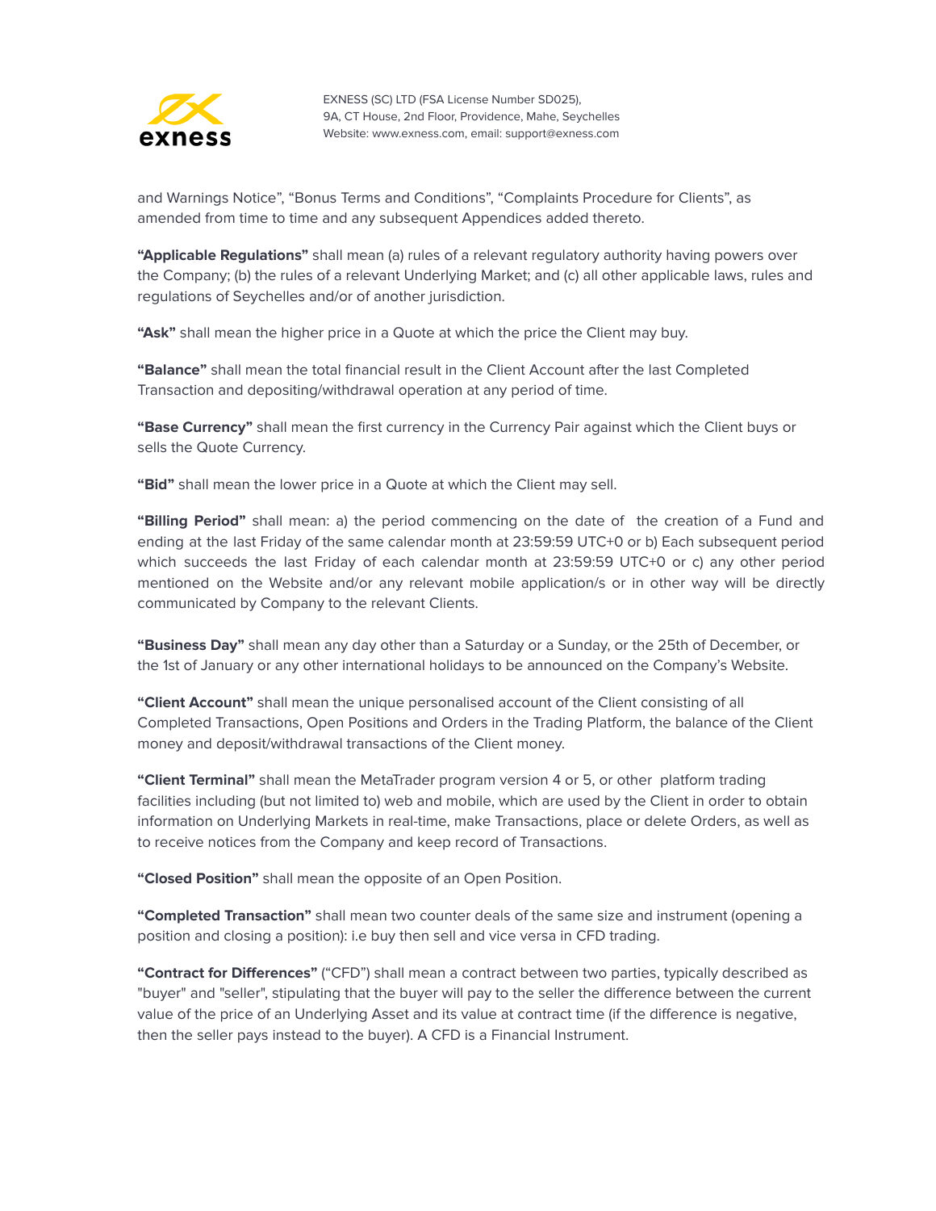and Warnings Notice", "Bonus Terms and Conditions", "Complaints Procedure for Clients", as amended from time to time and any subsequent Appendices added thereto.

**"Applicable Regulations"** shall mean (a) rules of a relevant regulatory authority having powers over the Company; (b) the rules of a relevant Underlying Market; and (c) all other applicable laws, rules and regulations of Seychelles and/or of another jurisdiction.

**"Ask"** shall mean the higher price in a Quote at which the price the Client may buy.

**"Balance"** shall mean the total financial result in the Client Account after the last Completed Transaction and depositing/withdrawal operation at any period of time.

**"Base Currency"** shall mean the first currency in the Currency Pair against which the Client buys or sells the Quote Currency.

**"Bid"** shall mean the lower price in a Quote at which the Client may sell.

**"Billing Period"** shall mean: a) the period commencing on the date of the creation of a Fund and ending at the last Friday of the same calendar month at 23:59:59 UTC+0 or b) Each subsequent period which succeeds the last Friday of each calendar month at 23:59:59 UTC+0 or c) any other period mentioned on the Website and/or any relevant mobile application/s or in other way will be directly communicated by Company to the relevant Clients.

**"Business Day"** shall mean any day other than a Saturday or a Sunday, or the 25th of December, or the 1st of January or any other international holidays to be announced on the Company's Website.

**"Client Account"** shall mean the unique personalised account of the Client consisting of all Completed Transactions, Open Positions and Orders in the Trading Platform, the balance of the Client money and deposit/withdrawal transactions of the Client money.

**"Client Terminal"** shall mean the MetaTrader program version 4 or 5, or other platform trading facilities including (but not limited to) web and mobile, which are used by the Client in order to obtain information on Underlying Markets in real-time, make Transactions, place or delete Orders, as well as to receive notices from the Company and keep record of Transactions.

**"Closed Position"** shall mean the opposite of an Open Position.

**"Completed Transaction"** shall mean two counter deals of the same size and instrument (opening a position and closing a position): i.e buy then sell and vice versa in CFD trading.

**"Contract for Differences"** ("CFD") shall mean a contract between two parties, typically described as "buyer" and "seller", stipulating that the buyer will pay to the seller the difference between the current value of the price of an Underlying Asset and its value at contract time (if the difference is negative, then the seller pays instead to the buyer). A CFD is a Financial Instrument.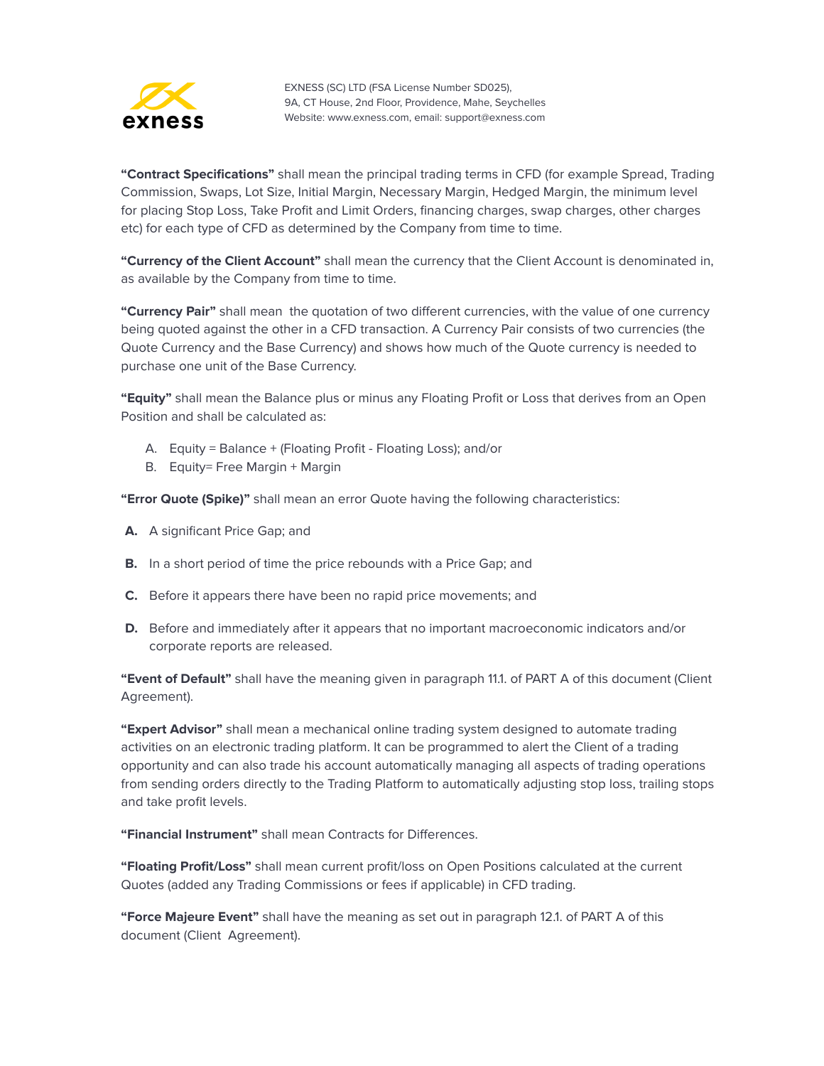**"Contract Specifications"** shall mean the principal trading terms in CFD (for example Spread, Trading Commission, Swaps, Lot Size, Initial Margin, Necessary Margin, Hedged Margin, the minimum level for placing Stop Loss, Take Profit and Limit Orders, financing charges, swap charges, other charges etc) for each type of CFD as determined by the Company from time to time.

**"Currency of the Client Account"** shall mean the currency that the Client Account is denominated in, as available by the Company from time to time.

**"Currency Pair"** shall mean the quotation of two different currencies, with the value of one currency being quoted against the other in a CFD transaction. A Currency Pair consists of two currencies (the Quote Currency and the Base Currency) and shows how much of the Quote currency is needed to purchase one unit of the Base Currency.

**"Equity"** shall mean the Balance plus or minus any Floating Profit or Loss that derives from an Open Position and shall be calculated as:

A. Equity = Balance + (Floating Profit - Floating Loss); and/or
B. Equity= Free Margin + Margin

**"Error Quote (Spike)"** shall mean an error Quote having the following characteristics:

**A.** A significant Price Gap; and

**B.** In a short period of time the price rebounds with a Price Gap; and

**C.** Before it appears there have been no rapid price movements; and

**D.** Before and immediately after it appears that no important macroeconomic indicators and/or corporate reports are released.

**"Event of Default"** shall have the meaning given in paragraph 11.1. of PART A of this document (Client Agreement).

**"Expert Advisor"** shall mean a mechanical online trading system designed to automate trading activities on an electronic trading platform. It can be programmed to alert the Client of a trading opportunity and can also trade his account automatically managing all aspects of trading operations from sending orders directly to the Trading Platform to automatically adjusting stop loss, trailing stops and take profit levels.

**"Financial Instrument"** shall mean Contracts for Differences.

**"Floating Profit/Loss"** shall mean current profit/loss on Open Positions calculated at the current Quotes (added any Trading Commissions or fees if applicable) in CFD trading.

**"Force Majeure Event"** shall have the meaning as set out in paragraph 12.1. of PART A of this document (Client Agreement).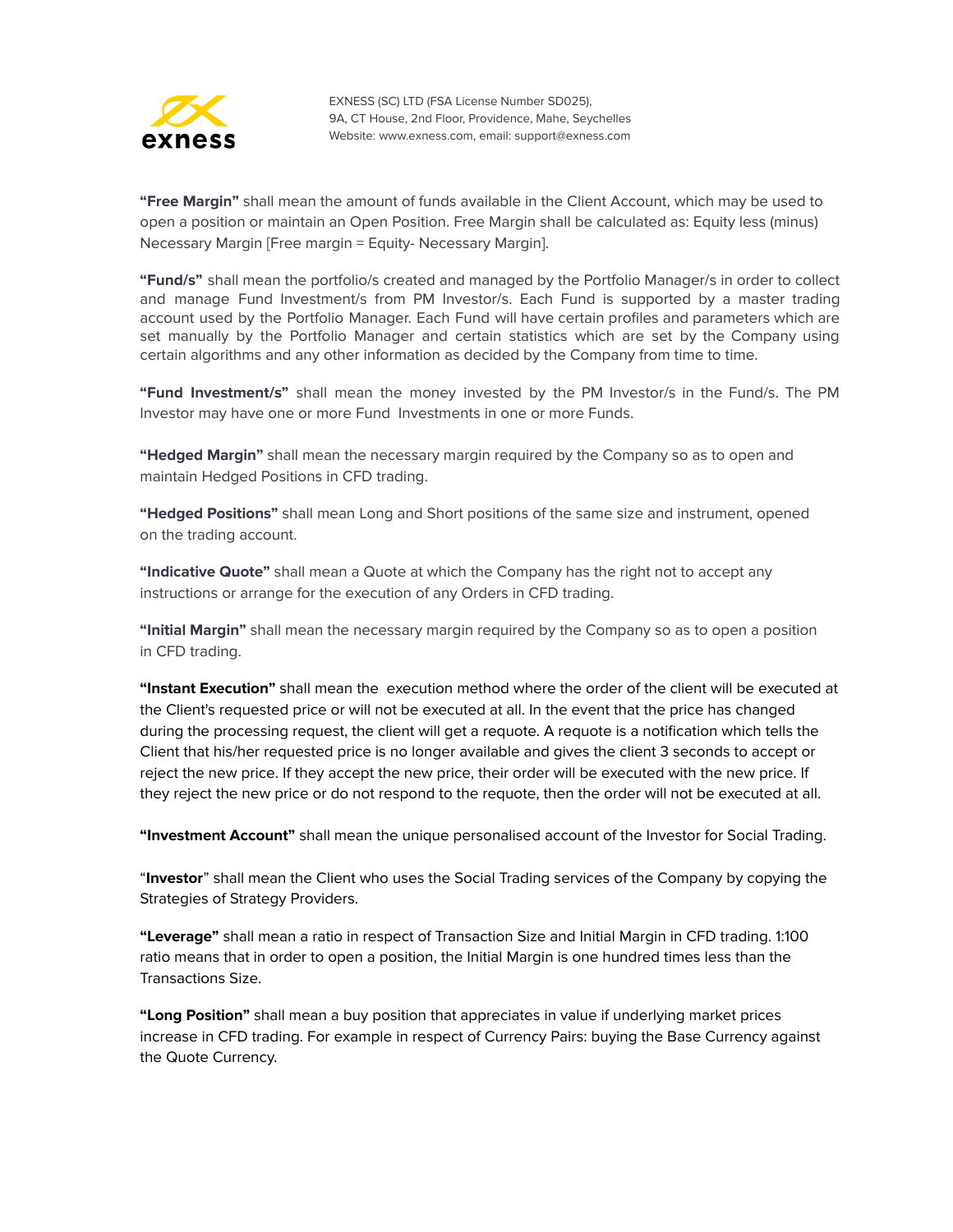**"Free Margin"** shall mean the amount of funds available in the Client Account, which may be used to open a position or maintain an Open Position. Free Margin shall be calculated as: Equity less (minus) Necessary Margin [Free margin = Equity- Necessary Margin].

**"Fund/s"** shall mean the portfolio/s created and managed by the Portfolio Manager/s in order to collect and manage Fund Investment/s from PM Investor/s. Each Fund is supported by a master trading account used by the Portfolio Manager. Each Fund will have certain profiles and parameters which are set manually by the Portfolio Manager and certain statistics which are set by the Company using certain algorithms and any other information as decided by the Company from time to time.

**"Fund Investment/s"** shall mean the money invested by the PM Investor/s in the Fund/s. The PM Investor may have one or more Fund Investments in one or more Funds.

**"Hedged Margin"** shall mean the necessary margin required by the Company so as to open and maintain Hedged Positions in CFD trading.

**"Hedged Positions"** shall mean Long and Short positions of the same size and instrument, opened on the trading account.

**"Indicative Quote"** shall mean a Quote at which the Company has the right not to accept any instructions or arrange for the execution of any Orders in CFD trading.

**"Initial Margin"** shall mean the necessary margin required by the Company so as to open a position in CFD trading.

**"Instant Execution"** shall mean the execution method where the order of the client will be executed at the Client's requested price or will not be executed at all. In the event that the price has changed during the processing request, the client will get a requote. A requote is a notification which tells the Client that his/her requested price is no longer available and gives the client 3 seconds to accept or reject the new price. If they accept the new price, their order will be executed with the new price. If they reject the new price or do not respond to the requote, then the order will not be executed at all.

**"Investment Account"** shall mean the unique personalised account of the Investor for Social Trading.

"**Investor**" shall mean the Client who uses the Social Trading services of the Company by copying the Strategies of Strategy Providers.

**"Leverage"** shall mean a ratio in respect of Transaction Size and Initial Margin in CFD trading. 1:100 ratio means that in order to open a position, the Initial Margin is one hundred times less than the Transactions Size.

**"Long Position"** shall mean a buy position that appreciates in value if underlying market prices increase in CFD trading. For example in respect of Currency Pairs: buying the Base Currency against the Quote Currency.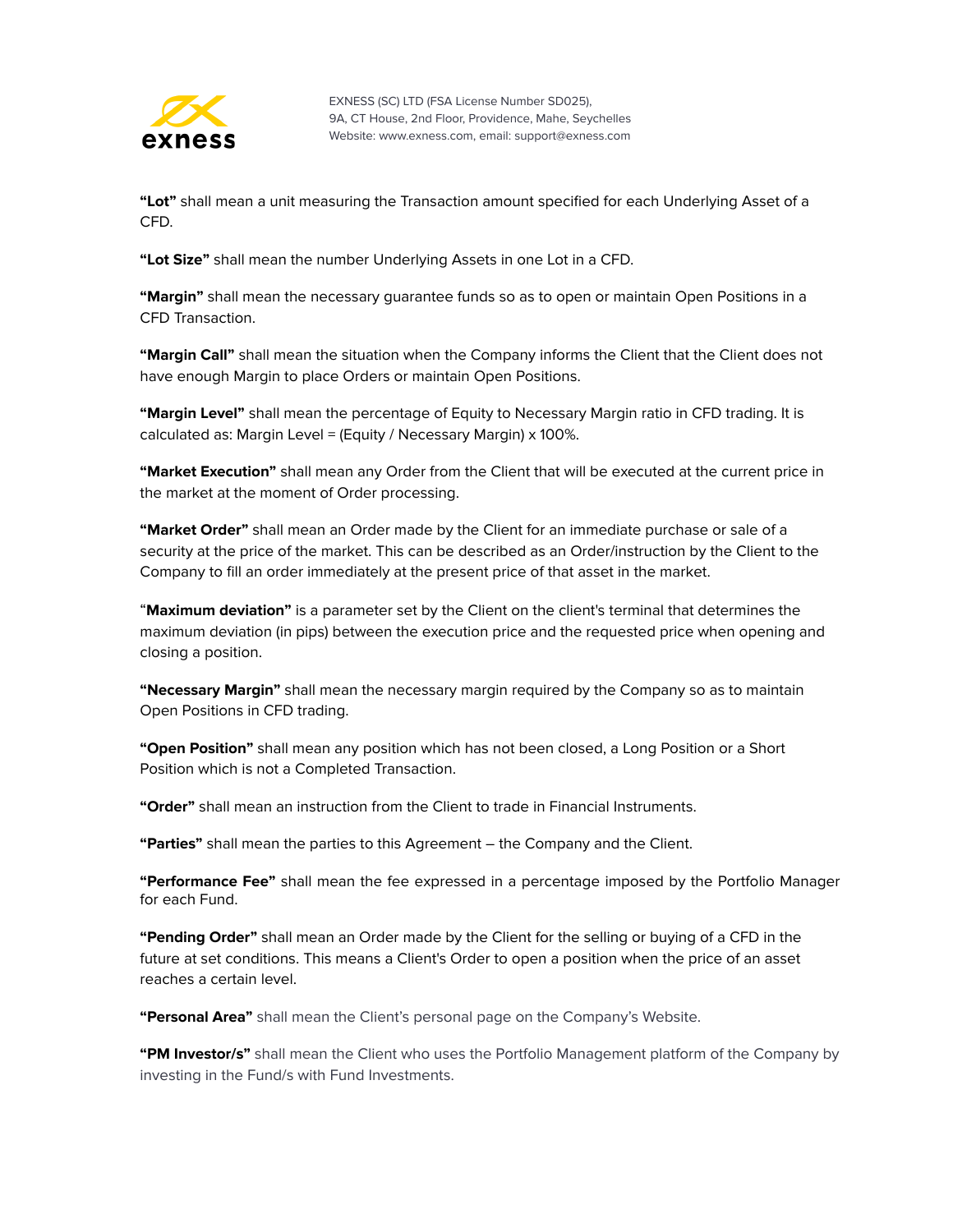**"Lot"** shall mean a unit measuring the Transaction amount specified for each Underlying Asset of a CFD.

**"Lot Size"** shall mean the number Underlying Assets in one Lot in a CFD.

**"Margin"** shall mean the necessary guarantee funds so as to open or maintain Open Positions in a CFD Transaction.

**"Margin Call"** shall mean the situation when the Company informs the Client that the Client does not have enough Margin to place Orders or maintain Open Positions.

**"Margin Level"** shall mean the percentage of Equity to Necessary Margin ratio in CFD trading. It is calculated as: Margin Level = (Equity / Necessary Margin) x 100%.

**"Market Execution"** shall mean any Order from the Client that will be executed at the current price in the market at the moment of Order processing.

**"Market Order"** shall mean an Order made by the Client for an immediate purchase or sale of a security at the price of the market. This can be described as an Order/instruction by the Client to the Company to fill an order immediately at the present price of that asset in the market.

"**Maximum deviation"** is a parameter set by the Client on the client's terminal that determines the maximum deviation (in pips) between the execution price and the requested price when opening and closing a position.

**"Necessary Margin"** shall mean the necessary margin required by the Company so as to maintain Open Positions in CFD trading.

**"Open Position"** shall mean any position which has not been closed, a Long Position or a Short Position which is not a Completed Transaction.

**"Order"** shall mean an instruction from the Client to trade in Financial Instruments.

**"Parties"** shall mean the parties to this Agreement – the Company and the Client.

**"Performance Fee"** shall mean the fee expressed in a percentage imposed by the Portfolio Manager for each Fund.

**"Pending Order"** shall mean an Order made by the Client for the selling or buying of a CFD in the future at set conditions. This means a Client's Order to open a position when the price of an asset reaches a certain level.

**"Personal Area"** shall mean the Client's personal page on the Company's Website.

**"PM Investor/s"** shall mean the Client who uses the Portfolio Management platform of the Company by investing in the Fund/s with Fund Investments.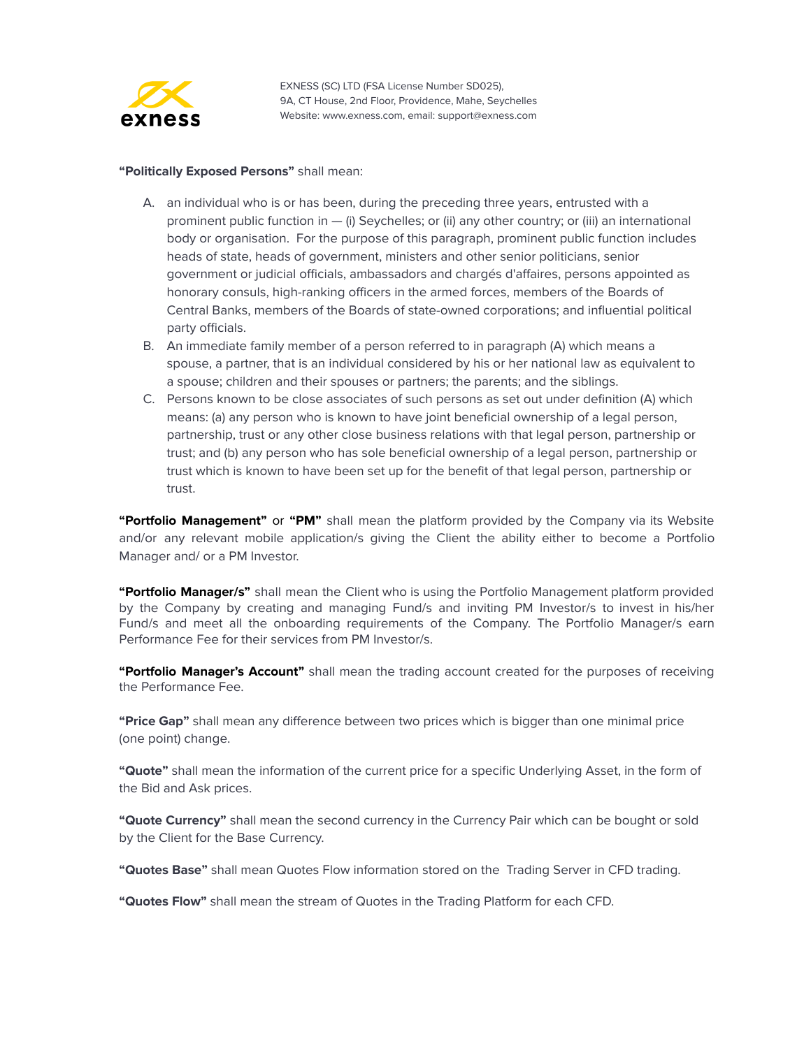**"Politically Exposed Persons"** shall mean:

A. an individual who is or has been, during the preceding three years, entrusted with a prominent public function in — (i) Seychelles; or (ii) any other country; or (iii) an international body or organisation. For the purpose of this paragraph, prominent public function includes heads of state, heads of government, ministers and other senior politicians, senior government or judicial officials, ambassadors and chargés d'affaires, persons appointed as honorary consuls, high-ranking officers in the armed forces, members of the Boards of Central Banks, members of the Boards of state-owned corporations; and influential political party officials.

B. An immediate family member of a person referred to in paragraph (A) which means a spouse, a partner, that is an individual considered by his or her national law as equivalent to a spouse; children and their spouses or partners; the parents; and the siblings.

C. Persons known to be close associates of such persons as set out under definition (A) which means: (a) any person who is known to have joint beneficial ownership of a legal person, partnership, trust or any other close business relations with that legal person, partnership or trust; and (b) any person who has sole beneficial ownership of a legal person, partnership or trust which is known to have been set up for the benefit of that legal person, partnership or trust.

**"Portfolio Management"** or **"PM"** shall mean the platform provided by the Company via its Website and/or any relevant mobile application/s giving the Client the ability either to become a Portfolio Manager and/ or a PM Investor.

**"Portfolio Manager/s"** shall mean the Client who is using the Portfolio Management platform provided by the Company by creating and managing Fund/s and inviting PM Investor/s to invest in his/her Fund/s and meet all the onboarding requirements of the Company. The Portfolio Manager/s earn Performance Fee for their services from PM Investor/s.

**"Portfolio Manager's Account"** shall mean the trading account created for the purposes of receiving the Performance Fee.

**"Price Gap"** shall mean any difference between two prices which is bigger than one minimal price (one point) change.

**"Quote"** shall mean the information of the current price for a specific Underlying Asset, in the form of the Bid and Ask prices.

**"Quote Currency"** shall mean the second currency in the Currency Pair which can be bought or sold by the Client for the Base Currency.

**"Quotes Base"** shall mean Quotes Flow information stored on the Trading Server in CFD trading.

**"Quotes Flow"** shall mean the stream of Quotes in the Trading Platform for each CFD.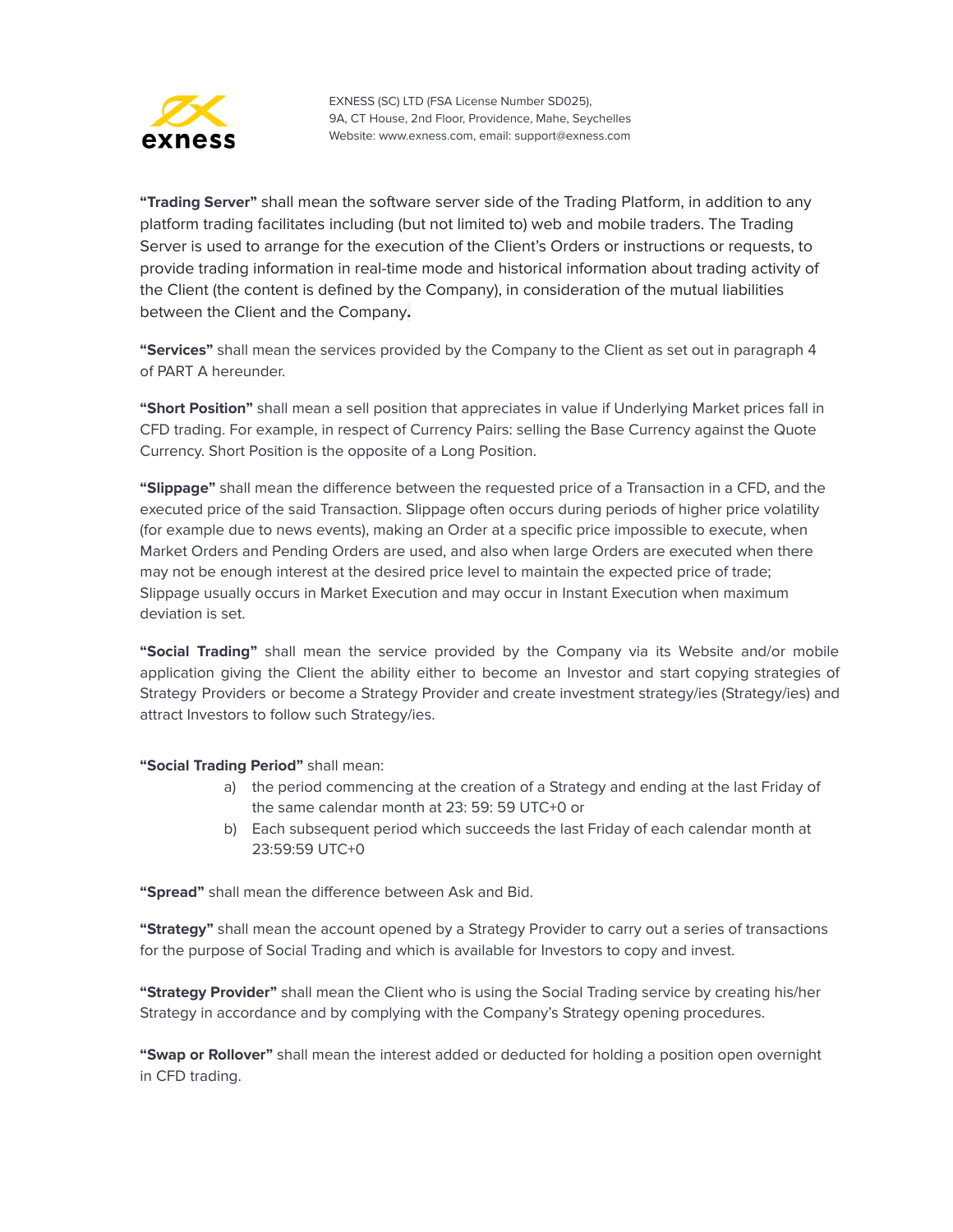**"Trading Server"** shall mean the software server side of the Trading Platform, in addition to any platform trading facilitates including (but not limited to) web and mobile traders. The Trading Server is used to arrange for the execution of the Client's Orders or instructions or requests, to provide trading information in real-time mode and historical information about trading activity of the Client (the content is defined by the Company), in consideration of the mutual liabilities between the Client and the Company**.**

**"Services"** shall mean the services provided by the Company to the Client as set out in paragraph 4 of PART A hereunder.

**"Short Position"** shall mean a sell position that appreciates in value if Underlying Market prices fall in CFD trading. For example, in respect of Currency Pairs: selling the Base Currency against the Quote Currency. Short Position is the opposite of a Long Position.

**"Slippage"** shall mean the difference between the requested price of a Transaction in a CFD, and the executed price of the said Transaction. Slippage often occurs during periods of higher price volatility (for example due to news events), making an Order at a specific price impossible to execute, when Market Orders and Pending Orders are used, and also when large Orders are executed when there may not be enough interest at the desired price level to maintain the expected price of trade; Slippage usually occurs in Market Execution and may occur in Instant Execution when maximum deviation is set.

**"Social Trading"** shall mean the service provided by the Company via its Website and/or mobile application giving the Client the ability either to become an Investor and start copying strategies of Strategy Providers or become a Strategy Provider and create investment strategy/ies (Strategy/ies) and attract Investors to follow such Strategy/ies.

**"Social Trading Period"** shall mean:

a) the period commencing at the creation of a Strategy and ending at the last Friday of the same calendar month at 23: 59: 59 UTC+0 or
b) Each subsequent period which succeeds the last Friday of each calendar month at 23:59:59 UTC+0

**"Spread"** shall mean the difference between Ask and Bid.

**"Strategy"** shall mean the account opened by a Strategy Provider to carry out a series of transactions for the purpose of Social Trading and which is available for Investors to copy and invest.

**"Strategy Provider"** shall mean the Client who is using the Social Trading service by creating his/her Strategy in accordance and by complying with the Company's Strategy opening procedures.

**"Swap or Rollover"** shall mean the interest added or deducted for holding a position open overnight in CFD trading.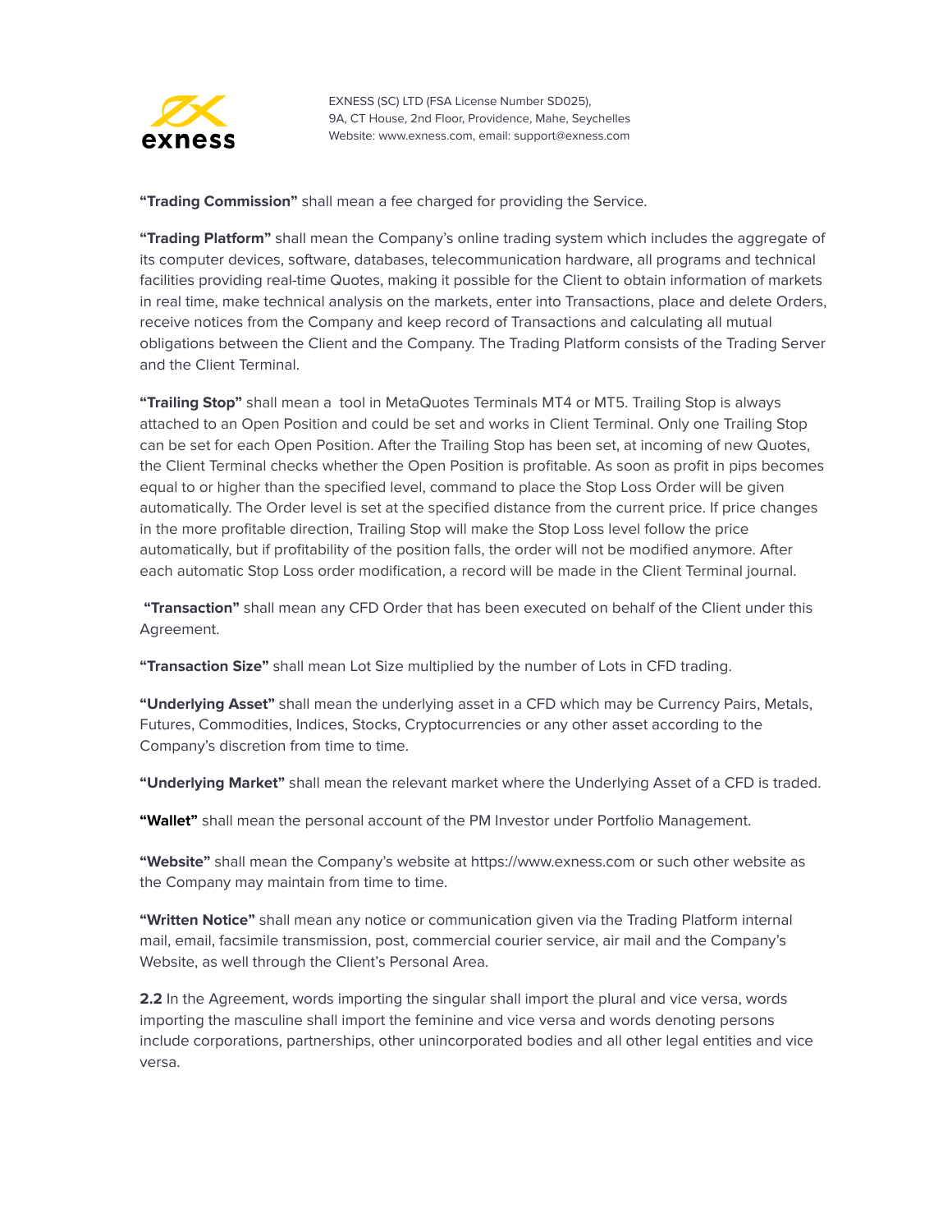**"Trading Commission"** shall mean a fee charged for providing the Service.

**"Trading Platform"** shall mean the Company's online trading system which includes the aggregate of its computer devices, software, databases, telecommunication hardware, all programs and technical facilities providing real-time Quotes, making it possible for the Client to obtain information of markets in real time, make technical analysis on the markets, enter into Transactions, place and delete Orders, receive notices from the Company and keep record of Transactions and calculating all mutual obligations between the Client and the Company. The Trading Platform consists of the Trading Server and the Client Terminal.

**"Trailing Stop"** shall mean a tool in MetaQuotes Terminals MT4 or MT5. Trailing Stop is always attached to an Open Position and could be set and works in Client Terminal. Only one Trailing Stop can be set for each Open Position. After the Trailing Stop has been set, at incoming of new Quotes, the Client Terminal checks whether the Open Position is profitable. As soon as profit in pips becomes equal to or higher than the specified level, command to place the Stop Loss Order will be given automatically. The Order level is set at the specified distance from the current price. If price changes in the more profitable direction, Trailing Stop will make the Stop Loss level follow the price automatically, but if profitability of the position falls, the order will not be modified anymore. After each automatic Stop Loss order modification, a record will be made in the Client Terminal journal.

**"Transaction"** shall mean any CFD Order that has been executed on behalf of the Client under this Agreement.

**"Transaction Size"** shall mean Lot Size multiplied by the number of Lots in CFD trading.

**"Underlying Asset"** shall mean the underlying asset in a CFD which may be Currency Pairs, Metals, Futures, Commodities, Indices, Stocks, Cryptocurrencies or any other asset according to the Company's discretion from time to time.

**"Underlying Market"** shall mean the relevant market where the Underlying Asset of a CFD is traded.

**"Wallet"** shall mean the personal account of the PM Investor under Portfolio Management.

**"Website"** shall mean the Company's website at https://www.exness.com or such other website as the Company may maintain from time to time.

**"Written Notice"** shall mean any notice or communication given via the Trading Platform internal mail, email, facsimile transmission, post, commercial courier service, air mail and the Company's Website, as well through the Client's Personal Area.

**2.2** In the Agreement, words importing the singular shall import the plural and vice versa, words importing the masculine shall import the feminine and vice versa and words denoting persons include corporations, partnerships, other unincorporated bodies and all other legal entities and vice versa.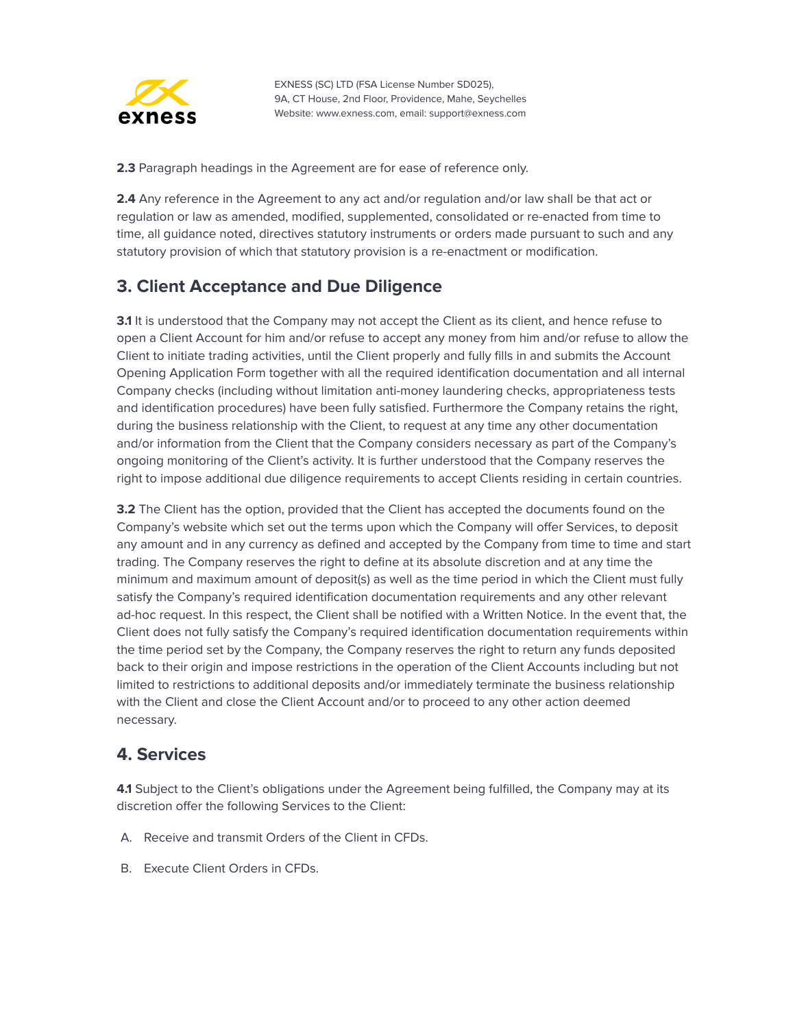**2.3** Paragraph headings in the Agreement are for ease of reference only.

**2.4** Any reference in the Agreement to any act and/or regulation and/or law shall be that act or regulation or law as amended, modified, supplemented, consolidated or re-enacted from time to time, all guidance noted, directives statutory instruments or orders made pursuant to such and any statutory provision of which that statutory provision is a re-enactment or modification.

## 3. Client Acceptance and Due Diligence

**3.1** It is understood that the Company may not accept the Client as its client, and hence refuse to open a Client Account for him and/or refuse to accept any money from him and/or refuse to allow the Client to initiate trading activities, until the Client properly and fully fills in and submits the Account Opening Application Form together with all the required identification documentation and all internal Company checks (including without limitation anti-money laundering checks, appropriateness tests and identification procedures) have been fully satisfied. Furthermore the Company retains the right, during the business relationship with the Client, to request at any time any other documentation and/or information from the Client that the Company considers necessary as part of the Company's ongoing monitoring of the Client's activity. It is further understood that the Company reserves the right to impose additional due diligence requirements to accept Clients residing in certain countries.

**3.2** The Client has the option, provided that the Client has accepted the documents found on the Company's website which set out the terms upon which the Company will offer Services, to deposit any amount and in any currency as defined and accepted by the Company from time to time and start trading. The Company reserves the right to define at its absolute discretion and at any time the minimum and maximum amount of deposit(s) as well as the time period in which the Client must fully satisfy the Company's required identification documentation requirements and any other relevant ad-hoc request. In this respect, the Client shall be notified with a Written Notice. In the event that, the Client does not fully satisfy the Company's required identification documentation requirements within the time period set by the Company, the Company reserves the right to return any funds deposited back to their origin and impose restrictions in the operation of the Client Accounts including but not limited to restrictions to additional deposits and/or immediately terminate the business relationship with the Client and close the Client Account and/or to proceed to any other action deemed necessary.

## 4. Services

**4.1** Subject to the Client's obligations under the Agreement being fulfilled, the Company may at its discretion offer the following Services to the Client:

A. Receive and transmit Orders of the Client in CFDs.

B. Execute Client Orders in CFDs.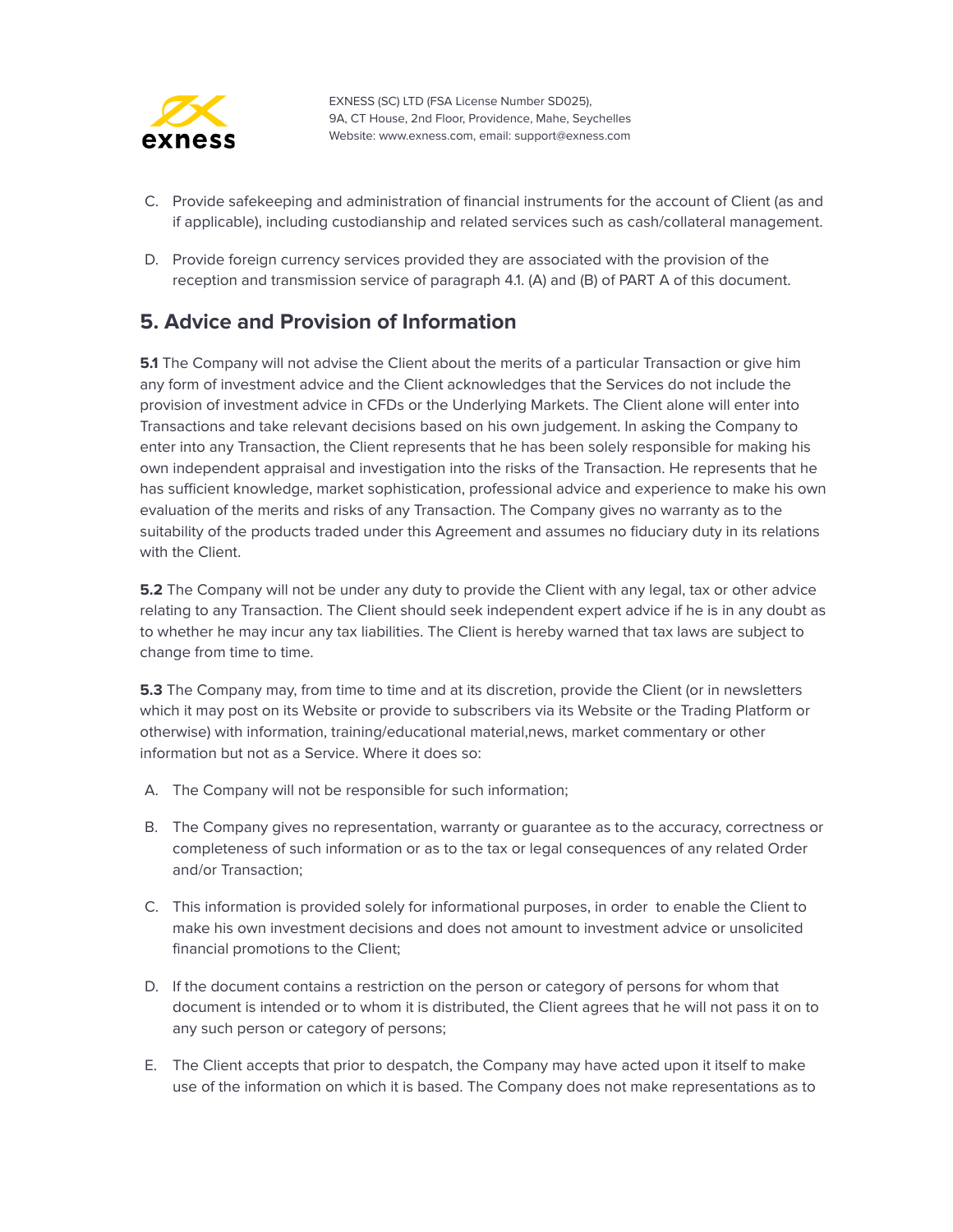C. Provide safekeeping and administration of financial instruments for the account of Client (as and if applicable), including custodianship and related services such as cash/collateral management.

D. Provide foreign currency services provided they are associated with the provision of the reception and transmission service of paragraph 4.1. (A) and (B) of PART A of this document.

## 5. Advice and Provision of Information

**5.1** The Company will not advise the Client about the merits of a particular Transaction or give him any form of investment advice and the Client acknowledges that the Services do not include the provision of investment advice in CFDs or the Underlying Markets. The Client alone will enter into Transactions and take relevant decisions based on his own judgement. In asking the Company to enter into any Transaction, the Client represents that he has been solely responsible for making his own independent appraisal and investigation into the risks of the Transaction. He represents that he has sufficient knowledge, market sophistication, professional advice and experience to make his own evaluation of the merits and risks of any Transaction. The Company gives no warranty as to the suitability of the products traded under this Agreement and assumes no fiduciary duty in its relations with the Client.

**5.2** The Company will not be under any duty to provide the Client with any legal, tax or other advice relating to any Transaction. The Client should seek independent expert advice if he is in any doubt as to whether he may incur any tax liabilities. The Client is hereby warned that tax laws are subject to change from time to time.

**5.3** The Company may, from time to time and at its discretion, provide the Client (or in newsletters which it may post on its Website or provide to subscribers via its Website or the Trading Platform or otherwise) with information, training/educational material,news, market commentary or other information but not as a Service. Where it does so:

A. The Company will not be responsible for such information;

B. The Company gives no representation, warranty or guarantee as to the accuracy, correctness or completeness of such information or as to the tax or legal consequences of any related Order and/or Transaction;

C. This information is provided solely for informational purposes, in order to enable the Client to make his own investment decisions and does not amount to investment advice or unsolicited financial promotions to the Client;

D. If the document contains a restriction on the person or category of persons for whom that document is intended or to whom it is distributed, the Client agrees that he will not pass it on to any such person or category of persons;

E. The Client accepts that prior to despatch, the Company may have acted upon it itself to make use of the information on which it is based. The Company does not make representations as to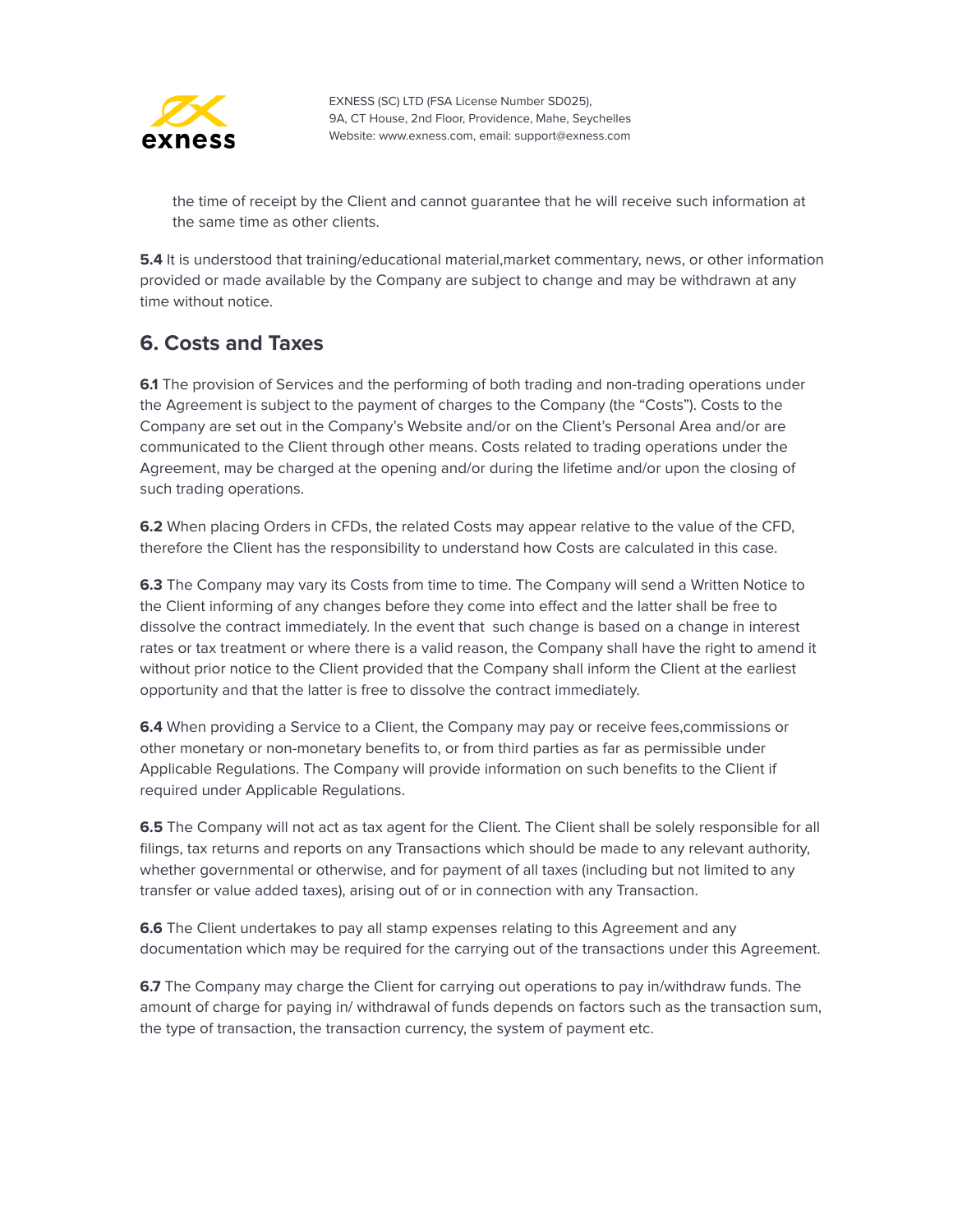the time of receipt by the Client and cannot guarantee that he will receive such information at the same time as other clients.

**5.4** It is understood that training/educational material,market commentary, news, or other information provided or made available by the Company are subject to change and may be withdrawn at any time without notice.

## 6. Costs and Taxes

**6.1** The provision of Services and the performing of both trading and non-trading operations under the Agreement is subject to the payment of charges to the Company (the "Costs"). Costs to the Company are set out in the Company's Website and/or on the Client's Personal Area and/or are communicated to the Client through other means. Costs related to trading operations under the Agreement, may be charged at the opening and/or during the lifetime and/or upon the closing of such trading operations.

**6.2** When placing Orders in CFDs, the related Costs may appear relative to the value of the CFD, therefore the Client has the responsibility to understand how Costs are calculated in this case.

**6.3** The Company may vary its Costs from time to time. The Company will send a Written Notice to the Client informing of any changes before they come into effect and the latter shall be free to dissolve the contract immediately. In the event that such change is based on a change in interest rates or tax treatment or where there is a valid reason, the Company shall have the right to amend it without prior notice to the Client provided that the Company shall inform the Client at the earliest opportunity and that the latter is free to dissolve the contract immediately.

**6.4** When providing a Service to a Client, the Company may pay or receive fees,commissions or other monetary or non-monetary benefits to, or from third parties as far as permissible under Applicable Regulations. The Company will provide information on such benefits to the Client if required under Applicable Regulations.

**6.5** The Company will not act as tax agent for the Client. The Client shall be solely responsible for all filings, tax returns and reports on any Transactions which should be made to any relevant authority, whether governmental or otherwise, and for payment of all taxes (including but not limited to any transfer or value added taxes), arising out of or in connection with any Transaction.

**6.6** The Client undertakes to pay all stamp expenses relating to this Agreement and any documentation which may be required for the carrying out of the transactions under this Agreement.

**6.7** The Company may charge the Client for carrying out operations to pay in/withdraw funds. The amount of charge for paying in/ withdrawal of funds depends on factors such as the transaction sum, the type of transaction, the transaction currency, the system of payment etc.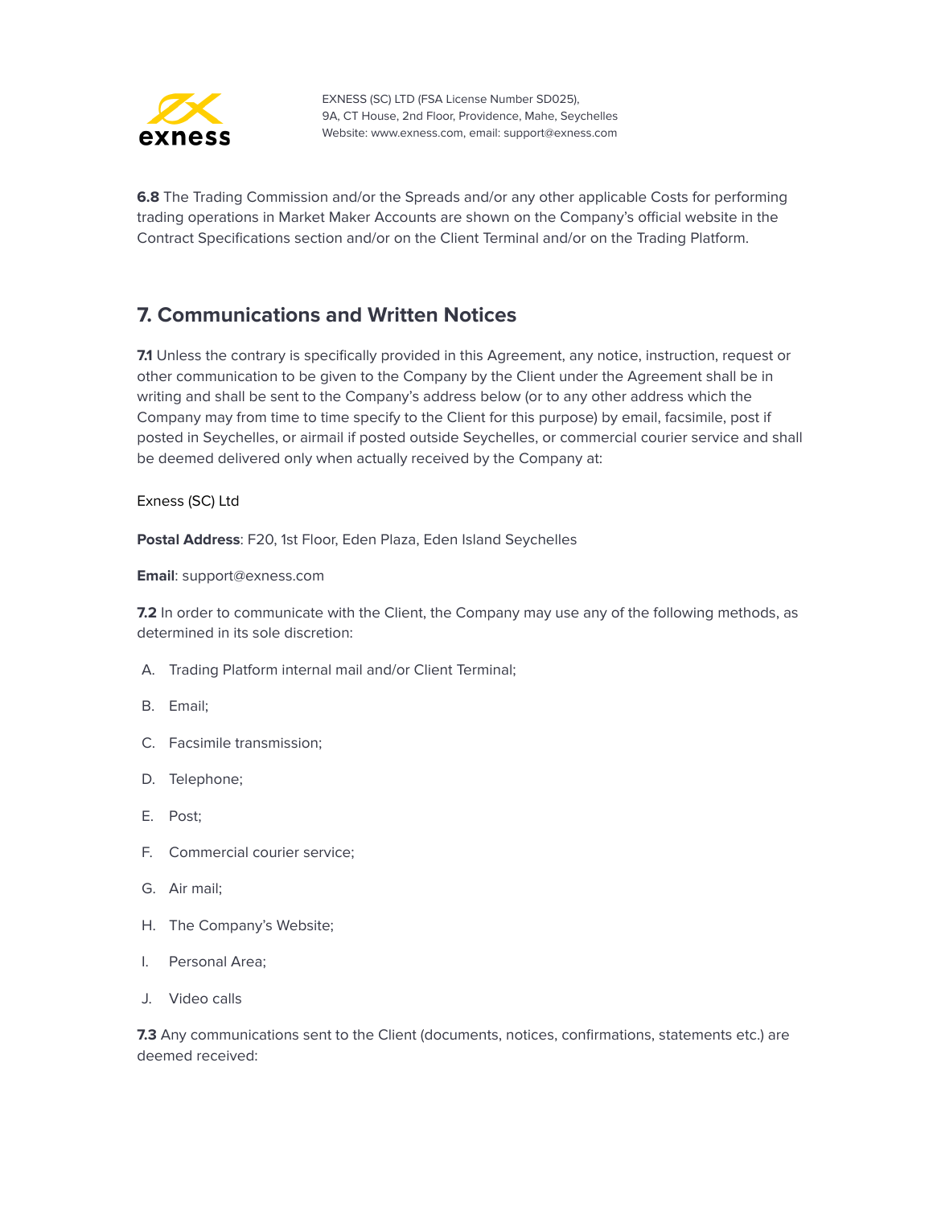**6.8** The Trading Commission and/or the Spreads and/or any other applicable Costs for performing trading operations in Market Maker Accounts are shown on the Company's official website in the Contract Specifications section and/or on the Client Terminal and/or on the Trading Platform.

## 7. Communications and Written Notices

**7.1** Unless the contrary is specifically provided in this Agreement, any notice, instruction, request or other communication to be given to the Company by the Client under the Agreement shall be in writing and shall be sent to the Company's address below (or to any other address which the Company may from time to time specify to the Client for this purpose) by email, facsimile, post if posted in Seychelles, or airmail if posted outside Seychelles, or commercial courier service and shall be deemed delivered only when actually received by the Company at:

Exness (SC) Ltd

**Postal Address**: F20, 1st Floor, Eden Plaza, Eden Island Seychelles

**Email**: support@exness.com

**7.2** In order to communicate with the Client, the Company may use any of the following methods, as determined in its sole discretion:

A. Trading Platform internal mail and/or Client Terminal;

B. Email;

C. Facsimile transmission;

D. Telephone;

E. Post;

F. Commercial courier service;

G. Air mail;

H. The Company's Website;

I. Personal Area;

J. Video calls

**7.3** Any communications sent to the Client (documents, notices, confirmations, statements etc.) are deemed received: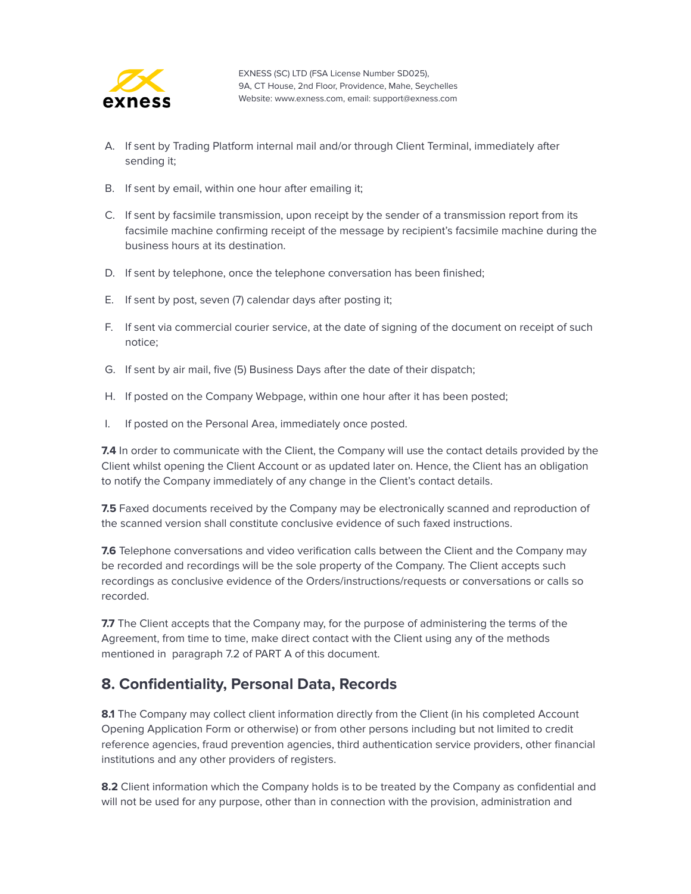A. If sent by Trading Platform internal mail and/or through Client Terminal, immediately after sending it;

B. If sent by email, within one hour after emailing it;

C. If sent by facsimile transmission, upon receipt by the sender of a transmission report from its facsimile machine confirming receipt of the message by recipient's facsimile machine during the business hours at its destination.

D. If sent by telephone, once the telephone conversation has been finished;

E. If sent by post, seven (7) calendar days after posting it;

F. If sent via commercial courier service, at the date of signing of the document on receipt of such notice;

G. If sent by air mail, five (5) Business Days after the date of their dispatch;

H. If posted on the Company Webpage, within one hour after it has been posted;

I. If posted on the Personal Area, immediately once posted.

**7.4** In order to communicate with the Client, the Company will use the contact details provided by the Client whilst opening the Client Account or as updated later on. Hence, the Client has an obligation to notify the Company immediately of any change in the Client's contact details.

**7.5** Faxed documents received by the Company may be electronically scanned and reproduction of the scanned version shall constitute conclusive evidence of such faxed instructions.

**7.6** Telephone conversations and video verification calls between the Client and the Company may be recorded and recordings will be the sole property of the Company. The Client accepts such recordings as conclusive evidence of the Orders/instructions/requests or conversations or calls so recorded.

**7.7** The Client accepts that the Company may, for the purpose of administering the terms of the Agreement, from time to time, make direct contact with the Client using any of the methods mentioned in paragraph 7.2 of PART A of this document.

## 8. Confidentiality, Personal Data, Records

**8.1** The Company may collect client information directly from the Client (in his completed Account Opening Application Form or otherwise) or from other persons including but not limited to credit reference agencies, fraud prevention agencies, third authentication service providers, other financial institutions and any other providers of registers.

**8.2** Client information which the Company holds is to be treated by the Company as confidential and will not be used for any purpose, other than in connection with the provision, administration and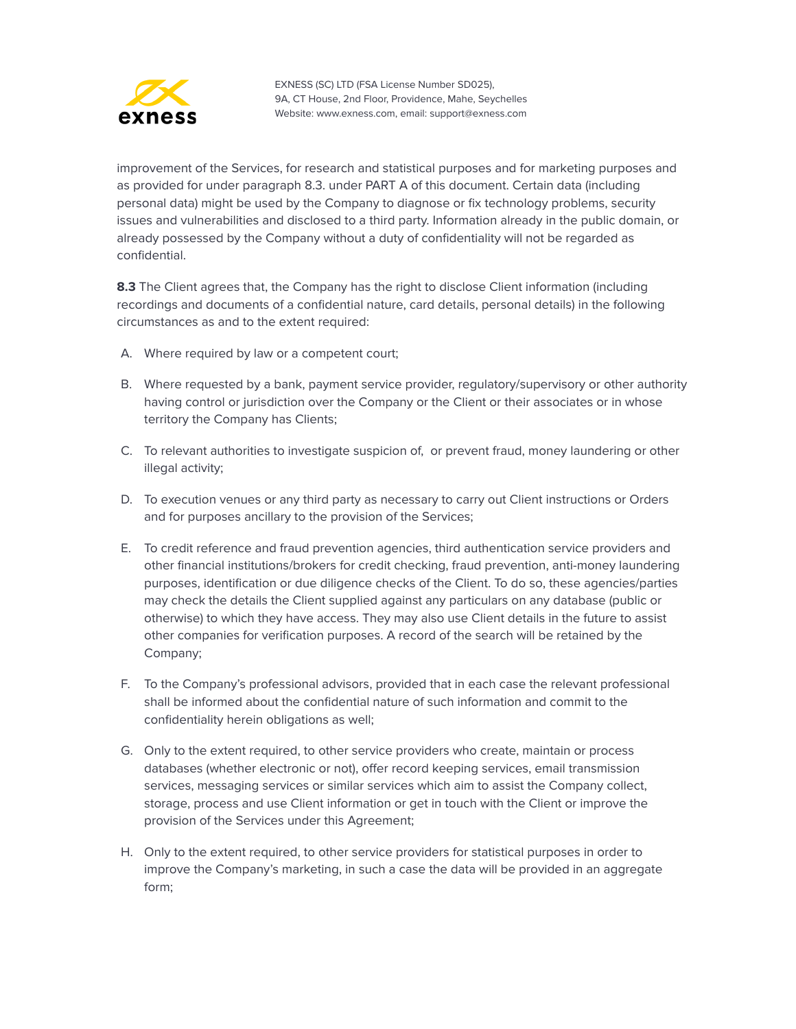improvement of the Services, for research and statistical purposes and for marketing purposes and as provided for under paragraph 8.3. under PART A of this document. Certain data (including personal data) might be used by the Company to diagnose or fix technology problems, security issues and vulnerabilities and disclosed to a third party. Information already in the public domain, or already possessed by the Company without a duty of confidentiality will not be regarded as confidential.

**8.3** The Client agrees that, the Company has the right to disclose Client information (including recordings and documents of a confidential nature, card details, personal details) in the following circumstances as and to the extent required:

A. Where required by law or a competent court;

B. Where requested by a bank, payment service provider, regulatory/supervisory or other authority having control or jurisdiction over the Company or the Client or their associates or in whose territory the Company has Clients;

C. To relevant authorities to investigate suspicion of, or prevent fraud, money laundering or other illegal activity;

D. To execution venues or any third party as necessary to carry out Client instructions or Orders and for purposes ancillary to the provision of the Services;

E. To credit reference and fraud prevention agencies, third authentication service providers and other financial institutions/brokers for credit checking, fraud prevention, anti-money laundering purposes, identification or due diligence checks of the Client. To do so, these agencies/parties may check the details the Client supplied against any particulars on any database (public or otherwise) to which they have access. They may also use Client details in the future to assist other companies for verification purposes. A record of the search will be retained by the Company;

F. To the Company's professional advisors, provided that in each case the relevant professional shall be informed about the confidential nature of such information and commit to the confidentiality herein obligations as well;

G. Only to the extent required, to other service providers who create, maintain or process databases (whether electronic or not), offer record keeping services, email transmission services, messaging services or similar services which aim to assist the Company collect, storage, process and use Client information or get in touch with the Client or improve the provision of the Services under this Agreement;

H. Only to the extent required, to other service providers for statistical purposes in order to improve the Company's marketing, in such a case the data will be provided in an aggregate form;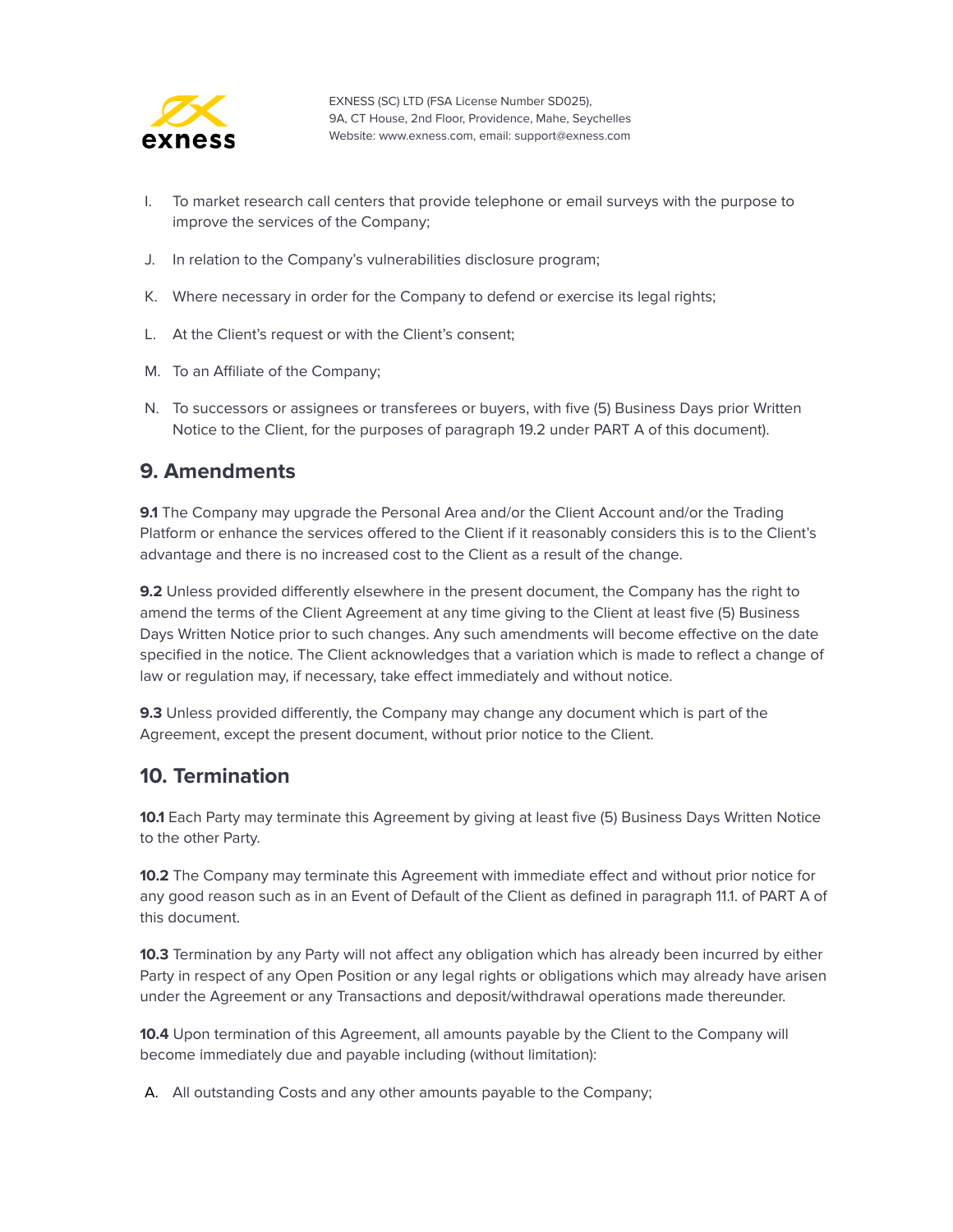I. To market research call centers that provide telephone or email surveys with the purpose to improve the services of the Company;

J. In relation to the Company's vulnerabilities disclosure program;

K. Where necessary in order for the Company to defend or exercise its legal rights;

L. At the Client's request or with the Client's consent;

M. To an Affiliate of the Company;

N. To successors or assignees or transferees or buyers, with five (5) Business Days prior Written Notice to the Client, for the purposes of paragraph 19.2 under PART A of this document).

## 9. Amendments

**9.1** The Company may upgrade the Personal Area and/or the Client Account and/or the Trading Platform or enhance the services offered to the Client if it reasonably considers this is to the Client's advantage and there is no increased cost to the Client as a result of the change.

**9.2** Unless provided differently elsewhere in the present document, the Company has the right to amend the terms of the Client Agreement at any time giving to the Client at least five (5) Business Days Written Notice prior to such changes. Any such amendments will become effective on the date specified in the notice. The Client acknowledges that a variation which is made to reflect a change of law or regulation may, if necessary, take effect immediately and without notice.

**9.3** Unless provided differently, the Company may change any document which is part of the Agreement, except the present document, without prior notice to the Client.

## 10. Termination

**10.1** Each Party may terminate this Agreement by giving at least five (5) Business Days Written Notice to the other Party.

**10.2** The Company may terminate this Agreement with immediate effect and without prior notice for any good reason such as in an Event of Default of the Client as defined in paragraph 11.1. of PART A of this document.

**10.3** Termination by any Party will not affect any obligation which has already been incurred by either Party in respect of any Open Position or any legal rights or obligations which may already have arisen under the Agreement or any Transactions and deposit/withdrawal operations made thereunder.

**10.4** Upon termination of this Agreement, all amounts payable by the Client to the Company will become immediately due and payable including (without limitation):

A. All outstanding Costs and any other amounts payable to the Company;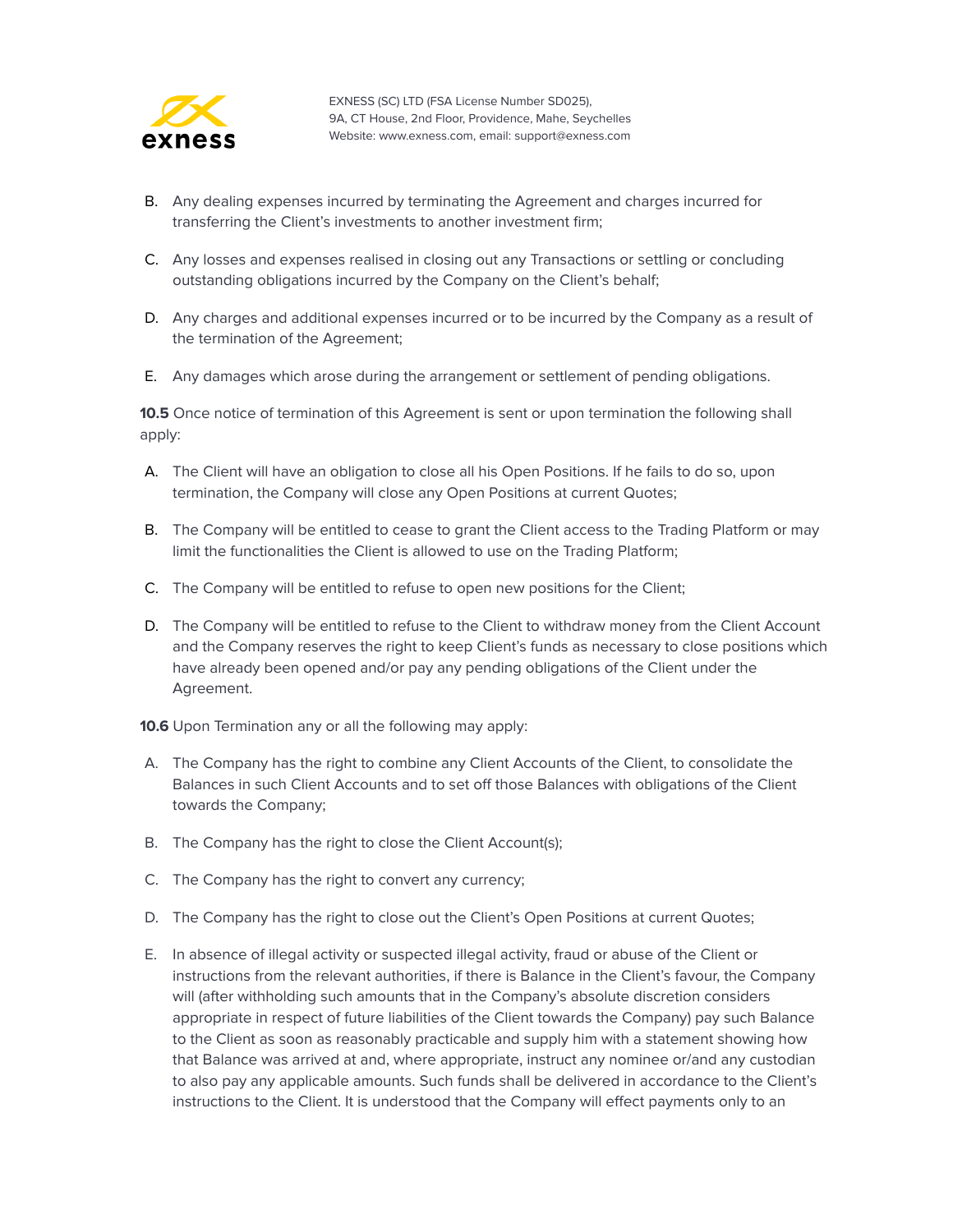B. Any dealing expenses incurred by terminating the Agreement and charges incurred for transferring the Client's investments to another investment firm;

C. Any losses and expenses realised in closing out any Transactions or settling or concluding outstanding obligations incurred by the Company on the Client's behalf;

D. Any charges and additional expenses incurred or to be incurred by the Company as a result of the termination of the Agreement;

E. Any damages which arose during the arrangement or settlement of pending obligations.

**10.5** Once notice of termination of this Agreement is sent or upon termination the following shall apply:

A. The Client will have an obligation to close all his Open Positions. If he fails to do so, upon termination, the Company will close any Open Positions at current Quotes;

B. The Company will be entitled to cease to grant the Client access to the Trading Platform or may limit the functionalities the Client is allowed to use on the Trading Platform;

C. The Company will be entitled to refuse to open new positions for the Client;

D. The Company will be entitled to refuse to the Client to withdraw money from the Client Account and the Company reserves the right to keep Client's funds as necessary to close positions which have already been opened and/or pay any pending obligations of the Client under the Agreement.

**10.6** Upon Termination any or all the following may apply:

A. The Company has the right to combine any Client Accounts of the Client, to consolidate the Balances in such Client Accounts and to set off those Balances with obligations of the Client towards the Company;

B. The Company has the right to close the Client Account(s);

C. The Company has the right to convert any currency;

D. The Company has the right to close out the Client's Open Positions at current Quotes;

E. In absence of illegal activity or suspected illegal activity, fraud or abuse of the Client or instructions from the relevant authorities, if there is Balance in the Client's favour, the Company will (after withholding such amounts that in the Company's absolute discretion considers appropriate in respect of future liabilities of the Client towards the Company) pay such Balance to the Client as soon as reasonably practicable and supply him with a statement showing how that Balance was arrived at and, where appropriate, instruct any nominee or/and any custodian to also pay any applicable amounts. Such funds shall be delivered in accordance to the Client's instructions to the Client. It is understood that the Company will effect payments only to an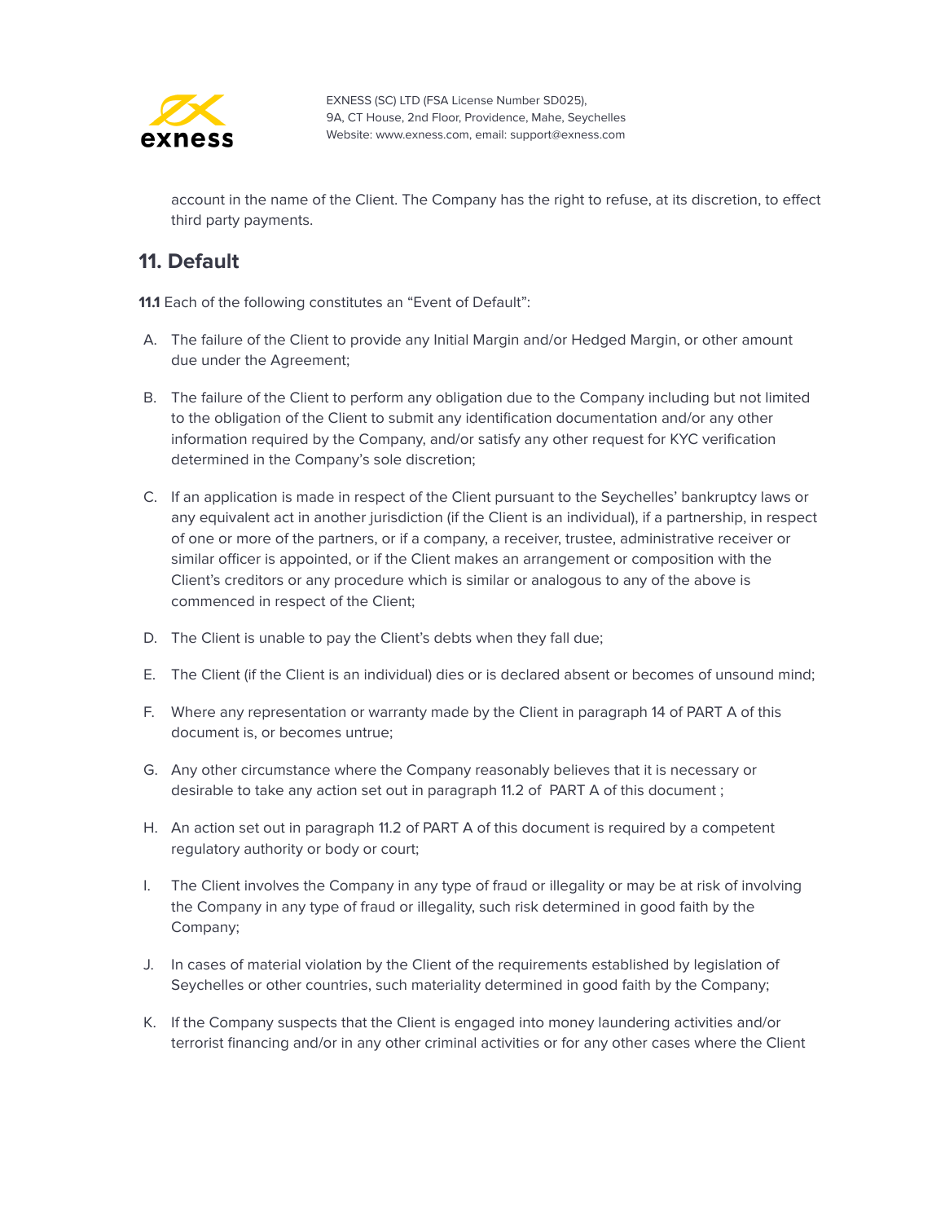account in the name of the Client. The Company has the right to refuse, at its discretion, to effect third party payments.

## 11. Default

**11.1** Each of the following constitutes an "Event of Default":

A. The failure of the Client to provide any Initial Margin and/or Hedged Margin, or other amount due under the Agreement;

B. The failure of the Client to perform any obligation due to the Company including but not limited to the obligation of the Client to submit any identification documentation and/or any other information required by the Company, and/or satisfy any other request for KYC verification determined in the Company's sole discretion;

C. If an application is made in respect of the Client pursuant to the Seychelles' bankruptcy laws or any equivalent act in another jurisdiction (if the Client is an individual), if a partnership, in respect of one or more of the partners, or if a company, a receiver, trustee, administrative receiver or similar officer is appointed, or if the Client makes an arrangement or composition with the Client's creditors or any procedure which is similar or analogous to any of the above is commenced in respect of the Client;

D. The Client is unable to pay the Client's debts when they fall due;

E. The Client (if the Client is an individual) dies or is declared absent or becomes of unsound mind;

F. Where any representation or warranty made by the Client in paragraph 14 of PART A of this document is, or becomes untrue;

G. Any other circumstance where the Company reasonably believes that it is necessary or desirable to take any action set out in paragraph 11.2 of PART A of this document ;

H. An action set out in paragraph 11.2 of PART A of this document is required by a competent regulatory authority or body or court;

I. The Client involves the Company in any type of fraud or illegality or may be at risk of involving the Company in any type of fraud or illegality, such risk determined in good faith by the Company;

J. In cases of material violation by the Client of the requirements established by legislation of Seychelles or other countries, such materiality determined in good faith by the Company;

K. If the Company suspects that the Client is engaged into money laundering activities and/or terrorist financing and/or in any other criminal activities or for any other cases where the Client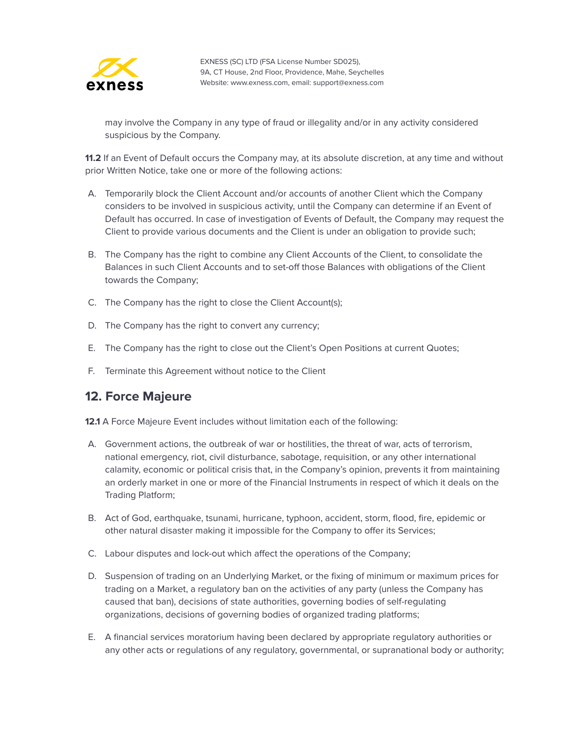may involve the Company in any type of fraud or illegality and/or in any activity considered suspicious by the Company.

**11.2** If an Event of Default occurs the Company may, at its absolute discretion, at any time and without prior Written Notice, take one or more of the following actions:

A. Temporarily block the Client Account and/or accounts of another Client which the Company considers to be involved in suspicious activity, until the Company can determine if an Event of Default has occurred. In case of investigation of Events of Default, the Company may request the Client to provide various documents and the Client is under an obligation to provide such;

B. The Company has the right to combine any Client Accounts of the Client, to consolidate the Balances in such Client Accounts and to set-off those Balances with obligations of the Client towards the Company;

C. The Company has the right to close the Client Account(s);

D. The Company has the right to convert any currency;

E. The Company has the right to close out the Client's Open Positions at current Quotes;

F. Terminate this Agreement without notice to the Client

## 12. Force Majeure

**12.1** A Force Majeure Event includes without limitation each of the following:

A. Government actions, the outbreak of war or hostilities, the threat of war, acts of terrorism, national emergency, riot, civil disturbance, sabotage, requisition, or any other international calamity, economic or political crisis that, in the Company's opinion, prevents it from maintaining an orderly market in one or more of the Financial Instruments in respect of which it deals on the Trading Platform;

B. Act of God, earthquake, tsunami, hurricane, typhoon, accident, storm, flood, fire, epidemic or other natural disaster making it impossible for the Company to offer its Services;

C. Labour disputes and lock-out which affect the operations of the Company;

D. Suspension of trading on an Underlying Market, or the fixing of minimum or maximum prices for trading on a Market, a regulatory ban on the activities of any party (unless the Company has caused that ban), decisions of state authorities, governing bodies of self-regulating organizations, decisions of governing bodies of organized trading platforms;

E. A financial services moratorium having been declared by appropriate regulatory authorities or any other acts or regulations of any regulatory, governmental, or supranational body or authority;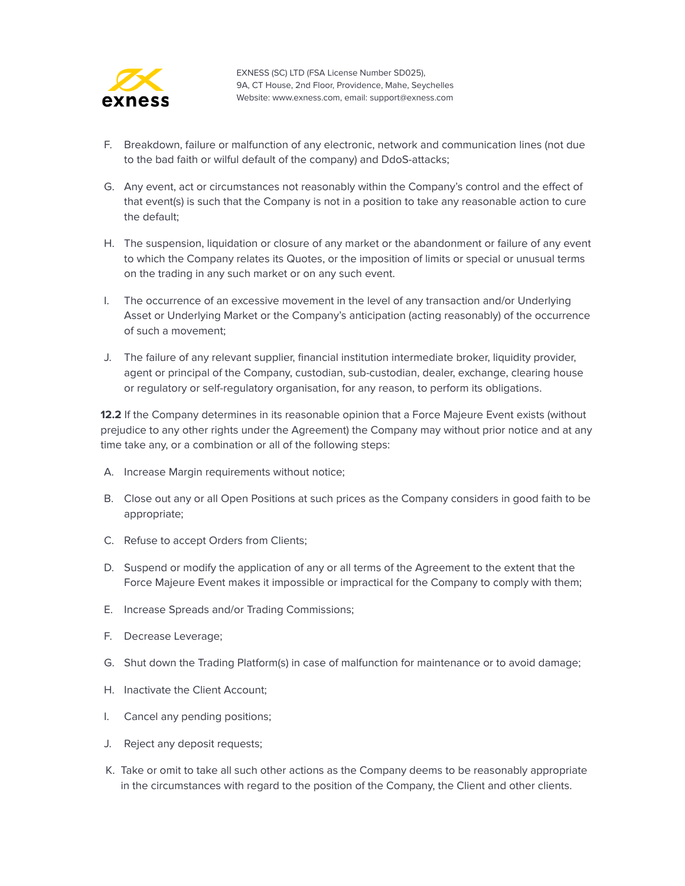F. Breakdown, failure or malfunction of any electronic, network and communication lines (not due to the bad faith or wilful default of the company) and DdoS-attacks;

G. Any event, act or circumstances not reasonably within the Company's control and the effect of that event(s) is such that the Company is not in a position to take any reasonable action to cure the default;

H. The suspension, liquidation or closure of any market or the abandonment or failure of any event to which the Company relates its Quotes, or the imposition of limits or special or unusual terms on the trading in any such market or on any such event.

I. The occurrence of an excessive movement in the level of any transaction and/or Underlying Asset or Underlying Market or the Company's anticipation (acting reasonably) of the occurrence of such a movement;

J. The failure of any relevant supplier, financial institution intermediate broker, liquidity provider, agent or principal of the Company, custodian, sub-custodian, dealer, exchange, clearing house or regulatory or self-regulatory organisation, for any reason, to perform its obligations.

**12.2** If the Company determines in its reasonable opinion that a Force Majeure Event exists (without prejudice to any other rights under the Agreement) the Company may without prior notice and at any time take any, or a combination or all of the following steps:

A. Increase Margin requirements without notice;

B. Close out any or all Open Positions at such prices as the Company considers in good faith to be appropriate;

C. Refuse to accept Orders from Clients;

D. Suspend or modify the application of any or all terms of the Agreement to the extent that the Force Majeure Event makes it impossible or impractical for the Company to comply with them;

E. Increase Spreads and/or Trading Commissions;

F. Decrease Leverage;

G. Shut down the Trading Platform(s) in case of malfunction for maintenance or to avoid damage;

H. Inactivate the Client Account;

I. Cancel any pending positions;

J. Reject any deposit requests;

K. Take or omit to take all such other actions as the Company deems to be reasonably appropriate in the circumstances with regard to the position of the Company, the Client and other clients.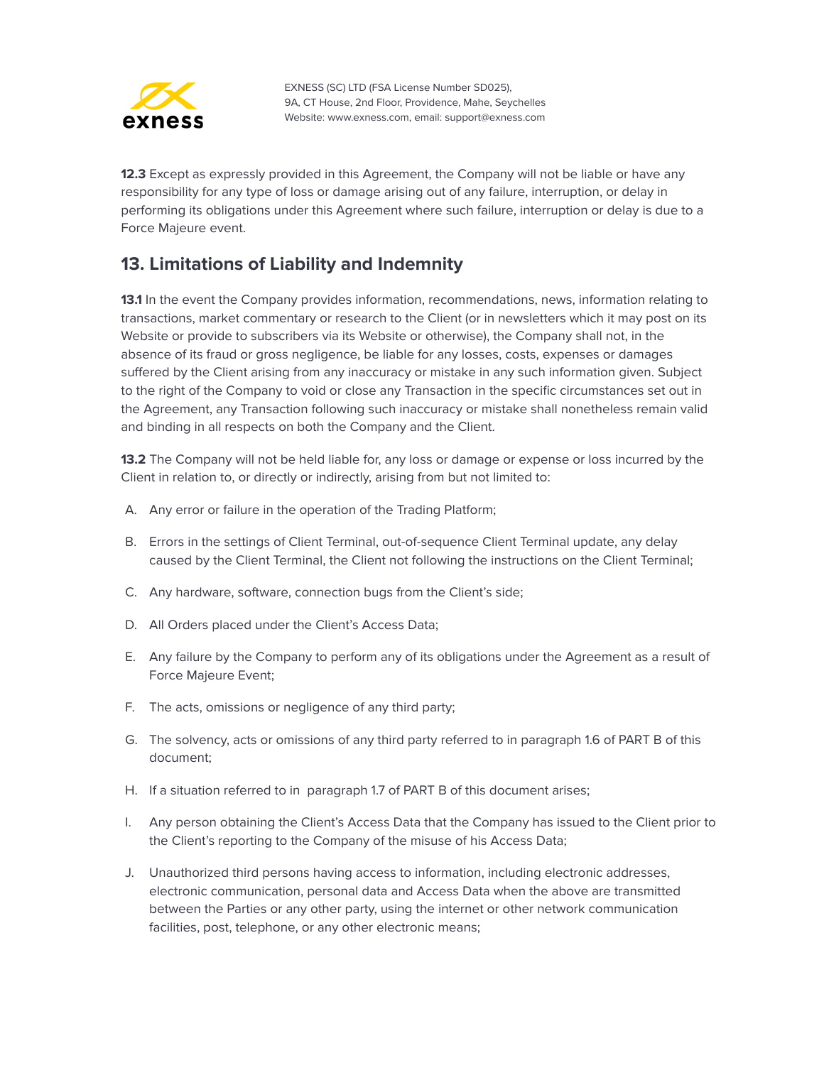**12.3** Except as expressly provided in this Agreement, the Company will not be liable or have any responsibility for any type of loss or damage arising out of any failure, interruption, or delay in performing its obligations under this Agreement where such failure, interruption or delay is due to a Force Majeure event.

## 13. Limitations of Liability and Indemnity

**13.1** In the event the Company provides information, recommendations, news, information relating to transactions, market commentary or research to the Client (or in newsletters which it may post on its Website or provide to subscribers via its Website or otherwise), the Company shall not, in the absence of its fraud or gross negligence, be liable for any losses, costs, expenses or damages suffered by the Client arising from any inaccuracy or mistake in any such information given. Subject to the right of the Company to void or close any Transaction in the specific circumstances set out in the Agreement, any Transaction following such inaccuracy or mistake shall nonetheless remain valid and binding in all respects on both the Company and the Client.

**13.2** The Company will not be held liable for, any loss or damage or expense or loss incurred by the Client in relation to, or directly or indirectly, arising from but not limited to:

A. Any error or failure in the operation of the Trading Platform;

B. Errors in the settings of Client Terminal, out-of-sequence Client Terminal update, any delay caused by the Client Terminal, the Client not following the instructions on the Client Terminal;

C. Any hardware, software, connection bugs from the Client's side;

D. All Orders placed under the Client's Access Data;

E. Any failure by the Company to perform any of its obligations under the Agreement as a result of Force Majeure Event;

F. The acts, omissions or negligence of any third party;

G. The solvency, acts or omissions of any third party referred to in paragraph 1.6 of PART B of this document;

H. If a situation referred to in paragraph 1.7 of PART B of this document arises;

I. Any person obtaining the Client's Access Data that the Company has issued to the Client prior to the Client's reporting to the Company of the misuse of his Access Data;

J. Unauthorized third persons having access to information, including electronic addresses, electronic communication, personal data and Access Data when the above are transmitted between the Parties or any other party, using the internet or other network communication facilities, post, telephone, or any other electronic means;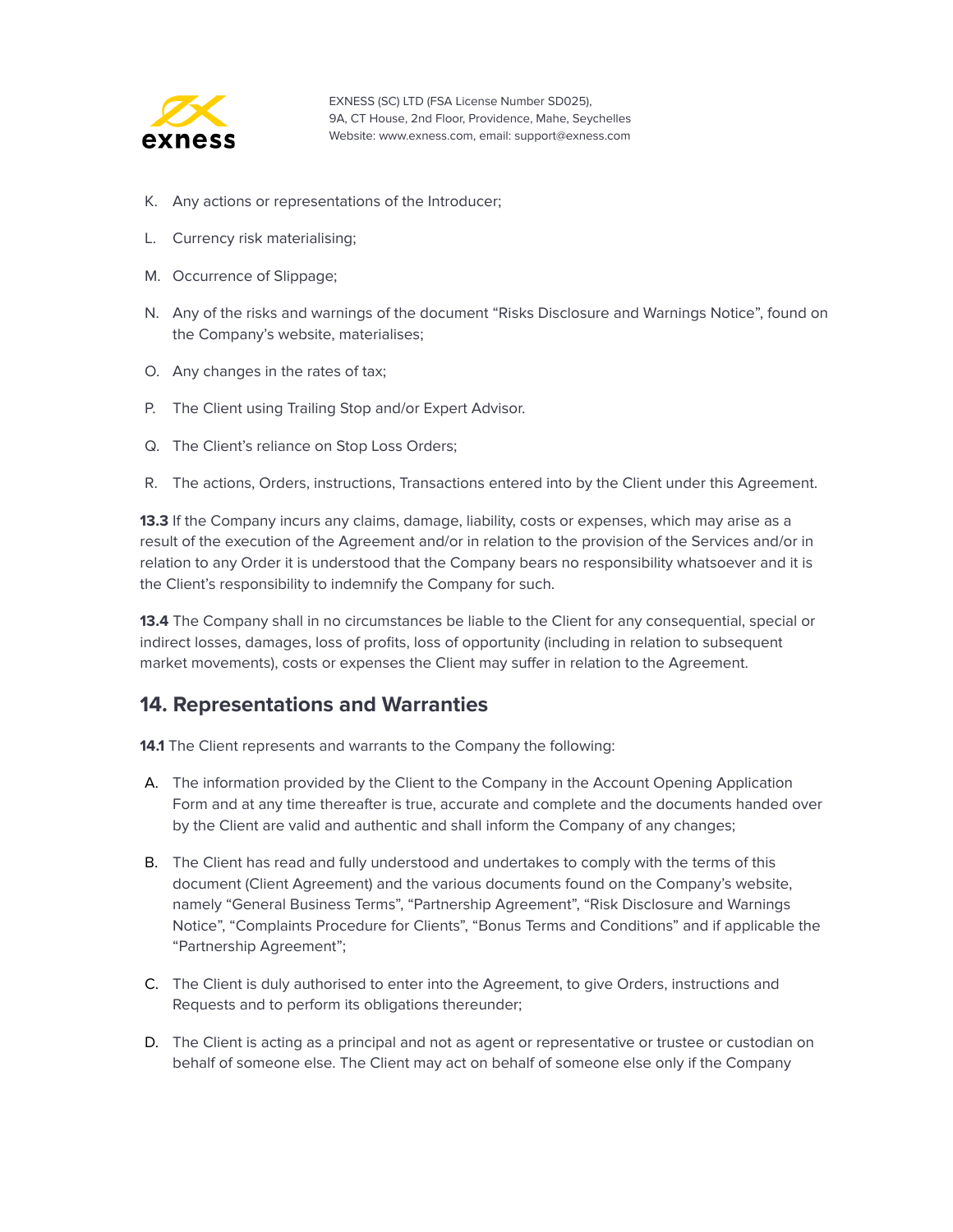K. Any actions or representations of the Introducer;

L. Currency risk materialising;

M. Occurrence of Slippage;

N. Any of the risks and warnings of the document “Risks Disclosure and Warnings Notice”, found on the Company’s website, materialises;

O. Any changes in the rates of tax;

P. The Client using Trailing Stop and/or Expert Advisor.

Q. The Client’s reliance on Stop Loss Orders;

R. The actions, Orders, instructions, Transactions entered into by the Client under this Agreement.

**13.3** If the Company incurs any claims, damage, liability, costs or expenses, which may arise as a result of the execution of the Agreement and/or in relation to the provision of the Services and/or in relation to any Order it is understood that the Company bears no responsibility whatsoever and it is the Client’s responsibility to indemnify the Company for such.

**13.4** The Company shall in no circumstances be liable to the Client for any consequential, special or indirect losses, damages, loss of profits, loss of opportunity (including in relation to subsequent market movements), costs or expenses the Client may suffer in relation to the Agreement.

## 14. Representations and Warranties

**14.1** The Client represents and warrants to the Company the following:

A. The information provided by the Client to the Company in the Account Opening Application Form and at any time thereafter is true, accurate and complete and the documents handed over by the Client are valid and authentic and shall inform the Company of any changes;

B. The Client has read and fully understood and undertakes to comply with the terms of this document (Client Agreement) and the various documents found on the Company’s website, namely “General Business Terms”, “Partnership Agreement”, “Risk Disclosure and Warnings Notice”, “Complaints Procedure for Clients”, “Bonus Terms and Conditions” and if applicable the “Partnership Agreement”;

C. The Client is duly authorised to enter into the Agreement, to give Orders, instructions and Requests and to perform its obligations thereunder;

D. The Client is acting as a principal and not as agent or representative or trustee or custodian on behalf of someone else. The Client may act on behalf of someone else only if the Company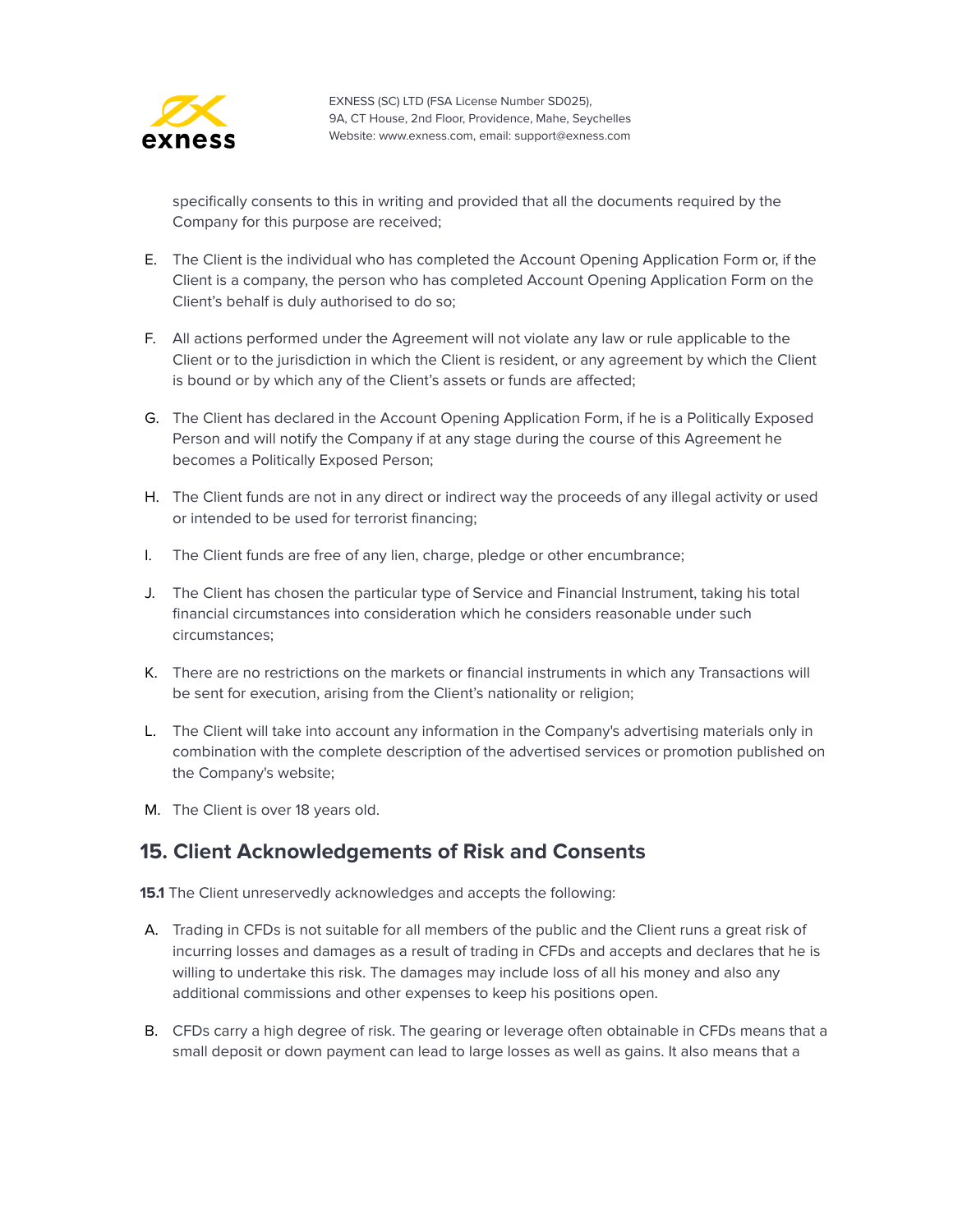specifically consents to this in writing and provided that all the documents required by the Company for this purpose are received;

E. The Client is the individual who has completed the Account Opening Application Form or, if the Client is a company, the person who has completed Account Opening Application Form on the Client's behalf is duly authorised to do so;

F. All actions performed under the Agreement will not violate any law or rule applicable to the Client or to the jurisdiction in which the Client is resident, or any agreement by which the Client is bound or by which any of the Client's assets or funds are affected;

G. The Client has declared in the Account Opening Application Form, if he is a Politically Exposed Person and will notify the Company if at any stage during the course of this Agreement he becomes a Politically Exposed Person;

H. The Client funds are not in any direct or indirect way the proceeds of any illegal activity or used or intended to be used for terrorist financing;

I. The Client funds are free of any lien, charge, pledge or other encumbrance;

J. The Client has chosen the particular type of Service and Financial Instrument, taking his total financial circumstances into consideration which he considers reasonable under such circumstances;

K. There are no restrictions on the markets or financial instruments in which any Transactions will be sent for execution, arising from the Client's nationality or religion;

L. The Client will take into account any information in the Company's advertising materials only in combination with the complete description of the advertised services or promotion published on the Company's website;

M. The Client is over 18 years old.

## 15. Client Acknowledgements of Risk and Consents

**15.1** The Client unreservedly acknowledges and accepts the following:

A. Trading in CFDs is not suitable for all members of the public and the Client runs a great risk of incurring losses and damages as a result of trading in CFDs and accepts and declares that he is willing to undertake this risk. The damages may include loss of all his money and also any additional commissions and other expenses to keep his positions open.

B. CFDs carry a high degree of risk. The gearing or leverage often obtainable in CFDs means that a small deposit or down payment can lead to large losses as well as gains. It also means that a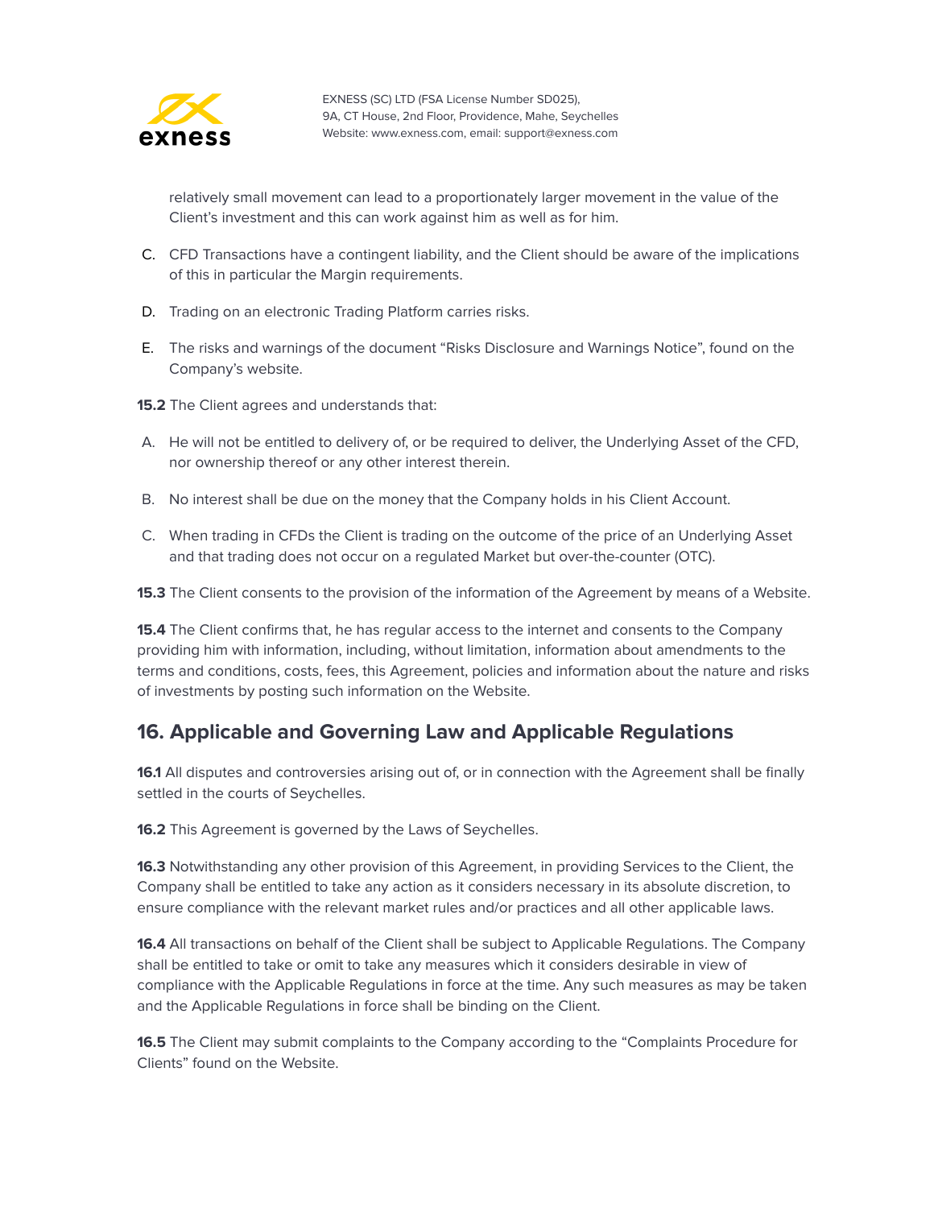relatively small movement can lead to a proportionately larger movement in the value of the Client's investment and this can work against him as well as for him.

C. CFD Transactions have a contingent liability, and the Client should be aware of the implications of this in particular the Margin requirements.

D. Trading on an electronic Trading Platform carries risks.

E. The risks and warnings of the document "Risks Disclosure and Warnings Notice", found on the Company's website.

**15.2** The Client agrees and understands that:

A. He will not be entitled to delivery of, or be required to deliver, the Underlying Asset of the CFD, nor ownership thereof or any other interest therein.

B. No interest shall be due on the money that the Company holds in his Client Account.

C. When trading in CFDs the Client is trading on the outcome of the price of an Underlying Asset and that trading does not occur on a regulated Market but over-the-counter (OTC).

**15.3** The Client consents to the provision of the information of the Agreement by means of a Website.

**15.4** The Client confirms that, he has regular access to the internet and consents to the Company providing him with information, including, without limitation, information about amendments to the terms and conditions, costs, fees, this Agreement, policies and information about the nature and risks of investments by posting such information on the Website.

## 16. Applicable and Governing Law and Applicable Regulations

**16.1** All disputes and controversies arising out of, or in connection with the Agreement shall be finally settled in the courts of Seychelles.

**16.2** This Agreement is governed by the Laws of Seychelles.

**16.3** Notwithstanding any other provision of this Agreement, in providing Services to the Client, the Company shall be entitled to take any action as it considers necessary in its absolute discretion, to ensure compliance with the relevant market rules and/or practices and all other applicable laws.

**16.4** All transactions on behalf of the Client shall be subject to Applicable Regulations. The Company shall be entitled to take or omit to take any measures which it considers desirable in view of compliance with the Applicable Regulations in force at the time. Any such measures as may be taken and the Applicable Regulations in force shall be binding on the Client.

**16.5** The Client may submit complaints to the Company according to the "Complaints Procedure for Clients" found on the Website.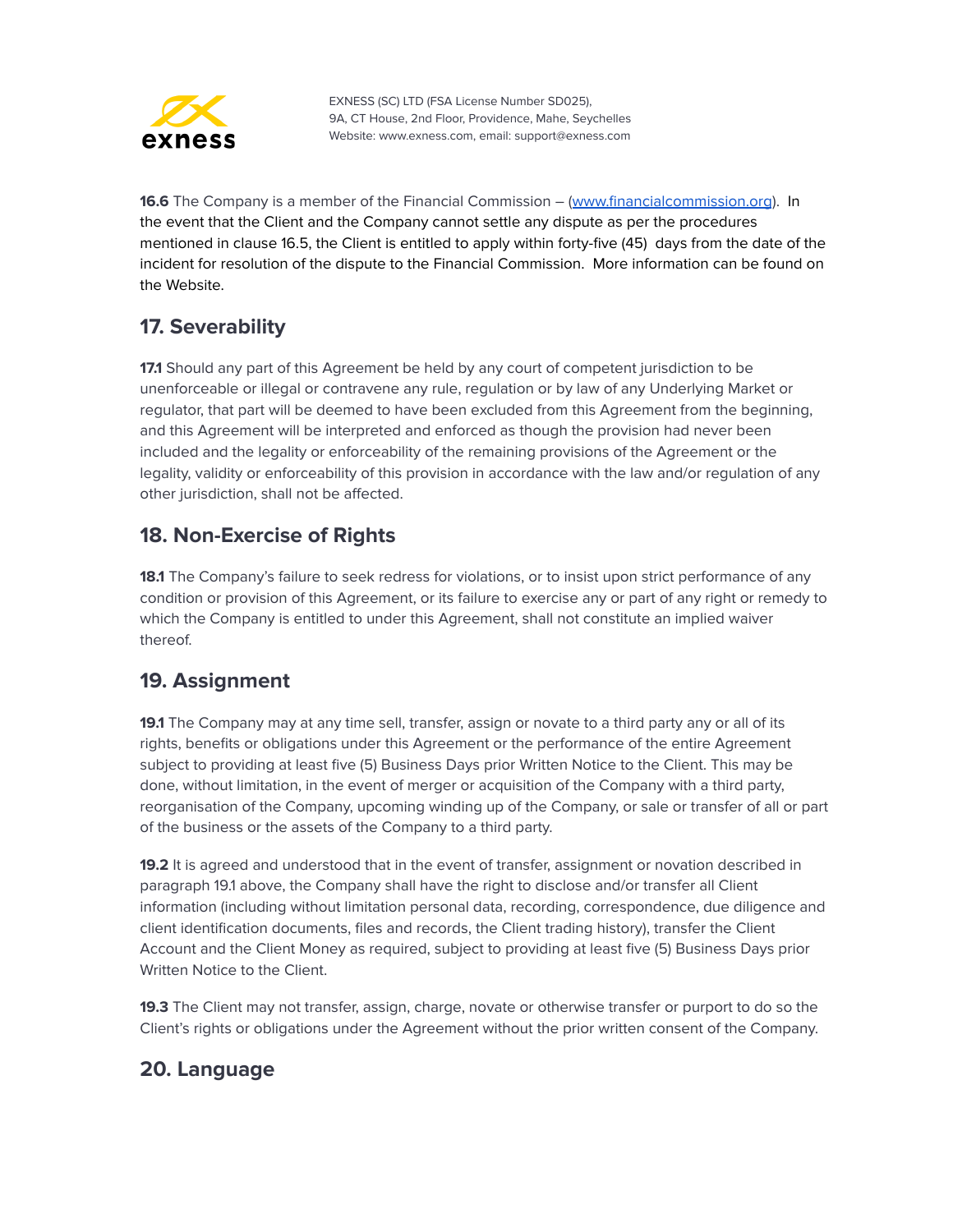**16.6** The Company is a member of the Financial Commission – ([www.financialcommission.org](http://www.financialcommission.org)). In the event that the Client and the Company cannot settle any dispute as per the procedures mentioned in clause 16.5, the Client is entitled to apply within forty-five (45) days from the date of the incident for resolution of the dispute to the Financial Commission. More information can be found on the Website.

## 17. Severability

**17.1** Should any part of this Agreement be held by any court of competent jurisdiction to be unenforceable or illegal or contravene any rule, regulation or by law of any Underlying Market or regulator, that part will be deemed to have been excluded from this Agreement from the beginning, and this Agreement will be interpreted and enforced as though the provision had never been included and the legality or enforceability of the remaining provisions of the Agreement or the legality, validity or enforceability of this provision in accordance with the law and/or regulation of any other jurisdiction, shall not be affected.

## 18. Non-Exercise of Rights

**18.1** The Company's failure to seek redress for violations, or to insist upon strict performance of any condition or provision of this Agreement, or its failure to exercise any or part of any right or remedy to which the Company is entitled to under this Agreement, shall not constitute an implied waiver thereof.

## 19. Assignment

**19.1** The Company may at any time sell, transfer, assign or novate to a third party any or all of its rights, benefits or obligations under this Agreement or the performance of the entire Agreement subject to providing at least five (5) Business Days prior Written Notice to the Client. This may be done, without limitation, in the event of merger or acquisition of the Company with a third party, reorganisation of the Company, upcoming winding up of the Company, or sale or transfer of all or part of the business or the assets of the Company to a third party.

**19.2** It is agreed and understood that in the event of transfer, assignment or novation described in paragraph 19.1 above, the Company shall have the right to disclose and/or transfer all Client information (including without limitation personal data, recording, correspondence, due diligence and client identification documents, files and records, the Client trading history), transfer the Client Account and the Client Money as required, subject to providing at least five (5) Business Days prior Written Notice to the Client.

**19.3** The Client may not transfer, assign, charge, novate or otherwise transfer or purport to do so the Client's rights or obligations under the Agreement without the prior written consent of the Company.

## 20. Language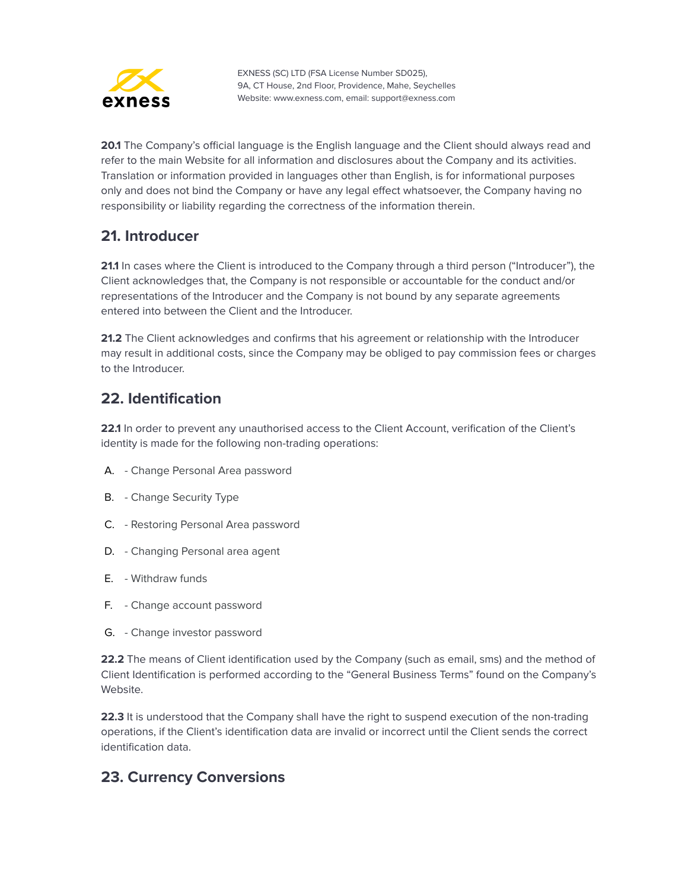**20.1** The Company's official language is the English language and the Client should always read and refer to the main Website for all information and disclosures about the Company and its activities. Translation or information provided in languages other than English, is for informational purposes only and does not bind the Company or have any legal effect whatsoever, the Company having no responsibility or liability regarding the correctness of the information therein.

## 21. Introducer

**21.1** In cases where the Client is introduced to the Company through a third person ("Introducer"), the Client acknowledges that, the Company is not responsible or accountable for the conduct and/or representations of the Introducer and the Company is not bound by any separate agreements entered into between the Client and the Introducer.

**21.2** The Client acknowledges and confirms that his agreement or relationship with the Introducer may result in additional costs, since the Company may be obliged to pay commission fees or charges to the Introducer.

## 22. Identification

**22.1** In order to prevent any unauthorised access to the Client Account, verification of the Client's identity is made for the following non-trading operations:

A. - Change Personal Area password

B. - Change Security Type

C. - Restoring Personal Area password

D. - Changing Personal area agent

E. - Withdraw funds

F. - Change account password

G. - Change investor password

**22.2** The means of Client identification used by the Company (such as email, sms) and the method of Client Identification is performed according to the "General Business Terms" found on the Company's Website.

**22.3** It is understood that the Company shall have the right to suspend execution of the non-trading operations, if the Client's identification data are invalid or incorrect until the Client sends the correct identification data.

## 23. Currency Conversions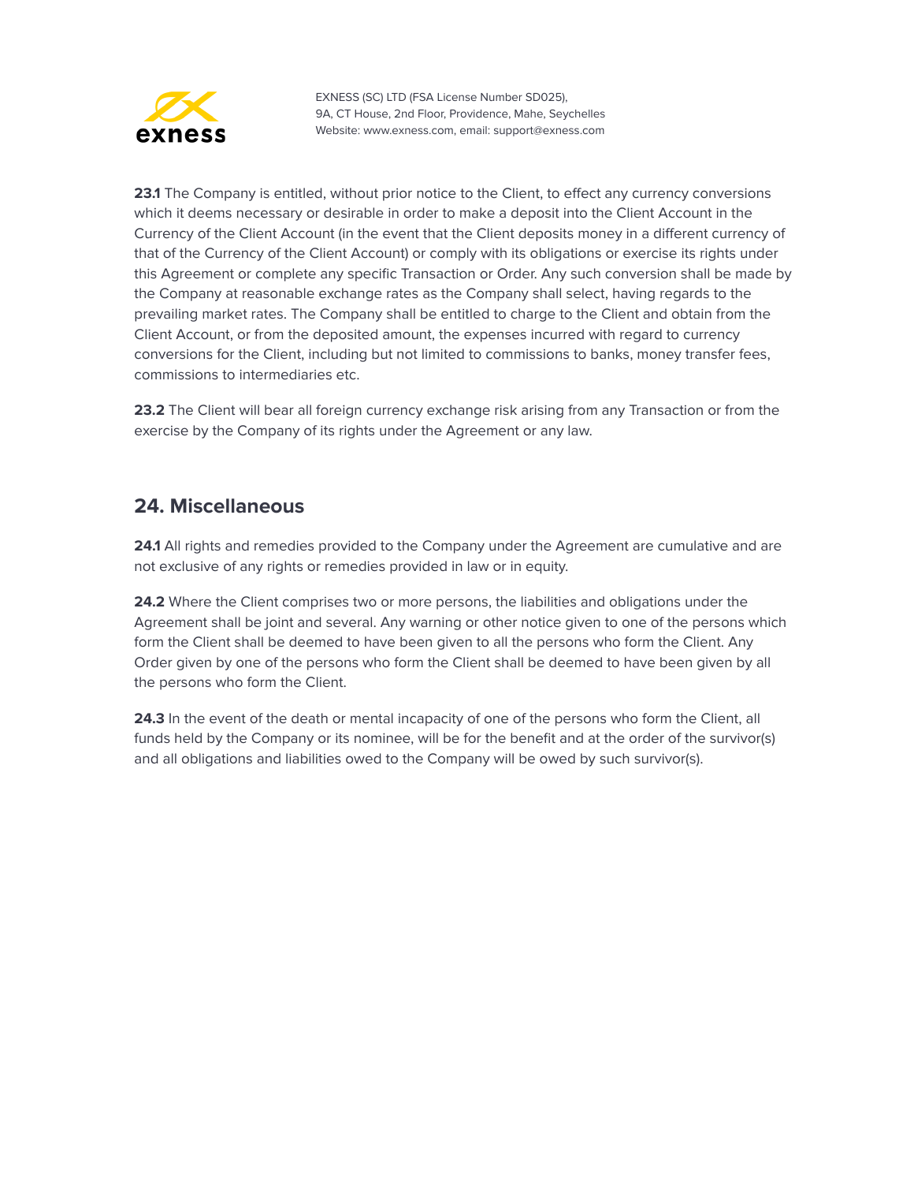**23.1** The Company is entitled, without prior notice to the Client, to effect any currency conversions which it deems necessary or desirable in order to make a deposit into the Client Account in the Currency of the Client Account (in the event that the Client deposits money in a different currency of that of the Currency of the Client Account) or comply with its obligations or exercise its rights under this Agreement or complete any specific Transaction or Order. Any such conversion shall be made by the Company at reasonable exchange rates as the Company shall select, having regards to the prevailing market rates. The Company shall be entitled to charge to the Client and obtain from the Client Account, or from the deposited amount, the expenses incurred with regard to currency conversions for the Client, including but not limited to commissions to banks, money transfer fees, commissions to intermediaries etc.

**23.2** The Client will bear all foreign currency exchange risk arising from any Transaction or from the exercise by the Company of its rights under the Agreement or any law.

## 24. Miscellaneous

**24.1** All rights and remedies provided to the Company under the Agreement are cumulative and are not exclusive of any rights or remedies provided in law or in equity.

**24.2** Where the Client comprises two or more persons, the liabilities and obligations under the Agreement shall be joint and several. Any warning or other notice given to one of the persons which form the Client shall be deemed to have been given to all the persons who form the Client. Any Order given by one of the persons who form the Client shall be deemed to have been given by all the persons who form the Client.

**24.3** In the event of the death or mental incapacity of one of the persons who form the Client, all funds held by the Company or its nominee, will be for the benefit and at the order of the survivor(s) and all obligations and liabilities owed to the Company will be owed by such survivor(s).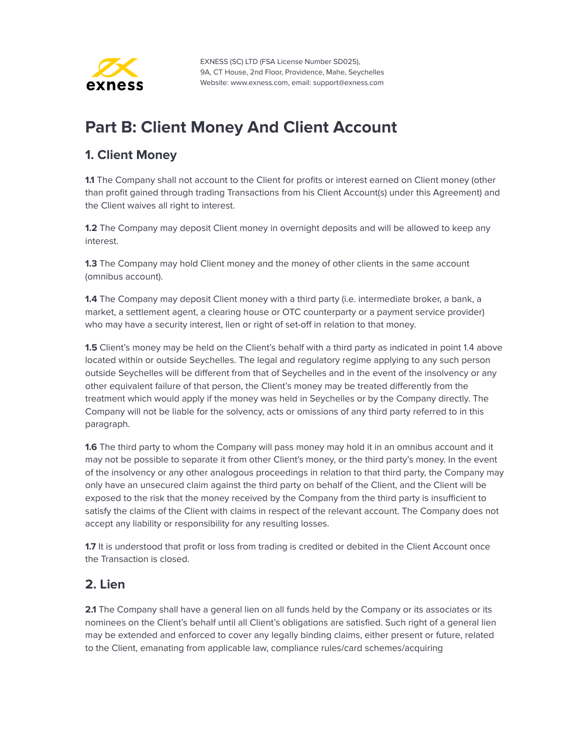# Part B: Client Money And Client Account

## 1. Client Money

**1.1** The Company shall not account to the Client for profits or interest earned on Client money (other than profit gained through trading Transactions from his Client Account(s) under this Agreement) and the Client waives all right to interest.

**1.2** The Company may deposit Client money in overnight deposits and will be allowed to keep any interest.

**1.3** The Company may hold Client money and the money of other clients in the same account (omnibus account).

**1.4** The Company may deposit Client money with a third party (i.e. intermediate broker, a bank, a market, a settlement agent, a clearing house or OTC counterparty or a payment service provider) who may have a security interest, lien or right of set-off in relation to that money.

**1.5** Client's money may be held on the Client's behalf with a third party as indicated in point 1.4 above located within or outside Seychelles. The legal and regulatory regime applying to any such person outside Seychelles will be different from that of Seychelles and in the event of the insolvency or any other equivalent failure of that person, the Client's money may be treated differently from the treatment which would apply if the money was held in Seychelles or by the Company directly. The Company will not be liable for the solvency, acts or omissions of any third party referred to in this paragraph.

**1.6** The third party to whom the Company will pass money may hold it in an omnibus account and it may not be possible to separate it from other Client's money, or the third party's money. In the event of the insolvency or any other analogous proceedings in relation to that third party, the Company may only have an unsecured claim against the third party on behalf of the Client, and the Client will be exposed to the risk that the money received by the Company from the third party is insufficient to satisfy the claims of the Client with claims in respect of the relevant account. The Company does not accept any liability or responsibility for any resulting losses.

**1.7** It is understood that profit or loss from trading is credited or debited in the Client Account once the Transaction is closed.

## 2. Lien

**2.1** The Company shall have a general lien on all funds held by the Company or its associates or its nominees on the Client's behalf until all Client's obligations are satisfied. Such right of a general lien may be extended and enforced to cover any legally binding claims, either present or future, related to the Client, emanating from applicable law, compliance rules/card schemes/acquiring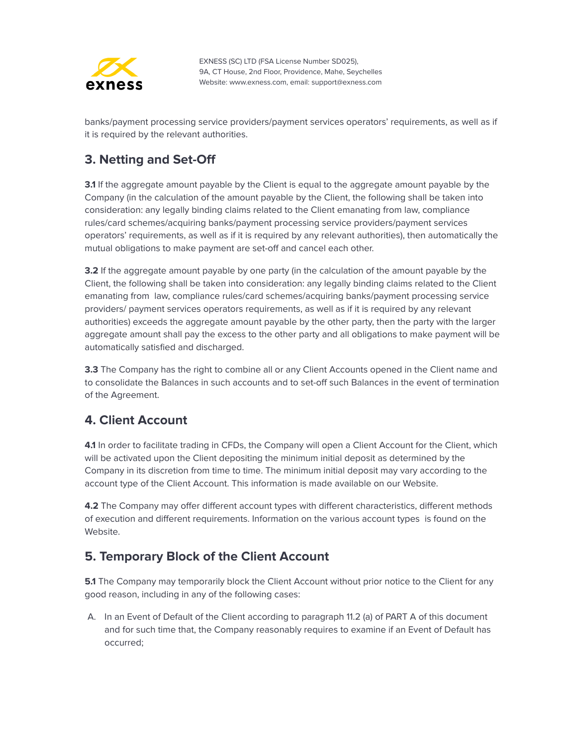banks/payment processing service providers/payment services operators' requirements, as well as if it is required by the relevant authorities.

## 3. Netting and Set-Off

**3.1** If the aggregate amount payable by the Client is equal to the aggregate amount payable by the Company (in the calculation of the amount payable by the Client, the following shall be taken into consideration: any legally binding claims related to the Client emanating from law, compliance rules/card schemes/acquiring banks/payment processing service providers/payment services operators' requirements, as well as if it is required by any relevant authorities), then automatically the mutual obligations to make payment are set-off and cancel each other.

**3.2** If the aggregate amount payable by one party (in the calculation of the amount payable by the Client, the following shall be taken into consideration: any legally binding claims related to the Client emanating from law, compliance rules/card schemes/acquiring banks/payment processing service providers/ payment services operators requirements, as well as if it is required by any relevant authorities) exceeds the aggregate amount payable by the other party, then the party with the larger aggregate amount shall pay the excess to the other party and all obligations to make payment will be automatically satisfied and discharged.

**3.3** The Company has the right to combine all or any Client Accounts opened in the Client name and to consolidate the Balances in such accounts and to set-off such Balances in the event of termination of the Agreement.

## 4. Client Account

**4.1** In order to facilitate trading in CFDs, the Company will open a Client Account for the Client, which will be activated upon the Client depositing the minimum initial deposit as determined by the Company in its discretion from time to time. The minimum initial deposit may vary according to the account type of the Client Account. This information is made available on our Website.

**4.2** The Company may offer different account types with different characteristics, different methods of execution and different requirements. Information on the various account types is found on the Website.

## 5. Temporary Block of the Client Account

**5.1** The Company may temporarily block the Client Account without prior notice to the Client for any good reason, including in any of the following cases:

A. In an Event of Default of the Client according to paragraph 11.2 (a) of PART A of this document and for such time that, the Company reasonably requires to examine if an Event of Default has occurred;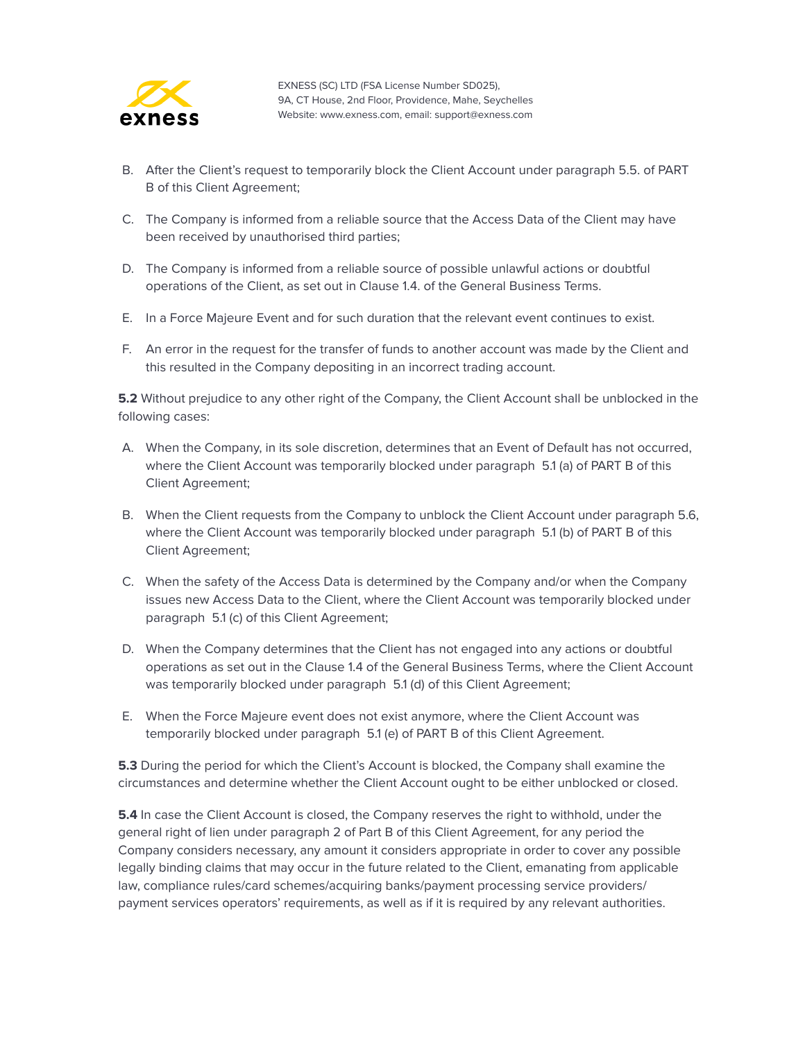B. After the Client's request to temporarily block the Client Account under paragraph 5.5. of PART B of this Client Agreement;

C. The Company is informed from a reliable source that the Access Data of the Client may have been received by unauthorised third parties;

D. The Company is informed from a reliable source of possible unlawful actions or doubtful operations of the Client, as set out in Clause 1.4. of the General Business Terms.

E. In a Force Majeure Event and for such duration that the relevant event continues to exist.

F. An error in the request for the transfer of funds to another account was made by the Client and this resulted in the Company depositing in an incorrect trading account.

**5.2** Without prejudice to any other right of the Company, the Client Account shall be unblocked in the following cases:

A. When the Company, in its sole discretion, determines that an Event of Default has not occurred, where the Client Account was temporarily blocked under paragraph 5.1 (a) of PART B of this Client Agreement;

B. When the Client requests from the Company to unblock the Client Account under paragraph 5.6, where the Client Account was temporarily blocked under paragraph 5.1 (b) of PART B of this Client Agreement;

C. When the safety of the Access Data is determined by the Company and/or when the Company issues new Access Data to the Client, where the Client Account was temporarily blocked under paragraph 5.1 (c) of this Client Agreement;

D. When the Company determines that the Client has not engaged into any actions or doubtful operations as set out in the Clause 1.4 of the General Business Terms, where the Client Account was temporarily blocked under paragraph 5.1 (d) of this Client Agreement;

E. When the Force Majeure event does not exist anymore, where the Client Account was temporarily blocked under paragraph 5.1 (e) of PART B of this Client Agreement.

**5.3** During the period for which the Client's Account is blocked, the Company shall examine the circumstances and determine whether the Client Account ought to be either unblocked or closed.

**5.4** In case the Client Account is closed, the Company reserves the right to withhold, under the general right of lien under paragraph 2 of Part B of this Client Agreement, for any period the Company considers necessary, any amount it considers appropriate in order to cover any possible legally binding claims that may occur in the future related to the Client, emanating from applicable law, compliance rules/card schemes/acquiring banks/payment processing service providers/ payment services operators' requirements, as well as if it is required by any relevant authorities.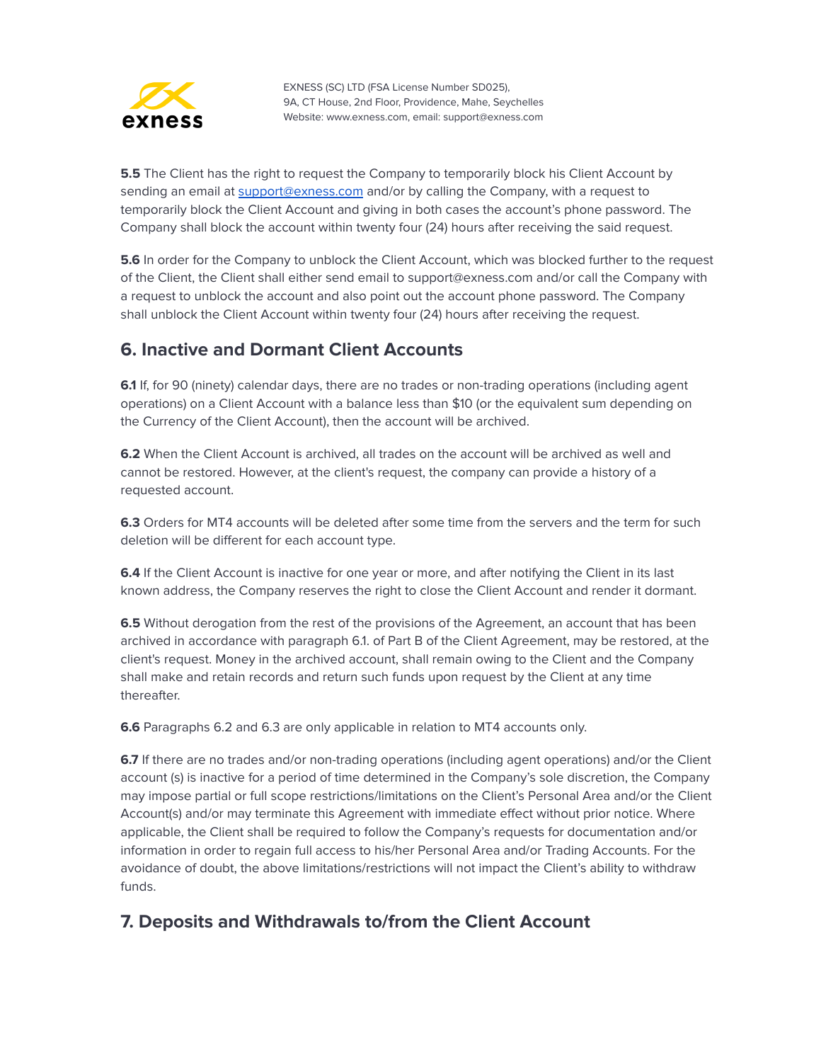**5.5** The Client has the right to request the Company to temporarily block his Client Account by sending an email at support@exness.com and/or by calling the Company, with a request to temporarily block the Client Account and giving in both cases the account's phone password. The Company shall block the account within twenty four (24) hours after receiving the said request.

**5.6** In order for the Company to unblock the Client Account, which was blocked further to the request of the Client, the Client shall either send email to support@exness.com and/or call the Company with a request to unblock the account and also point out the account phone password. The Company shall unblock the Client Account within twenty four (24) hours after receiving the request.

## 6. Inactive and Dormant Client Accounts

**6.1** If, for 90 (ninety) calendar days, there are no trades or non-trading operations (including agent operations) on a Client Account with a balance less than $10 (or the equivalent sum depending on the Currency of the Client Account), then the account will be archived.

**6.2** When the Client Account is archived, all trades on the account will be archived as well and cannot be restored. However, at the client's request, the company can provide a history of a requested account.

**6.3** Orders for MT4 accounts will be deleted after some time from the servers and the term for such deletion will be different for each account type.

**6.4** If the Client Account is inactive for one year or more, and after notifying the Client in its last known address, the Company reserves the right to close the Client Account and render it dormant.

**6.5** Without derogation from the rest of the provisions of the Agreement, an account that has been archived in accordance with paragraph 6.1. of Part B of the Client Agreement, may be restored, at the client's request. Money in the archived account, shall remain owing to the Client and the Company shall make and retain records and return such funds upon request by the Client at any time thereafter.

**6.6** Paragraphs 6.2 and 6.3 are only applicable in relation to MT4 accounts only.

**6.7** If there are no trades and/or non-trading operations (including agent operations) and/or the Client account (s) is inactive for a period of time determined in the Company's sole discretion, the Company may impose partial or full scope restrictions/limitations on the Client's Personal Area and/or the Client Account(s) and/or may terminate this Agreement with immediate effect without prior notice. Where applicable, the Client shall be required to follow the Company's requests for documentation and/or information in order to regain full access to his/her Personal Area and/or Trading Accounts. For the avoidance of doubt, the above limitations/restrictions will not impact the Client's ability to withdraw funds.

## 7. Deposits and Withdrawals to/from the Client Account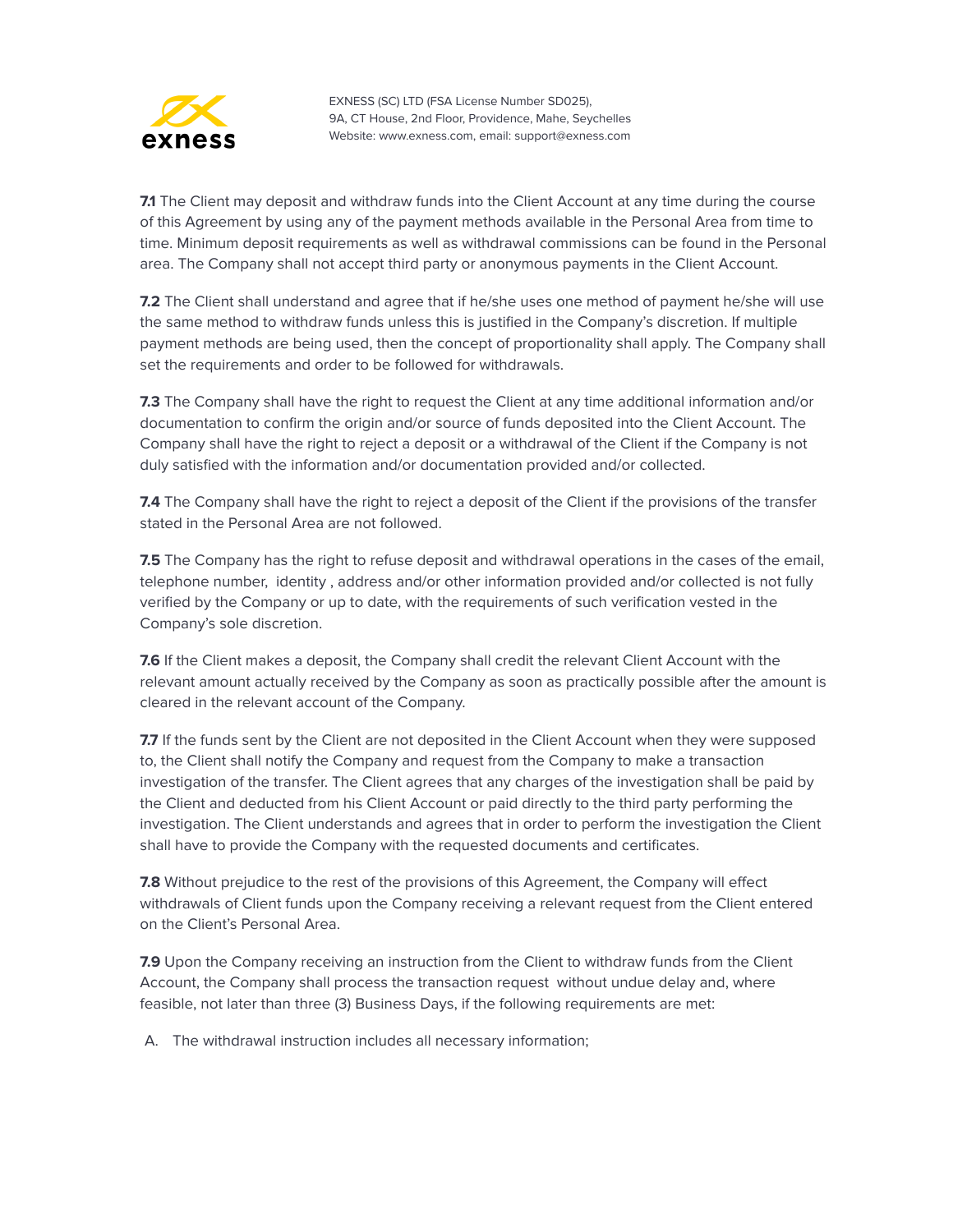**7.1** The Client may deposit and withdraw funds into the Client Account at any time during the course of this Agreement by using any of the payment methods available in the Personal Area from time to time. Minimum deposit requirements as well as withdrawal commissions can be found in the Personal area. The Company shall not accept third party or anonymous payments in the Client Account.

**7.2** The Client shall understand and agree that if he/she uses one method of payment he/she will use the same method to withdraw funds unless this is justified in the Company's discretion. If multiple payment methods are being used, then the concept of proportionality shall apply. The Company shall set the requirements and order to be followed for withdrawals.

**7.3** The Company shall have the right to request the Client at any time additional information and/or documentation to confirm the origin and/or source of funds deposited into the Client Account. The Company shall have the right to reject a deposit or a withdrawal of the Client if the Company is not duly satisfied with the information and/or documentation provided and/or collected.

**7.4** The Company shall have the right to reject a deposit of the Client if the provisions of the transfer stated in the Personal Area are not followed.

**7.5** The Company has the right to refuse deposit and withdrawal operations in the cases of the email, telephone number, identity , address and/or other information provided and/or collected is not fully verified by the Company or up to date, with the requirements of such verification vested in the Company's sole discretion.

**7.6** If the Client makes a deposit, the Company shall credit the relevant Client Account with the relevant amount actually received by the Company as soon as practically possible after the amount is cleared in the relevant account of the Company.

**7.7** If the funds sent by the Client are not deposited in the Client Account when they were supposed to, the Client shall notify the Company and request from the Company to make a transaction investigation of the transfer. The Client agrees that any charges of the investigation shall be paid by the Client and deducted from his Client Account or paid directly to the third party performing the investigation. The Client understands and agrees that in order to perform the investigation the Client shall have to provide the Company with the requested documents and certificates.

**7.8** Without prejudice to the rest of the provisions of this Agreement, the Company will effect withdrawals of Client funds upon the Company receiving a relevant request from the Client entered on the Client's Personal Area.

**7.9** Upon the Company receiving an instruction from the Client to withdraw funds from the Client Account, the Company shall process the transaction request without undue delay and, where feasible, not later than three (3) Business Days, if the following requirements are met:

A. The withdrawal instruction includes all necessary information;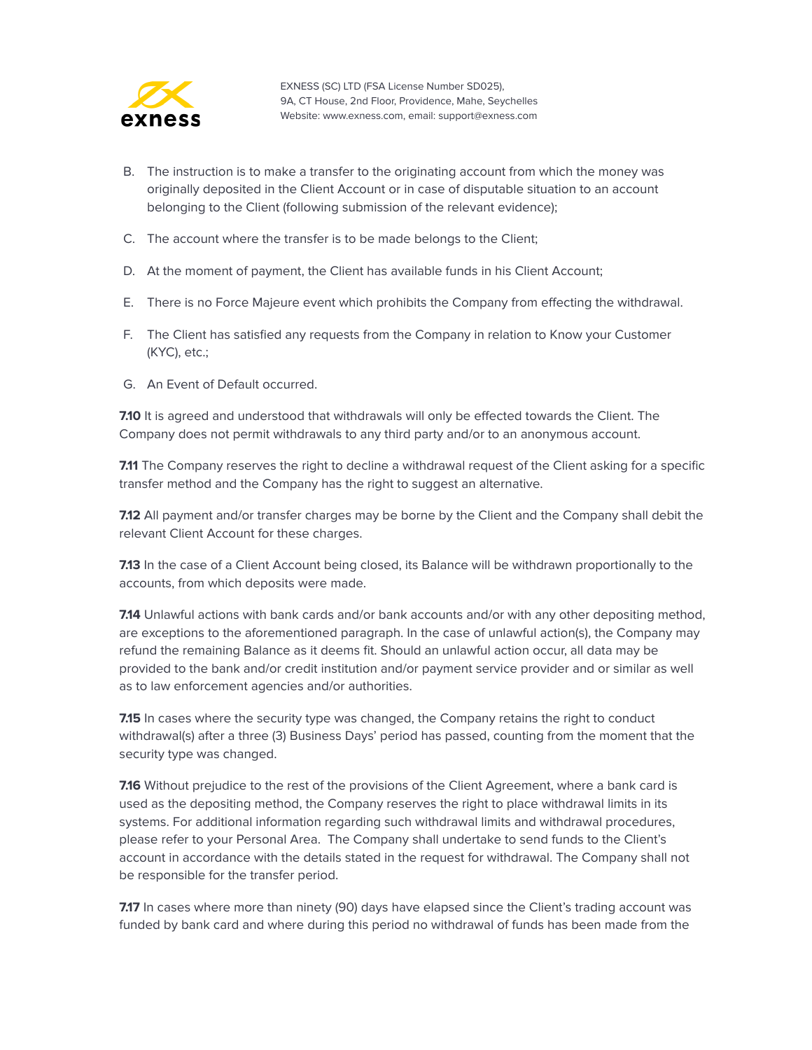B. The instruction is to make a transfer to the originating account from which the money was originally deposited in the Client Account or in case of disputable situation to an account belonging to the Client (following submission of the relevant evidence);

C. The account where the transfer is to be made belongs to the Client;

D. At the moment of payment, the Client has available funds in his Client Account;

E. There is no Force Majeure event which prohibits the Company from effecting the withdrawal.

F. The Client has satisfied any requests from the Company in relation to Know your Customer (KYC), etc.;

G. An Event of Default occurred.

**7.10** It is agreed and understood that withdrawals will only be effected towards the Client. The Company does not permit withdrawals to any third party and/or to an anonymous account.

**7.11** The Company reserves the right to decline a withdrawal request of the Client asking for a specific transfer method and the Company has the right to suggest an alternative.

**7.12** All payment and/or transfer charges may be borne by the Client and the Company shall debit the relevant Client Account for these charges.

**7.13** In the case of a Client Account being closed, its Balance will be withdrawn proportionally to the accounts, from which deposits were made.

**7.14** Unlawful actions with bank cards and/or bank accounts and/or with any other depositing method, are exceptions to the aforementioned paragraph. In the case of unlawful action(s), the Company may refund the remaining Balance as it deems fit. Should an unlawful action occur, all data may be provided to the bank and/or credit institution and/or payment service provider and or similar as well as to law enforcement agencies and/or authorities.

**7.15** In cases where the security type was changed, the Company retains the right to conduct withdrawal(s) after a three (3) Business Days' period has passed, counting from the moment that the security type was changed.

**7.16** Without prejudice to the rest of the provisions of the Client Agreement, where a bank card is used as the depositing method, the Company reserves the right to place withdrawal limits in its systems. For additional information regarding such withdrawal limits and withdrawal procedures, please refer to your Personal Area. The Company shall undertake to send funds to the Client's account in accordance with the details stated in the request for withdrawal. The Company shall not be responsible for the transfer period.

**7.17** In cases where more than ninety (90) days have elapsed since the Client's trading account was funded by bank card and where during this period no withdrawal of funds has been made from the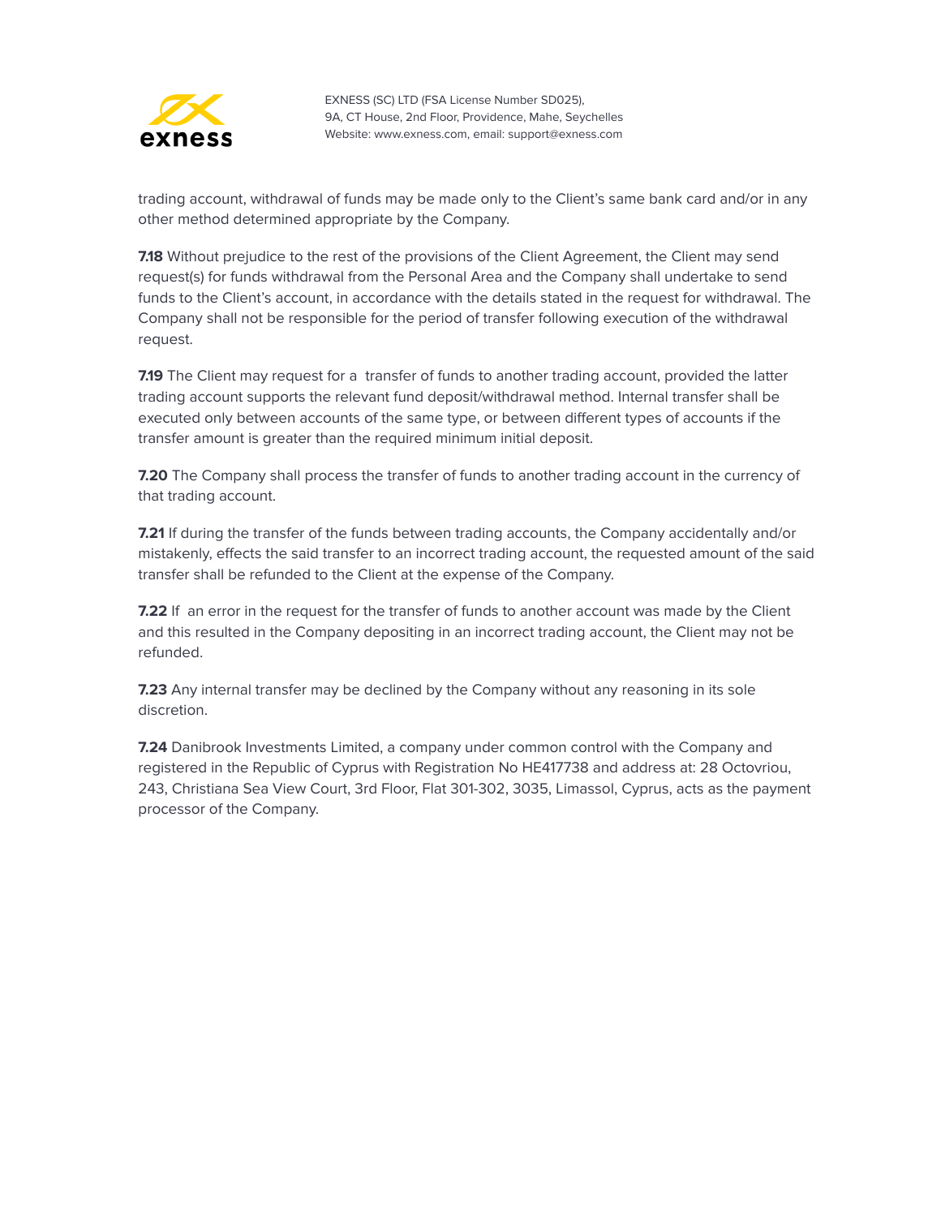trading account, withdrawal of funds may be made only to the Client's same bank card and/or in any other method determined appropriate by the Company.

**7.18** Without prejudice to the rest of the provisions of the Client Agreement, the Client may send request(s) for funds withdrawal from the Personal Area and the Company shall undertake to send funds to the Client's account, in accordance with the details stated in the request for withdrawal. The Company shall not be responsible for the period of transfer following execution of the withdrawal request.

**7.19** The Client may request for a transfer of funds to another trading account, provided the latter trading account supports the relevant fund deposit/withdrawal method. Internal transfer shall be executed only between accounts of the same type, or between different types of accounts if the transfer amount is greater than the required minimum initial deposit.

**7.20** The Company shall process the transfer of funds to another trading account in the currency of that trading account.

**7.21** If during the transfer of the funds between trading accounts, the Company accidentally and/or mistakenly, effects the said transfer to an incorrect trading account, the requested amount of the said transfer shall be refunded to the Client at the expense of the Company.

**7.22** If an error in the request for the transfer of funds to another account was made by the Client and this resulted in the Company depositing in an incorrect trading account, the Client may not be refunded.

**7.23** Any internal transfer may be declined by the Company without any reasoning in its sole discretion.

**7.24** Danibrook Investments Limited, a company under common control with the Company and registered in the Republic of Cyprus with Registration No HE417738 and address at: 28 Octovriou, 243, Christiana Sea View Court, 3rd Floor, Flat 301-302, 3035, Limassol, Cyprus, acts as the payment processor of the Company.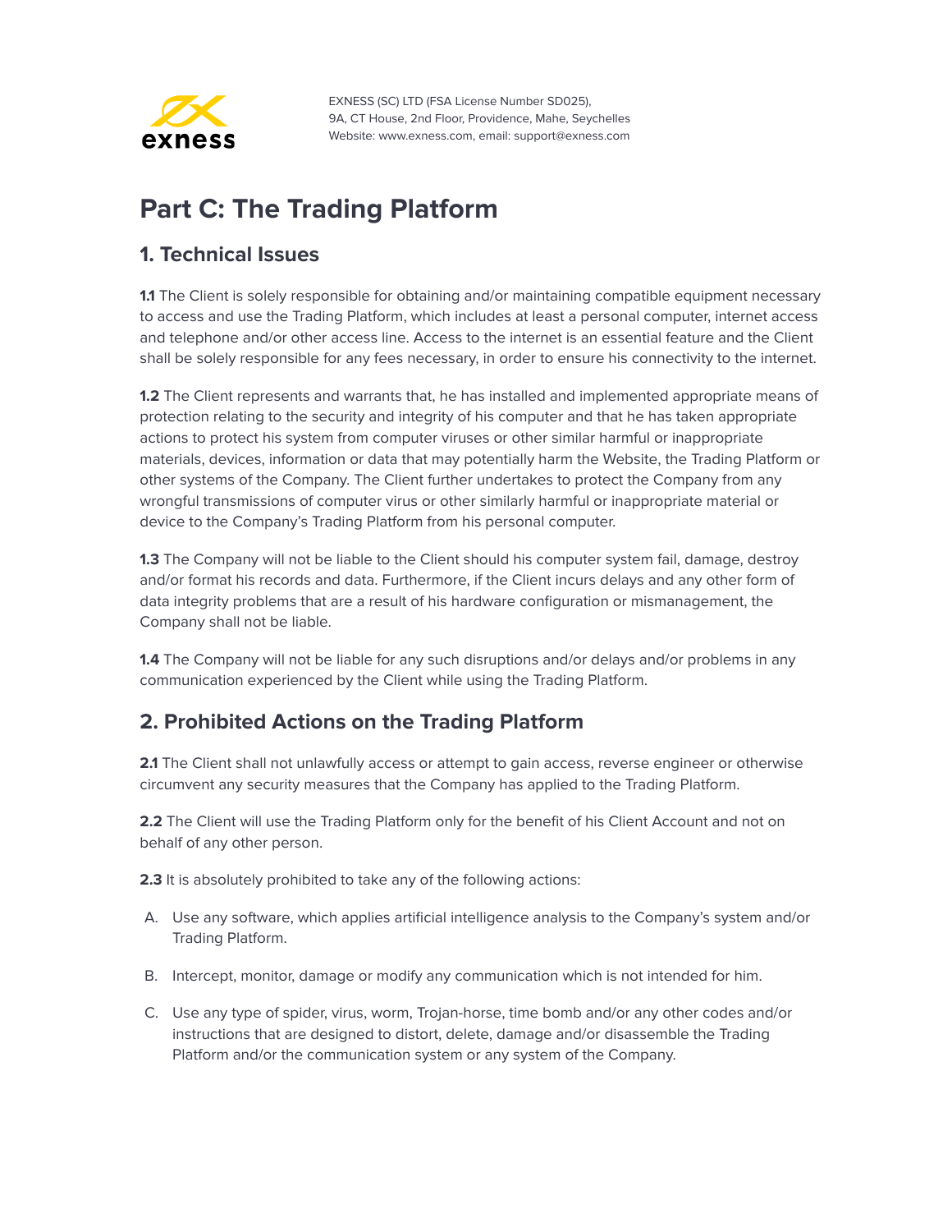# Part C: The Trading Platform

## 1. Technical Issues

**1.1** The Client is solely responsible for obtaining and/or maintaining compatible equipment necessary to access and use the Trading Platform, which includes at least a personal computer, internet access and telephone and/or other access line. Access to the internet is an essential feature and the Client shall be solely responsible for any fees necessary, in order to ensure his connectivity to the internet.

**1.2** The Client represents and warrants that, he has installed and implemented appropriate means of protection relating to the security and integrity of his computer and that he has taken appropriate actions to protect his system from computer viruses or other similar harmful or inappropriate materials, devices, information or data that may potentially harm the Website, the Trading Platform or other systems of the Company. The Client further undertakes to protect the Company from any wrongful transmissions of computer virus or other similarly harmful or inappropriate material or device to the Company's Trading Platform from his personal computer.

**1.3** The Company will not be liable to the Client should his computer system fail, damage, destroy and/or format his records and data. Furthermore, if the Client incurs delays and any other form of data integrity problems that are a result of his hardware configuration or mismanagement, the Company shall not be liable.

**1.4** The Company will not be liable for any such disruptions and/or delays and/or problems in any communication experienced by the Client while using the Trading Platform.

## 2. Prohibited Actions on the Trading Platform

**2.1** The Client shall not unlawfully access or attempt to gain access, reverse engineer or otherwise circumvent any security measures that the Company has applied to the Trading Platform.

**2.2** The Client will use the Trading Platform only for the benefit of his Client Account and not on behalf of any other person.

**2.3** It is absolutely prohibited to take any of the following actions:

A. Use any software, which applies artificial intelligence analysis to the Company's system and/or Trading Platform.

B. Intercept, monitor, damage or modify any communication which is not intended for him.

C. Use any type of spider, virus, worm, Trojan-horse, time bomb and/or any other codes and/or instructions that are designed to distort, delete, damage and/or disassemble the Trading Platform and/or the communication system or any system of the Company.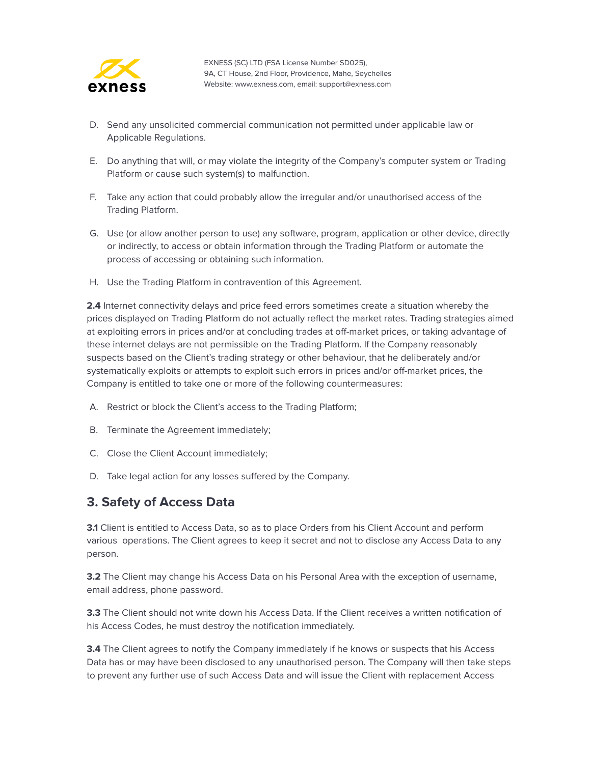D. Send any unsolicited commercial communication not permitted under applicable law or Applicable Regulations.

E. Do anything that will, or may violate the integrity of the Company's computer system or Trading Platform or cause such system(s) to malfunction.

F. Take any action that could probably allow the irregular and/or unauthorised access of the Trading Platform.

G. Use (or allow another person to use) any software, program, application or other device, directly or indirectly, to access or obtain information through the Trading Platform or automate the process of accessing or obtaining such information.

H. Use the Trading Platform in contravention of this Agreement.

**2.4** Internet connectivity delays and price feed errors sometimes create a situation whereby the prices displayed on Trading Platform do not actually reflect the market rates. Trading strategies aimed at exploiting errors in prices and/or at concluding trades at off-market prices, or taking advantage of these internet delays are not permissible on the Trading Platform. If the Company reasonably suspects based on the Client's trading strategy or other behaviour, that he deliberately and/or systematically exploits or attempts to exploit such errors in prices and/or off-market prices, the Company is entitled to take one or more of the following countermeasures:

A. Restrict or block the Client's access to the Trading Platform;

B. Terminate the Agreement immediately;

C. Close the Client Account immediately;

D. Take legal action for any losses suffered by the Company.

## 3. Safety of Access Data

**3.1** Client is entitled to Access Data, so as to place Orders from his Client Account and perform various operations. The Client agrees to keep it secret and not to disclose any Access Data to any person.

**3.2** The Client may change his Access Data on his Personal Area with the exception of username, email address, phone password.

**3.3** The Client should not write down his Access Data. If the Client receives a written notification of his Access Codes, he must destroy the notification immediately.

**3.4** The Client agrees to notify the Company immediately if he knows or suspects that his Access Data has or may have been disclosed to any unauthorised person. The Company will then take steps to prevent any further use of such Access Data and will issue the Client with replacement Access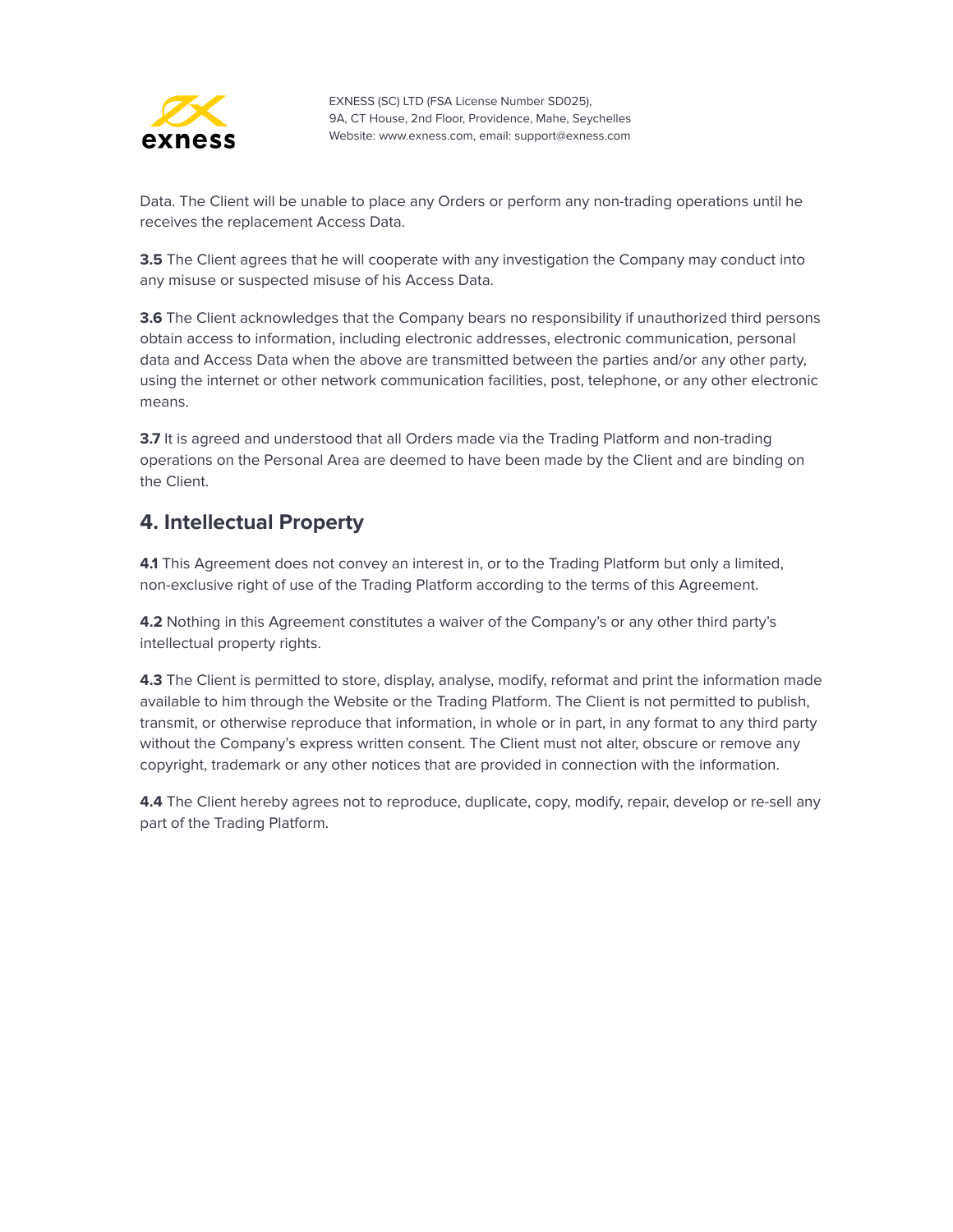Data. The Client will be unable to place any Orders or perform any non-trading operations until he receives the replacement Access Data.

**3.5** The Client agrees that he will cooperate with any investigation the Company may conduct into any misuse or suspected misuse of his Access Data.

**3.6** The Client acknowledges that the Company bears no responsibility if unauthorized third persons obtain access to information, including electronic addresses, electronic communication, personal data and Access Data when the above are transmitted between the parties and/or any other party, using the internet or other network communication facilities, post, telephone, or any other electronic means.

**3.7** It is agreed and understood that all Orders made via the Trading Platform and non-trading operations on the Personal Area are deemed to have been made by the Client and are binding on the Client.

## 4. Intellectual Property

**4.1** This Agreement does not convey an interest in, or to the Trading Platform but only a limited, non-exclusive right of use of the Trading Platform according to the terms of this Agreement.

**4.2** Nothing in this Agreement constitutes a waiver of the Company's or any other third party's intellectual property rights.

**4.3** The Client is permitted to store, display, analyse, modify, reformat and print the information made available to him through the Website or the Trading Platform. The Client is not permitted to publish, transmit, or otherwise reproduce that information, in whole or in part, in any format to any third party without the Company's express written consent. The Client must not alter, obscure or remove any copyright, trademark or any other notices that are provided in connection with the information.

**4.4** The Client hereby agrees not to reproduce, duplicate, copy, modify, repair, develop or re-sell any part of the Trading Platform.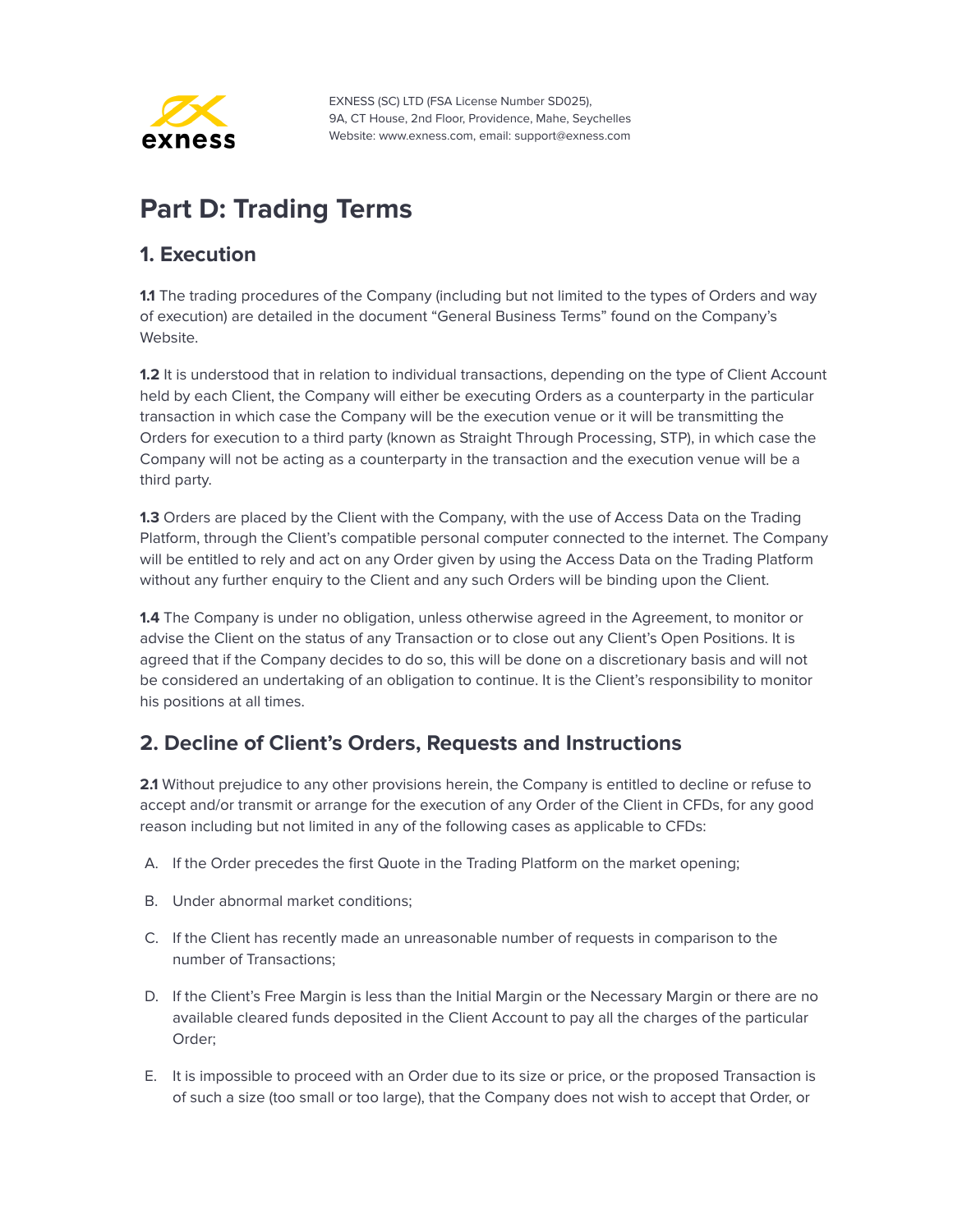# Part D: Trading Terms

## 1. Execution

**1.1** The trading procedures of the Company (including but not limited to the types of Orders and way of execution) are detailed in the document "General Business Terms" found on the Company's Website.

**1.2** It is understood that in relation to individual transactions, depending on the type of Client Account held by each Client, the Company will either be executing Orders as a counterparty in the particular transaction in which case the Company will be the execution venue or it will be transmitting the Orders for execution to a third party (known as Straight Through Processing, STP), in which case the Company will not be acting as a counterparty in the transaction and the execution venue will be a third party.

**1.3** Orders are placed by the Client with the Company, with the use of Access Data on the Trading Platform, through the Client's compatible personal computer connected to the internet. The Company will be entitled to rely and act on any Order given by using the Access Data on the Trading Platform without any further enquiry to the Client and any such Orders will be binding upon the Client.

**1.4** The Company is under no obligation, unless otherwise agreed in the Agreement, to monitor or advise the Client on the status of any Transaction or to close out any Client's Open Positions. It is agreed that if the Company decides to do so, this will be done on a discretionary basis and will not be considered an undertaking of an obligation to continue. It is the Client's responsibility to monitor his positions at all times.

## 2. Decline of Client's Orders, Requests and Instructions

**2.1** Without prejudice to any other provisions herein, the Company is entitled to decline or refuse to accept and/or transmit or arrange for the execution of any Order of the Client in CFDs, for any good reason including but not limited in any of the following cases as applicable to CFDs:

A. If the Order precedes the first Quote in the Trading Platform on the market opening;

B. Under abnormal market conditions;

C. If the Client has recently made an unreasonable number of requests in comparison to the number of Transactions;

D. If the Client's Free Margin is less than the Initial Margin or the Necessary Margin or there are no available cleared funds deposited in the Client Account to pay all the charges of the particular Order;

E. It is impossible to proceed with an Order due to its size or price, or the proposed Transaction is of such a size (too small or too large), that the Company does not wish to accept that Order, or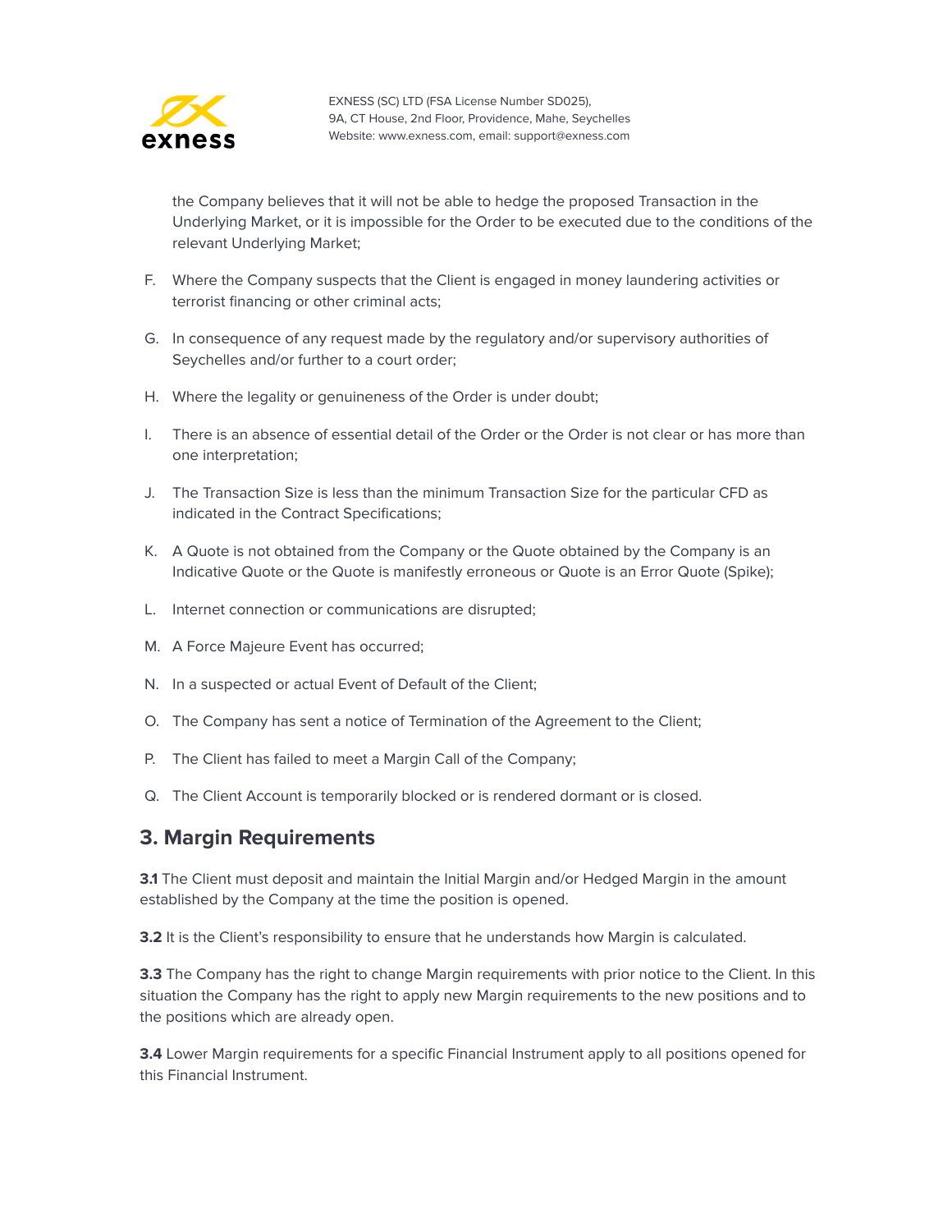the Company believes that it will not be able to hedge the proposed Transaction in the Underlying Market, or it is impossible for the Order to be executed due to the conditions of the relevant Underlying Market;

F. Where the Company suspects that the Client is engaged in money laundering activities or terrorist financing or other criminal acts;

G. In consequence of any request made by the regulatory and/or supervisory authorities of Seychelles and/or further to a court order;

H. Where the legality or genuineness of the Order is under doubt;

I. There is an absence of essential detail of the Order or the Order is not clear or has more than one interpretation;

J. The Transaction Size is less than the minimum Transaction Size for the particular CFD as indicated in the Contract Specifications;

K. A Quote is not obtained from the Company or the Quote obtained by the Company is an Indicative Quote or the Quote is manifestly erroneous or Quote is an Error Quote (Spike);

L. Internet connection or communications are disrupted;

M. A Force Majeure Event has occurred;

N. In a suspected or actual Event of Default of the Client;

O. The Company has sent a notice of Termination of the Agreement to the Client;

P. The Client has failed to meet a Margin Call of the Company;

Q. The Client Account is temporarily blocked or is rendered dormant or is closed.

## 3. Margin Requirements

**3.1** The Client must deposit and maintain the Initial Margin and/or Hedged Margin in the amount established by the Company at the time the position is opened.

**3.2** It is the Client's responsibility to ensure that he understands how Margin is calculated.

**3.3** The Company has the right to change Margin requirements with prior notice to the Client. In this situation the Company has the right to apply new Margin requirements to the new positions and to the positions which are already open.

**3.4** Lower Margin requirements for a specific Financial Instrument apply to all positions opened for this Financial Instrument.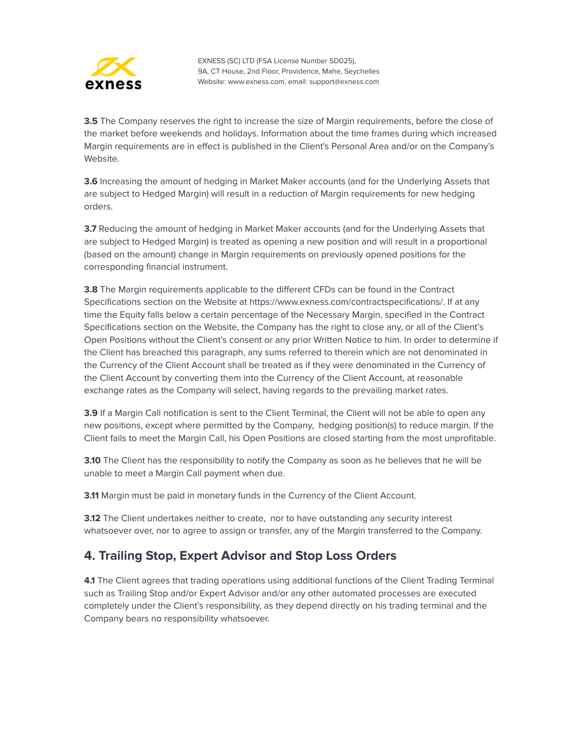**3.5** The Company reserves the right to increase the size of Margin requirements, before the close of the market before weekends and holidays. Information about the time frames during which increased Margin requirements are in effect is published in the Client's Personal Area and/or on the Company's Website.

**3.6** Increasing the amount of hedging in Market Maker accounts (and for the Underlying Assets that are subject to Hedged Margin) will result in a reduction of Margin requirements for new hedging orders.

**3.7** Reducing the amount of hedging in Market Maker accounts (and for the Underlying Assets that are subject to Hedged Margin) is treated as opening a new position and will result in a proportional (based on the amount) change in Margin requirements on previously opened positions for the corresponding financial instrument.

**3.8** The Margin requirements applicable to the different CFDs can be found in the Contract Specifications section on the Website at https://www.exness.com/contractspecifications/. If at any time the Equity falls below a certain percentage of the Necessary Margin, specified in the Contract Specifications section on the Website, the Company has the right to close any, or all of the Client's Open Positions without the Client's consent or any prior Written Notice to him. In order to determine if the Client has breached this paragraph, any sums referred to therein which are not denominated in the Currency of the Client Account shall be treated as if they were denominated in the Currency of the Client Account by converting them into the Currency of the Client Account, at reasonable exchange rates as the Company will select, having regards to the prevailing market rates.

**3.9** If a Margin Call notification is sent to the Client Terminal, the Client will not be able to open any new positions, except where permitted by the Company, hedging position(s) to reduce margin. If the Client fails to meet the Margin Call, his Open Positions are closed starting from the most unprofitable.

**3.10** The Client has the responsibility to notify the Company as soon as he believes that he will be unable to meet a Margin Call payment when due.

**3.11** Margin must be paid in monetary funds in the Currency of the Client Account.

**3.12** The Client undertakes neither to create, nor to have outstanding any security interest whatsoever over, nor to agree to assign or transfer, any of the Margin transferred to the Company.

## 4. Trailing Stop, Expert Advisor and Stop Loss Orders

**4.1** The Client agrees that trading operations using additional functions of the Client Trading Terminal such as Trailing Stop and/or Expert Advisor and/or any other automated processes are executed completely under the Client's responsibility, as they depend directly on his trading terminal and the Company bears no responsibility whatsoever.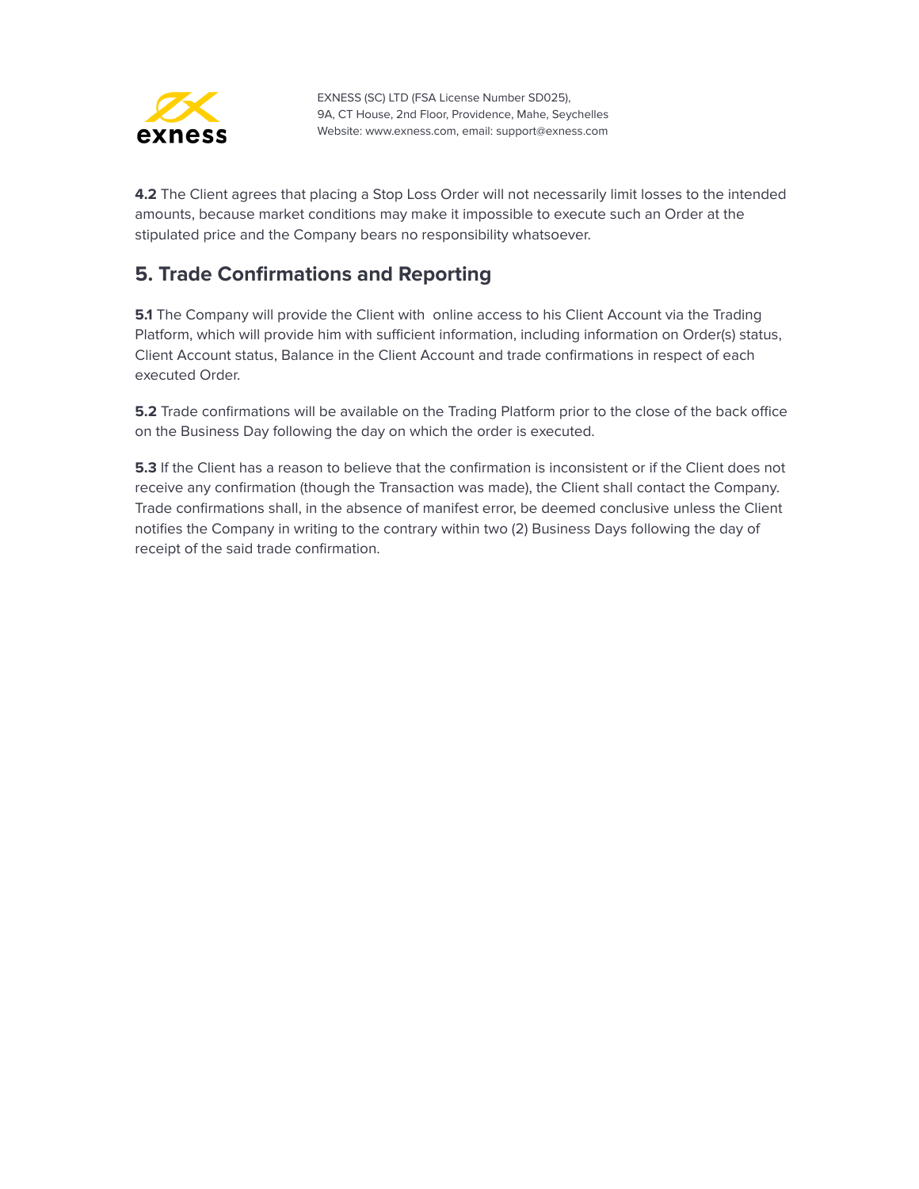**4.2** The Client agrees that placing a Stop Loss Order will not necessarily limit losses to the intended amounts, because market conditions may make it impossible to execute such an Order at the stipulated price and the Company bears no responsibility whatsoever.

## 5. Trade Confirmations and Reporting

**5.1** The Company will provide the Client with online access to his Client Account via the Trading Platform, which will provide him with sufficient information, including information on Order(s) status, Client Account status, Balance in the Client Account and trade confirmations in respect of each executed Order.

**5.2** Trade confirmations will be available on the Trading Platform prior to the close of the back office on the Business Day following the day on which the order is executed.

**5.3** If the Client has a reason to believe that the confirmation is inconsistent or if the Client does not receive any confirmation (though the Transaction was made), the Client shall contact the Company. Trade confirmations shall, in the absence of manifest error, be deemed conclusive unless the Client notifies the Company in writing to the contrary within two (2) Business Days following the day of receipt of the said trade confirmation.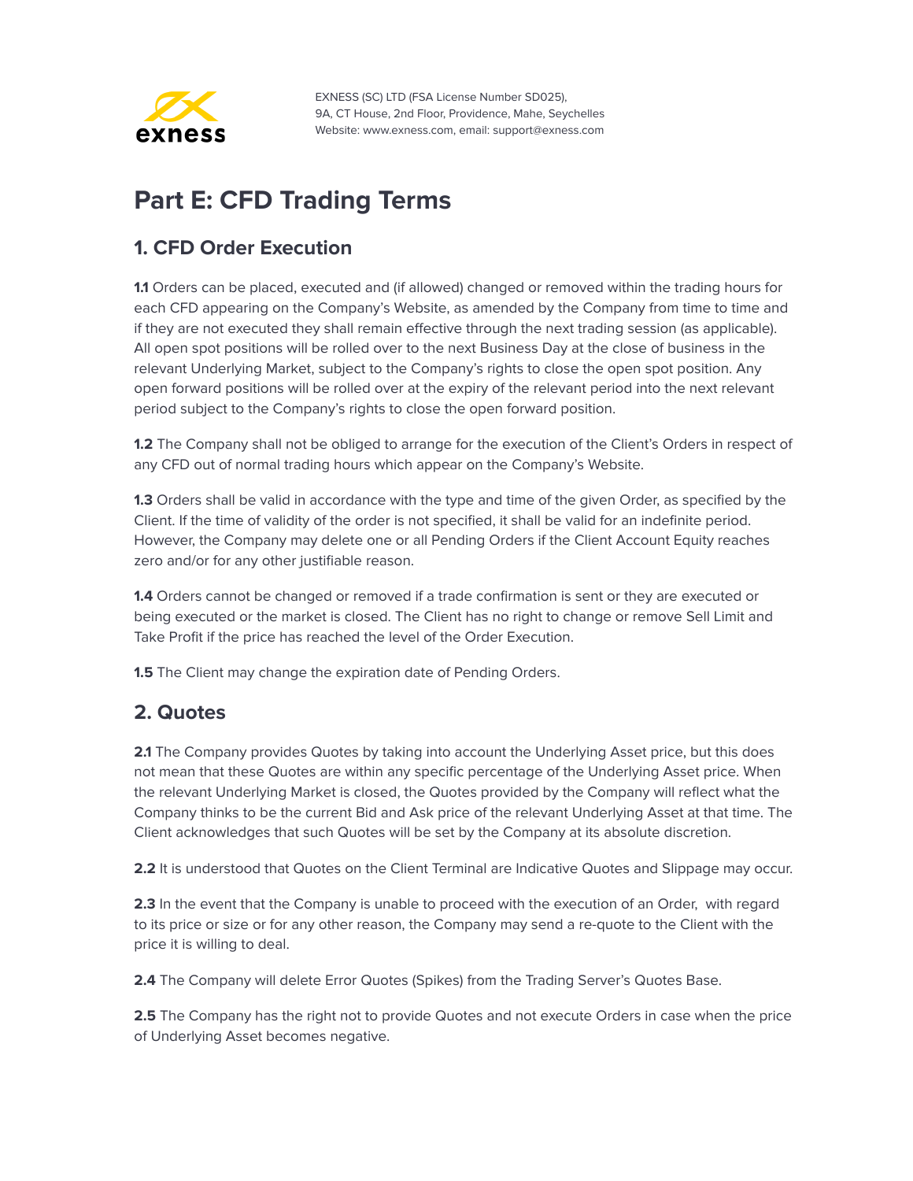# Part E: CFD Trading Terms

## 1. CFD Order Execution

**1.1** Orders can be placed, executed and (if allowed) changed or removed within the trading hours for each CFD appearing on the Company's Website, as amended by the Company from time to time and if they are not executed they shall remain effective through the next trading session (as applicable). All open spot positions will be rolled over to the next Business Day at the close of business in the relevant Underlying Market, subject to the Company's rights to close the open spot position. Any open forward positions will be rolled over at the expiry of the relevant period into the next relevant period subject to the Company's rights to close the open forward position.

**1.2** The Company shall not be obliged to arrange for the execution of the Client's Orders in respect of any CFD out of normal trading hours which appear on the Company's Website.

**1.3** Orders shall be valid in accordance with the type and time of the given Order, as specified by the Client. If the time of validity of the order is not specified, it shall be valid for an indefinite period. However, the Company may delete one or all Pending Orders if the Client Account Equity reaches zero and/or for any other justifiable reason.

**1.4** Orders cannot be changed or removed if a trade confirmation is sent or they are executed or being executed or the market is closed. The Client has no right to change or remove Sell Limit and Take Profit if the price has reached the level of the Order Execution.

**1.5** The Client may change the expiration date of Pending Orders.

## 2. Quotes

**2.1** The Company provides Quotes by taking into account the Underlying Asset price, but this does not mean that these Quotes are within any specific percentage of the Underlying Asset price. When the relevant Underlying Market is closed, the Quotes provided by the Company will reflect what the Company thinks to be the current Bid and Ask price of the relevant Underlying Asset at that time. The Client acknowledges that such Quotes will be set by the Company at its absolute discretion.

**2.2** It is understood that Quotes on the Client Terminal are Indicative Quotes and Slippage may occur.

**2.3** In the event that the Company is unable to proceed with the execution of an Order, with regard to its price or size or for any other reason, the Company may send a re-quote to the Client with the price it is willing to deal.

**2.4** The Company will delete Error Quotes (Spikes) from the Trading Server's Quotes Base.

**2.5** The Company has the right not to provide Quotes and not execute Orders in case when the price of Underlying Asset becomes negative.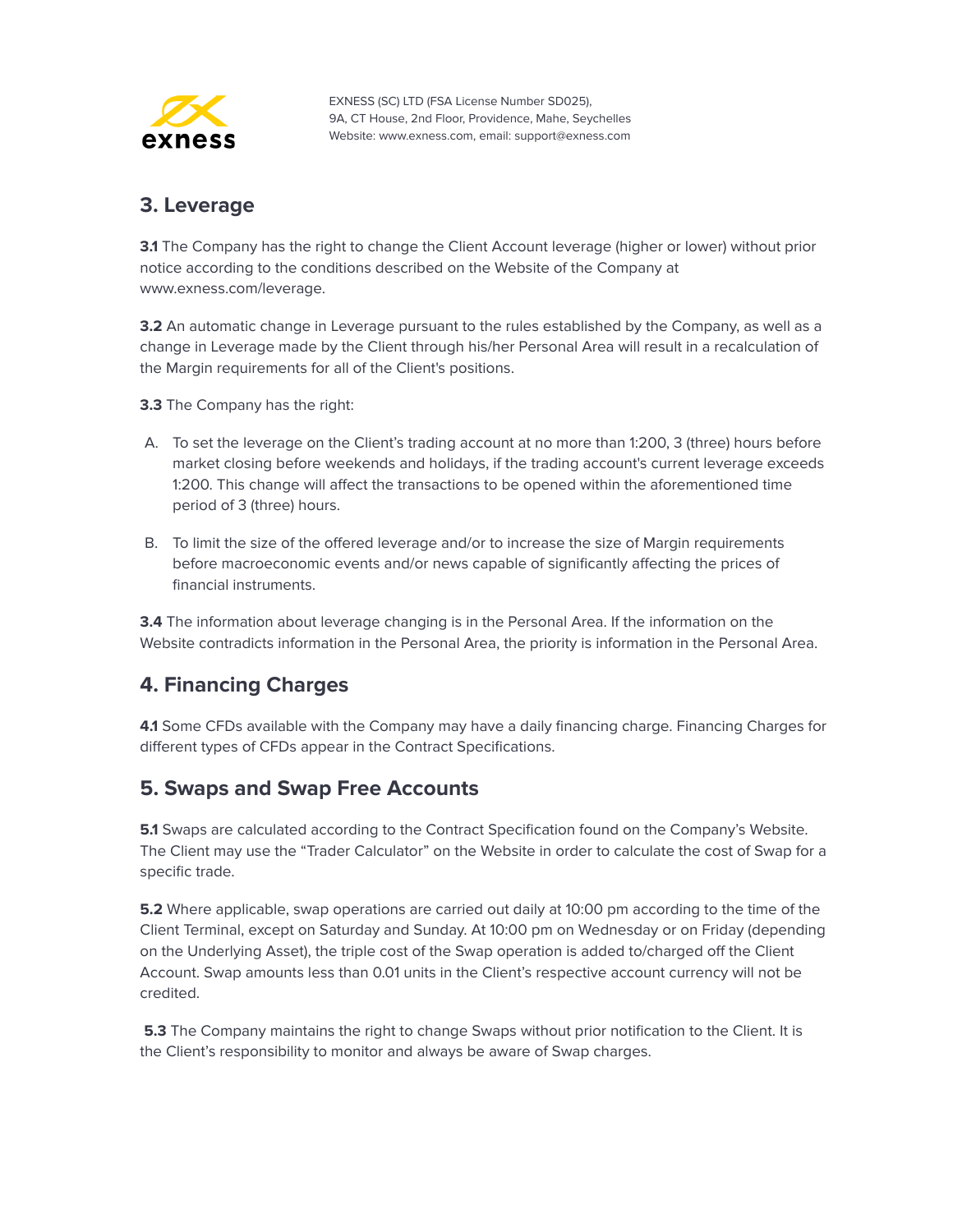## 3. Leverage

**3.1** The Company has the right to change the Client Account leverage (higher or lower) without prior notice according to the conditions described on the Website of the Company at www.exness.com/leverage.

**3.2** An automatic change in Leverage pursuant to the rules established by the Company, as well as a change in Leverage made by the Client through his/her Personal Area will result in a recalculation of the Margin requirements for all of the Client's positions.

**3.3** The Company has the right:

A. To set the leverage on the Client's trading account at no more than 1:200, 3 (three) hours before market closing before weekends and holidays, if the trading account's current leverage exceeds 1:200. This change will affect the transactions to be opened within the aforementioned time period of 3 (three) hours.

B. To limit the size of the offered leverage and/or to increase the size of Margin requirements before macroeconomic events and/or news capable of significantly affecting the prices of financial instruments.

**3.4** The information about leverage changing is in the Personal Area. If the information on the Website contradicts information in the Personal Area, the priority is information in the Personal Area.

## 4. Financing Charges

**4.1** Some CFDs available with the Company may have a daily financing charge. Financing Charges for different types of CFDs appear in the Contract Specifications.

## 5. Swaps and Swap Free Accounts

**5.1** Swaps are calculated according to the Contract Specification found on the Company's Website. The Client may use the "Trader Calculator" on the Website in order to calculate the cost of Swap for a specific trade.

**5.2** Where applicable, swap operations are carried out daily at 10:00 pm according to the time of the Client Terminal, except on Saturday and Sunday. At 10:00 pm on Wednesday or on Friday (depending on the Underlying Asset), the triple cost of the Swap operation is added to/charged off the Client Account. Swap amounts less than 0.01 units in the Client's respective account currency will not be credited.

**5.3** The Company maintains the right to change Swaps without prior notification to the Client. It is the Client's responsibility to monitor and always be aware of Swap charges.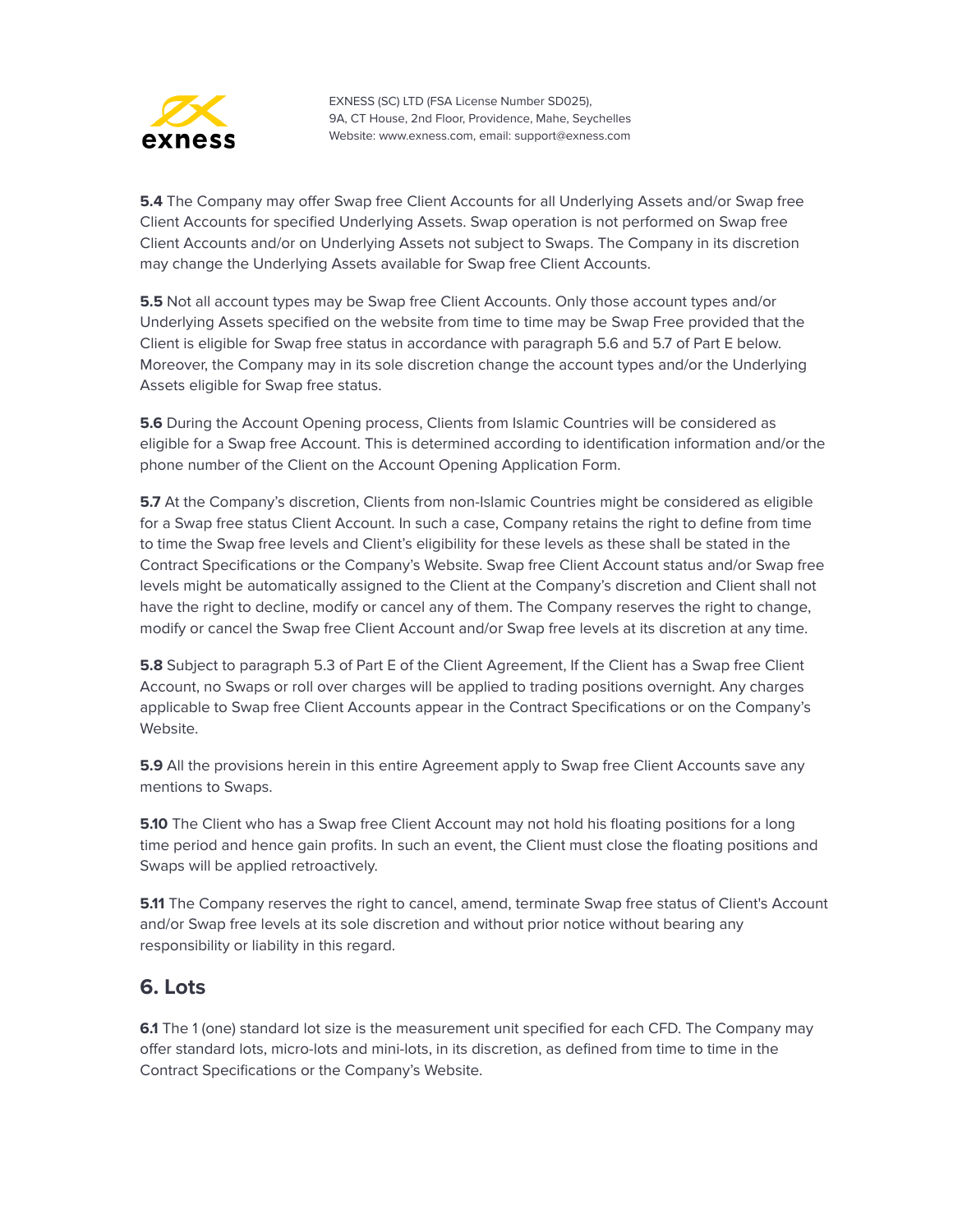**5.4** The Company may offer Swap free Client Accounts for all Underlying Assets and/or Swap free Client Accounts for specified Underlying Assets. Swap operation is not performed on Swap free Client Accounts and/or on Underlying Assets not subject to Swaps. The Company in its discretion may change the Underlying Assets available for Swap free Client Accounts.

**5.5** Not all account types may be Swap free Client Accounts. Only those account types and/or Underlying Assets specified on the website from time to time may be Swap Free provided that the Client is eligible for Swap free status in accordance with paragraph 5.6 and 5.7 of Part E below. Moreover, the Company may in its sole discretion change the account types and/or the Underlying Assets eligible for Swap free status.

**5.6** During the Account Opening process, Clients from Islamic Countries will be considered as eligible for a Swap free Account. This is determined according to identification information and/or the phone number of the Client on the Account Opening Application Form.

**5.7** At the Company's discretion, Clients from non-Islamic Countries might be considered as eligible for a Swap free status Client Account. In such a case, Company retains the right to define from time to time the Swap free levels and Client's eligibility for these levels as these shall be stated in the Contract Specifications or the Company's Website. Swap free Client Account status and/or Swap free levels might be automatically assigned to the Client at the Company's discretion and Client shall not have the right to decline, modify or cancel any of them. The Company reserves the right to change, modify or cancel the Swap free Client Account and/or Swap free levels at its discretion at any time.

**5.8** Subject to paragraph 5.3 of Part E of the Client Agreement, If the Client has a Swap free Client Account, no Swaps or roll over charges will be applied to trading positions overnight. Any charges applicable to Swap free Client Accounts appear in the Contract Specifications or on the Company's Website.

**5.9** All the provisions herein in this entire Agreement apply to Swap free Client Accounts save any mentions to Swaps.

**5.10** The Client who has a Swap free Client Account may not hold his floating positions for a long time period and hence gain profits. In such an event, the Client must close the floating positions and Swaps will be applied retroactively.

**5.11** The Company reserves the right to cancel, amend, terminate Swap free status of Client's Account and/or Swap free levels at its sole discretion and without prior notice without bearing any responsibility or liability in this regard.

## 6. Lots

**6.1** The 1 (one) standard lot size is the measurement unit specified for each CFD. The Company may offer standard lots, micro-lots and mini-lots, in its discretion, as defined from time to time in the Contract Specifications or the Company's Website.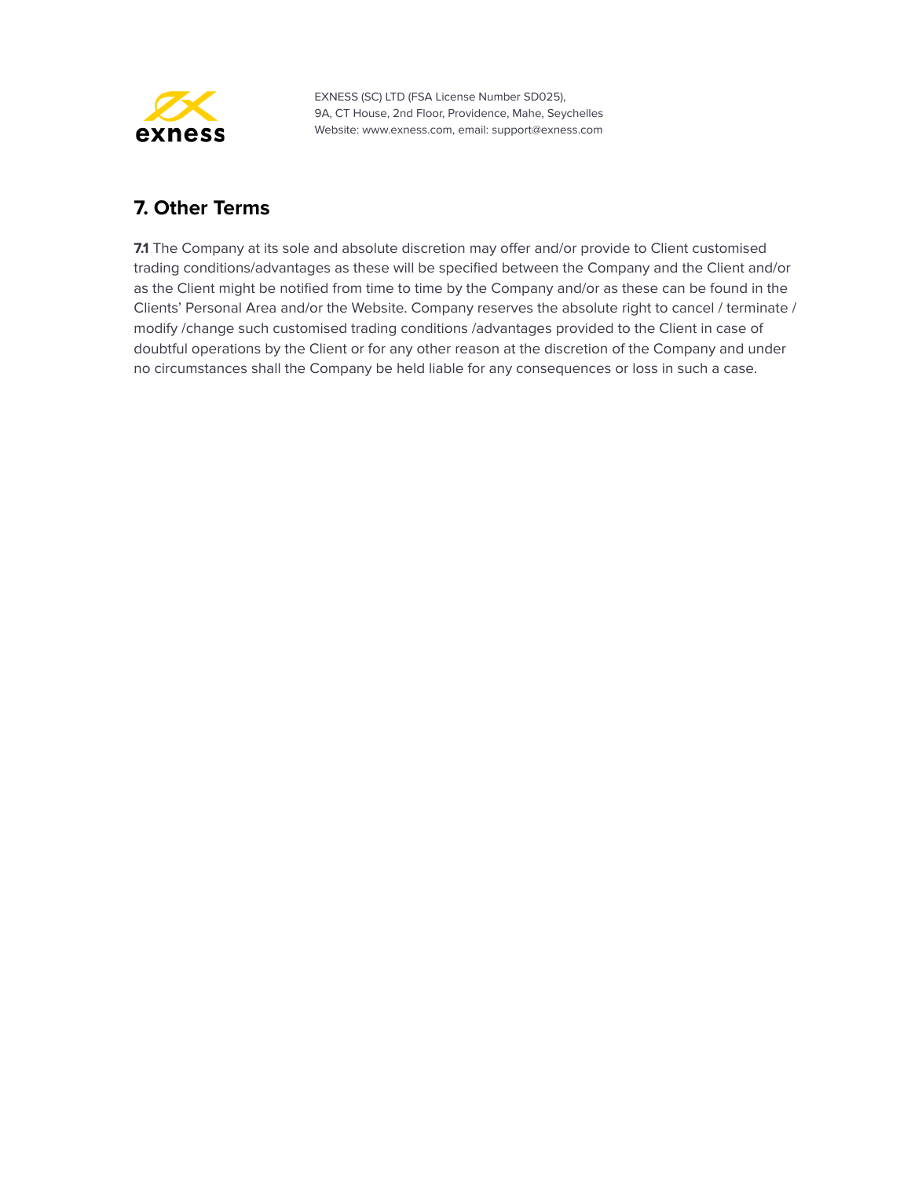## 7. Other Terms

**7.1** The Company at its sole and absolute discretion may offer and/or provide to Client customised trading conditions/advantages as these will be specified between the Company and the Client and/or as the Client might be notified from time to time by the Company and/or as these can be found in the Clients' Personal Area and/or the Website. Company reserves the absolute right to cancel / terminate / modify /change such customised trading conditions /advantages provided to the Client in case of doubtful operations by the Client or for any other reason at the discretion of the Company and under no circumstances shall the Company be held liable for any consequences or loss in such a case.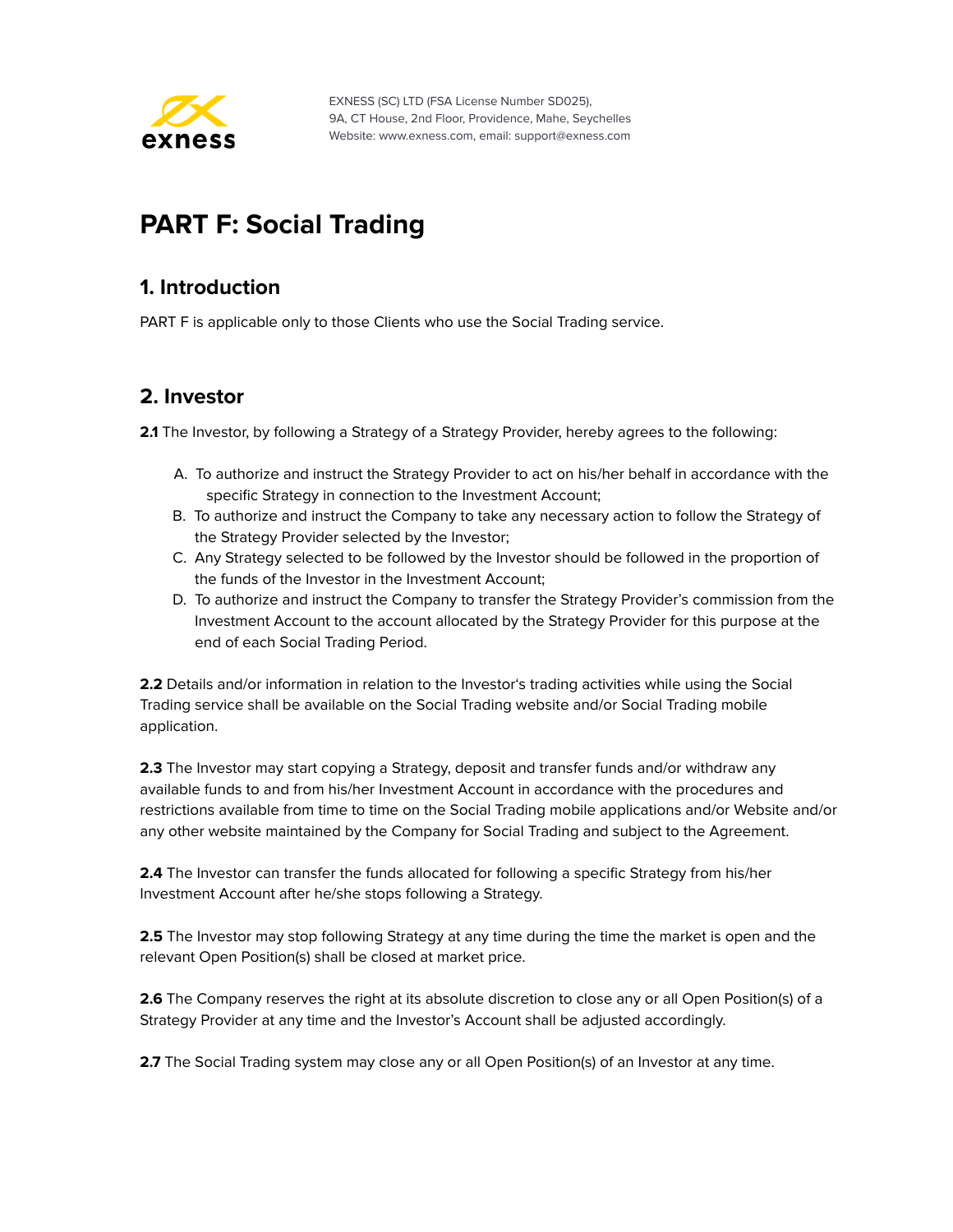# PART F: Social Trading

## 1. Introduction

PART F is applicable only to those Clients who use the Social Trading service.

## 2. Investor

**2.1** The Investor, by following a Strategy of a Strategy Provider, hereby agrees to the following:

A. To authorize and instruct the Strategy Provider to act on his/her behalf in accordance with the specific Strategy in connection to the Investment Account;
B. To authorize and instruct the Company to take any necessary action to follow the Strategy of the Strategy Provider selected by the Investor;
C. Any Strategy selected to be followed by the Investor should be followed in the proportion of the funds of the Investor in the Investment Account;
D. To authorize and instruct the Company to transfer the Strategy Provider's commission from the Investment Account to the account allocated by the Strategy Provider for this purpose at the end of each Social Trading Period.

**2.2** Details and/or information in relation to the Investor's trading activities while using the Social Trading service shall be available on the Social Trading website and/or Social Trading mobile application.

**2.3** The Investor may start copying a Strategy, deposit and transfer funds and/or withdraw any available funds to and from his/her Investment Account in accordance with the procedures and restrictions available from time to time on the Social Trading mobile applications and/or Website and/or any other website maintained by the Company for Social Trading and subject to the Agreement.

**2.4** The Investor can transfer the funds allocated for following a specific Strategy from his/her Investment Account after he/she stops following a Strategy.

**2.5** The Investor may stop following Strategy at any time during the time the market is open and the relevant Open Position(s) shall be closed at market price.

**2.6** The Company reserves the right at its absolute discretion to close any or all Open Position(s) of a Strategy Provider at any time and the Investor's Account shall be adjusted accordingly.

**2.7** The Social Trading system may close any or all Open Position(s) of an Investor at any time.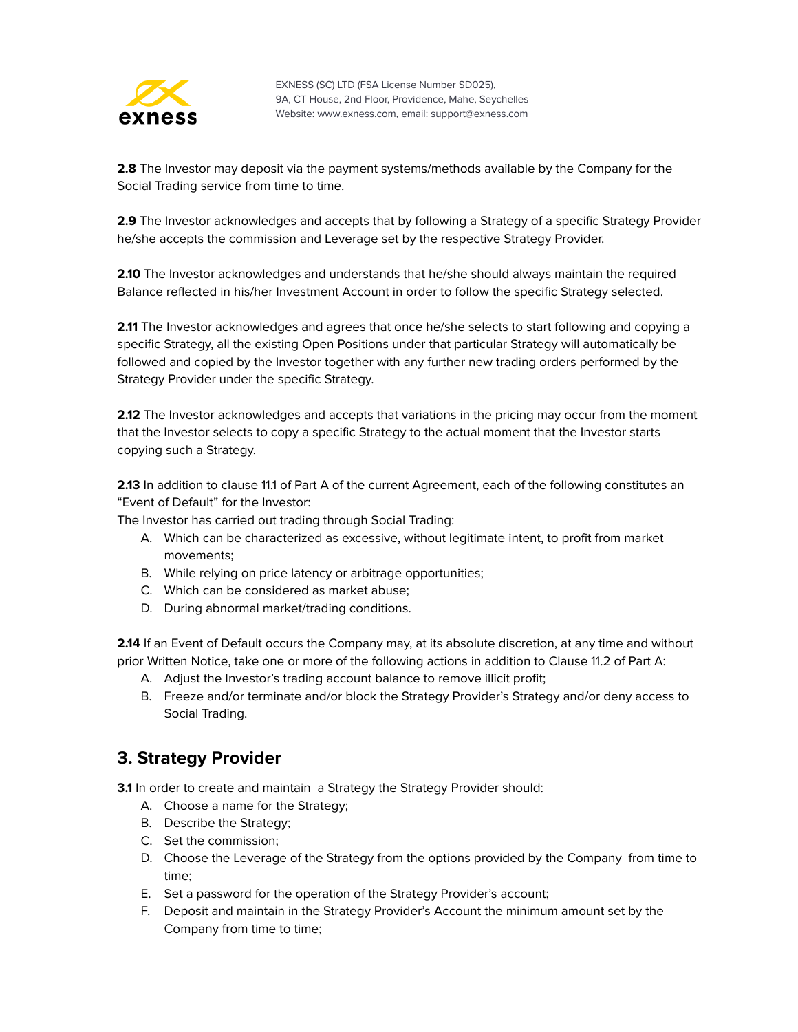**2.8** The Investor may deposit via the payment systems/methods available by the Company for the Social Trading service from time to time.

**2.9** The Investor acknowledges and accepts that by following a Strategy of a specific Strategy Provider he/she accepts the commission and Leverage set by the respective Strategy Provider.

**2.10** The Investor acknowledges and understands that he/she should always maintain the required Balance reflected in his/her Investment Account in order to follow the specific Strategy selected.

**2.11** The Investor acknowledges and agrees that once he/she selects to start following and copying a specific Strategy, all the existing Open Positions under that particular Strategy will automatically be followed and copied by the Investor together with any further new trading orders performed by the Strategy Provider under the specific Strategy.

**2.12** The Investor acknowledges and accepts that variations in the pricing may occur from the moment that the Investor selects to copy a specific Strategy to the actual moment that the Investor starts copying such a Strategy.

**2.13** In addition to clause 11.1 of Part A of the current Agreement, each of the following constitutes an "Event of Default" for the Investor:
The Investor has carried out trading through Social Trading:

A. Which can be characterized as excessive, without legitimate intent, to profit from market movements;
B. While relying on price latency or arbitrage opportunities;
C. Which can be considered as market abuse;
D. During abnormal market/trading conditions.

**2.14** If an Event of Default occurs the Company may, at its absolute discretion, at any time and without prior Written Notice, take one or more of the following actions in addition to Clause 11.2 of Part A:

A. Adjust the Investor's trading account balance to remove illicit profit;
B. Freeze and/or terminate and/or block the Strategy Provider's Strategy and/or deny access to Social Trading.

## 3. Strategy Provider

**3.1** In order to create and maintain a Strategy the Strategy Provider should:

A. Choose a name for the Strategy;
B. Describe the Strategy;
C. Set the commission;
D. Choose the Leverage of the Strategy from the options provided by the Company from time to time;
E. Set a password for the operation of the Strategy Provider's account;
F. Deposit and maintain in the Strategy Provider's Account the minimum amount set by the Company from time to time;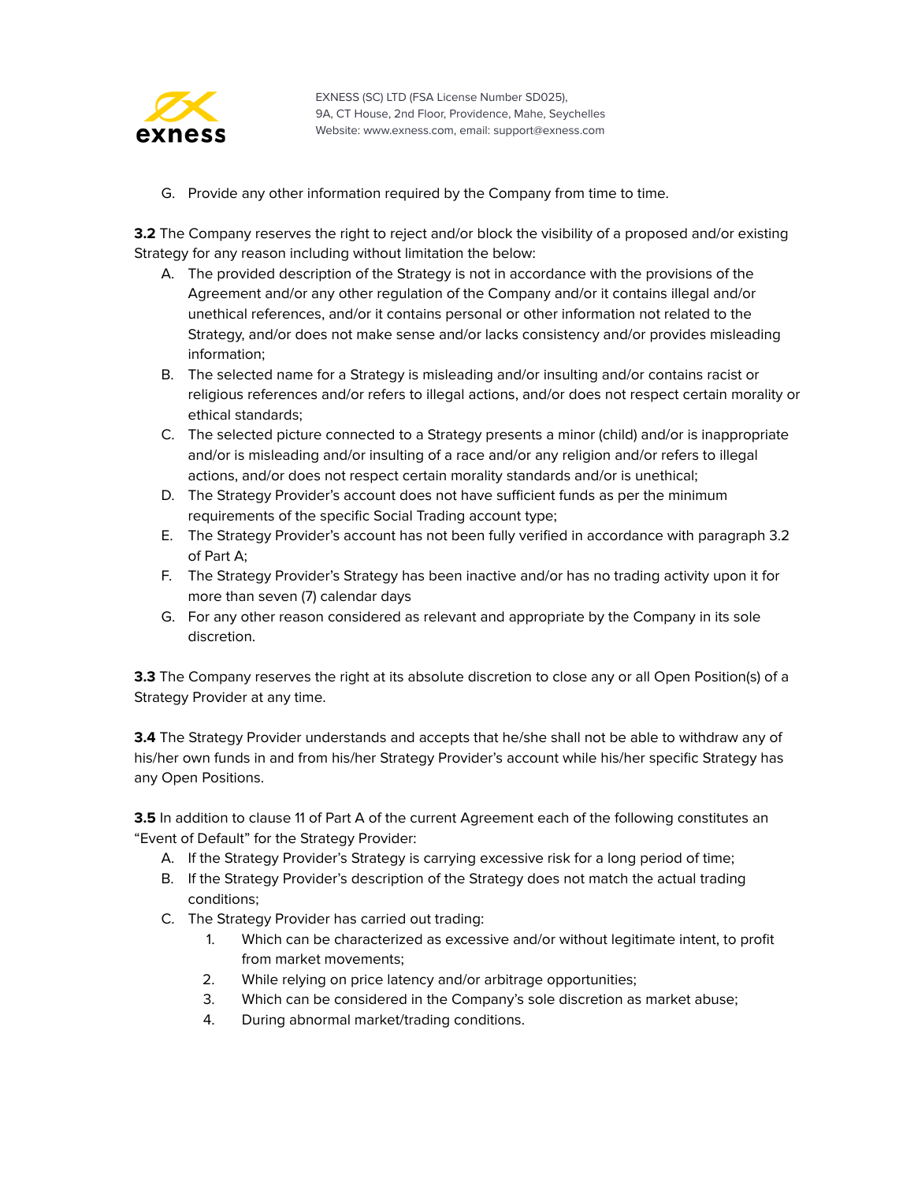G. Provide any other information required by the Company from time to time.

**3.2** The Company reserves the right to reject and/or block the visibility of a proposed and/or existing Strategy for any reason including without limitation the below:

A. The provided description of the Strategy is not in accordance with the provisions of the Agreement and/or any other regulation of the Company and/or it contains illegal and/or unethical references, and/or it contains personal or other information not related to the Strategy, and/or does not make sense and/or lacks consistency and/or provides misleading information;
B. The selected name for a Strategy is misleading and/or insulting and/or contains racist or religious references and/or refers to illegal actions, and/or does not respect certain morality or ethical standards;
C. The selected picture connected to a Strategy presents a minor (child) and/or is inappropriate and/or is misleading and/or insulting of a race and/or any religion and/or refers to illegal actions, and/or does not respect certain morality standards and/or is unethical;
D. The Strategy Provider's account does not have sufficient funds as per the minimum requirements of the specific Social Trading account type;
E. The Strategy Provider's account has not been fully verified in accordance with paragraph 3.2 of Part A;
F. The Strategy Provider's Strategy has been inactive and/or has no trading activity upon it for more than seven (7) calendar days
G. For any other reason considered as relevant and appropriate by the Company in its sole discretion.

**3.3** The Company reserves the right at its absolute discretion to close any or all Open Position(s) of a Strategy Provider at any time.

**3.4** The Strategy Provider understands and accepts that he/she shall not be able to withdraw any of his/her own funds in and from his/her Strategy Provider's account while his/her specific Strategy has any Open Positions.

**3.5** In addition to clause 11 of Part A of the current Agreement each of the following constitutes an "Event of Default" for the Strategy Provider:

A. If the Strategy Provider's Strategy is carrying excessive risk for a long period of time;
B. If the Strategy Provider's description of the Strategy does not match the actual trading conditions;
C. The Strategy Provider has carried out trading:
    1. Which can be characterized as excessive and/or without legitimate intent, to profit from market movements;
    2. While relying on price latency and/or arbitrage opportunities;
    3. Which can be considered in the Company's sole discretion as market abuse;
    4. During abnormal market/trading conditions.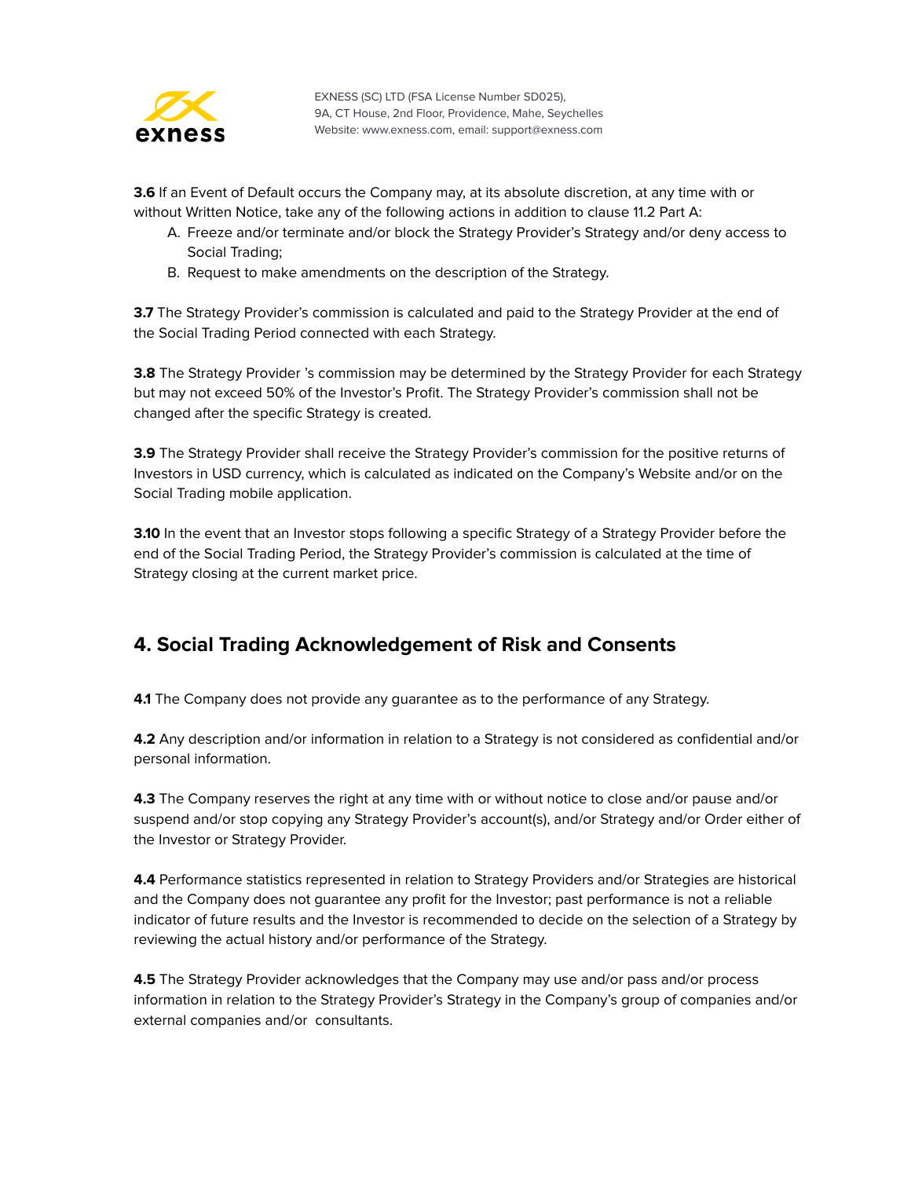**3.6** If an Event of Default occurs the Company may, at its absolute discretion, at any time with or without Written Notice, take any of the following actions in addition to clause 11.2 Part A:

A. Freeze and/or terminate and/or block the Strategy Provider's Strategy and/or deny access to Social Trading;
B. Request to make amendments on the description of the Strategy.

**3.7** The Strategy Provider's commission is calculated and paid to the Strategy Provider at the end of the Social Trading Period connected with each Strategy.

**3.8** The Strategy Provider 's commission may be determined by the Strategy Provider for each Strategy but may not exceed 50% of the Investor's Profit. The Strategy Provider's commission shall not be changed after the specific Strategy is created.

**3.9** The Strategy Provider shall receive the Strategy Provider's commission for the positive returns of Investors in USD currency, which is calculated as indicated on the Company's Website and/or on the Social Trading mobile application.

**3.10** In the event that an Investor stops following a specific Strategy of a Strategy Provider before the end of the Social Trading Period, the Strategy Provider's commission is calculated at the time of Strategy closing at the current market price.

## 4. Social Trading Acknowledgement of Risk and Consents

**4.1** The Company does not provide any guarantee as to the performance of any Strategy.

**4.2** Any description and/or information in relation to a Strategy is not considered as confidential and/or personal information.

**4.3** The Company reserves the right at any time with or without notice to close and/or pause and/or suspend and/or stop copying any Strategy Provider's account(s), and/or Strategy and/or Order either of the Investor or Strategy Provider.

**4.4** Performance statistics represented in relation to Strategy Providers and/or Strategies are historical and the Company does not guarantee any profit for the Investor; past performance is not a reliable indicator of future results and the Investor is recommended to decide on the selection of a Strategy by reviewing the actual history and/or performance of the Strategy.

**4.5** The Strategy Provider acknowledges that the Company may use and/or pass and/or process information in relation to the Strategy Provider's Strategy in the Company's group of companies and/or external companies and/or consultants.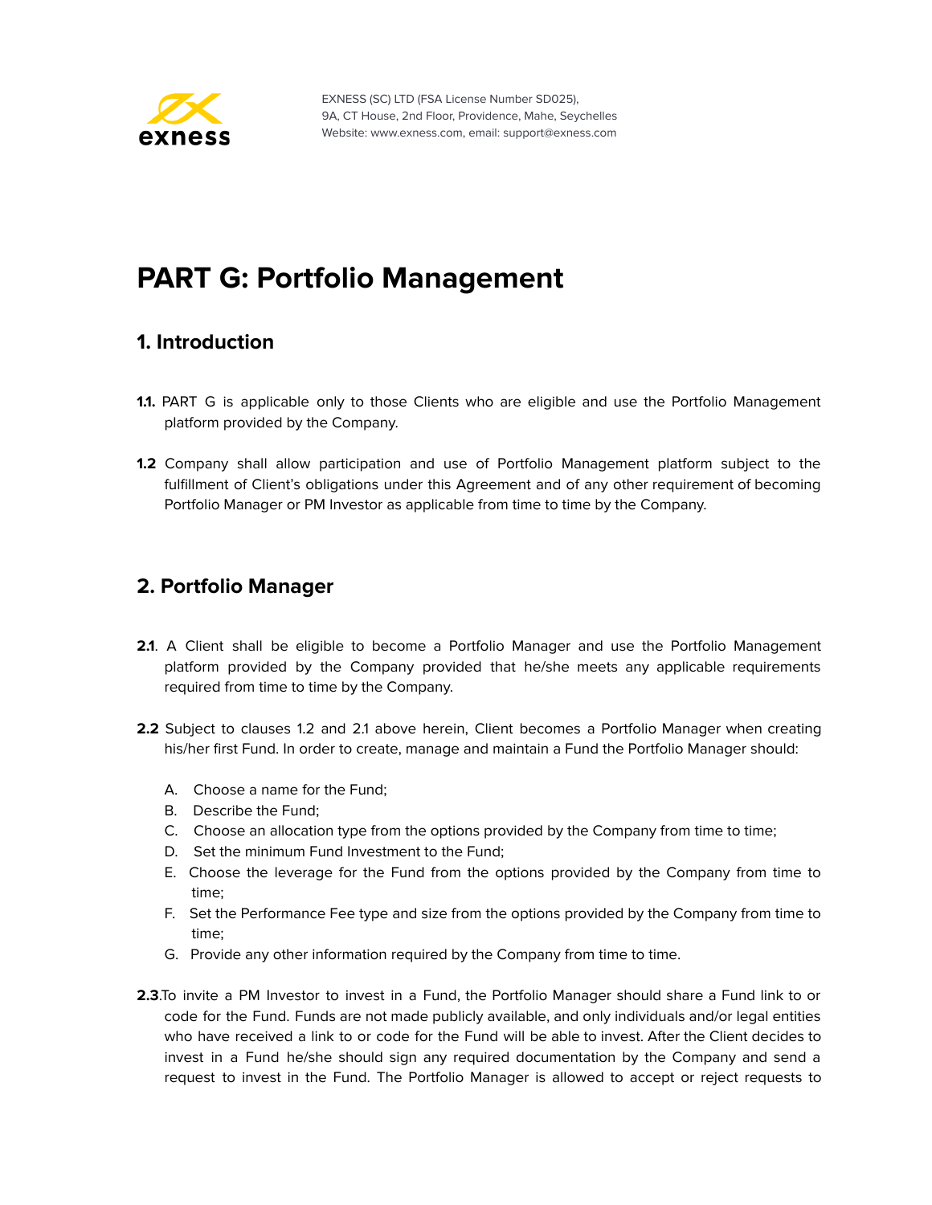# PART G: Portfolio Management

## 1. Introduction

**1.1.** PART G is applicable only to those Clients who are eligible and use the Portfolio Management platform provided by the Company.

**1.2** Company shall allow participation and use of Portfolio Management platform subject to the fulfillment of Client's obligations under this Agreement and of any other requirement of becoming Portfolio Manager or PM Investor as applicable from time to time by the Company.

## 2. Portfolio Manager

**2.1**. A Client shall be eligible to become a Portfolio Manager and use the Portfolio Management platform provided by the Company provided that he/she meets any applicable requirements required from time to time by the Company.

**2.2** Subject to clauses 1.2 and 2.1 above herein, Client becomes a Portfolio Manager when creating his/her first Fund. In order to create, manage and maintain a Fund the Portfolio Manager should:

A. Choose a name for the Fund;
B. Describe the Fund;
C. Choose an allocation type from the options provided by the Company from time to time;
D. Set the minimum Fund Investment to the Fund;
E. Choose the leverage for the Fund from the options provided by the Company from time to time;
F. Set the Performance Fee type and size from the options provided by the Company from time to time;
G. Provide any other information required by the Company from time to time.

**2.3**.To invite a PM Investor to invest in a Fund, the Portfolio Manager should share a Fund link to or code for the Fund. Funds are not made publicly available, and only individuals and/or legal entities who have received a link to or code for the Fund will be able to invest. After the Client decides to invest in a Fund he/she should sign any required documentation by the Company and send a request to invest in the Fund. The Portfolio Manager is allowed to accept or reject requests to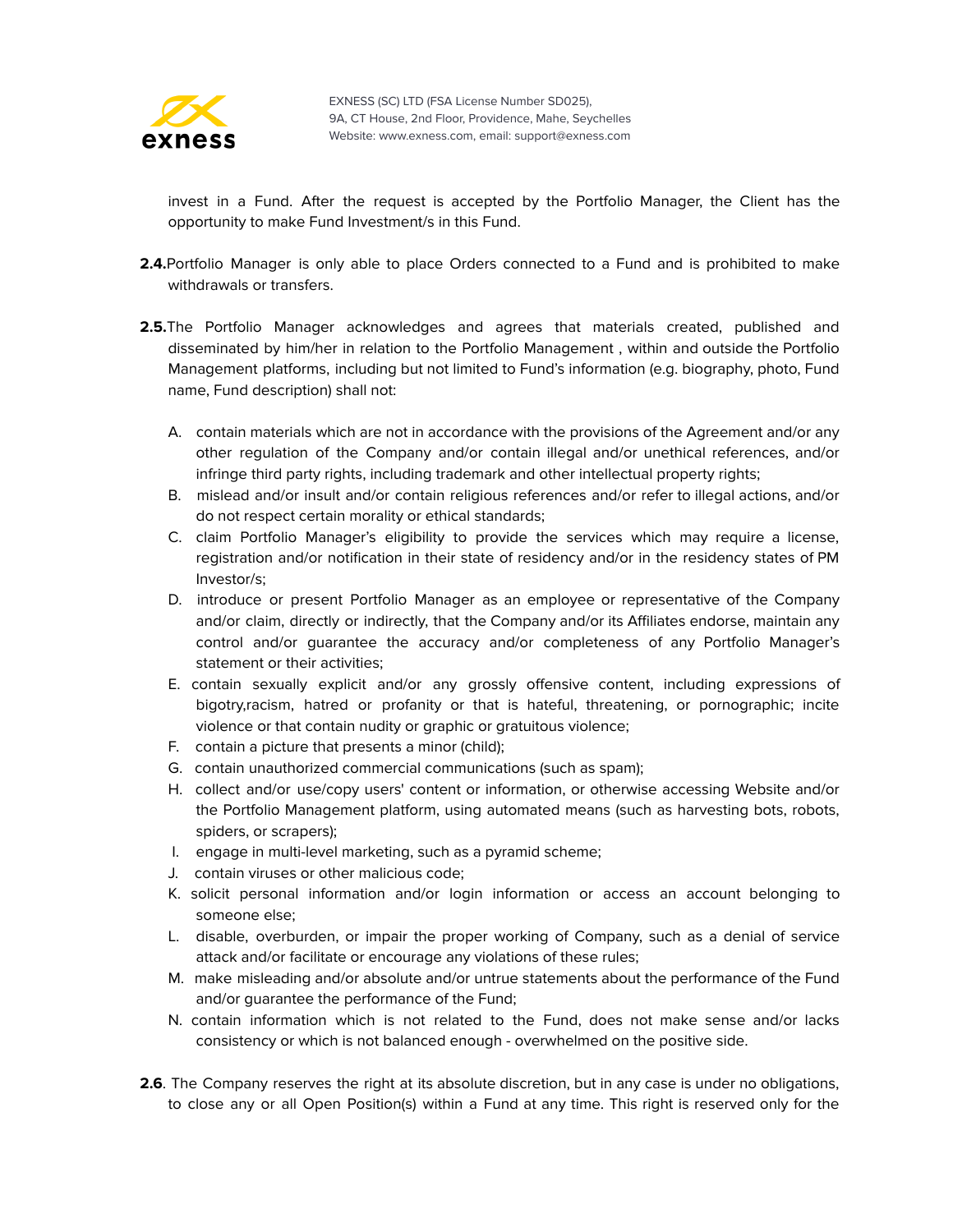invest in a Fund. After the request is accepted by the Portfolio Manager, the Client has the opportunity to make Fund Investment/s in this Fund.

**2.4.** Portfolio Manager is only able to place Orders connected to a Fund and is prohibited to make withdrawals or transfers.

**2.5.** The Portfolio Manager acknowledges and agrees that materials created, published and disseminated by him/her in relation to the Portfolio Management , within and outside the Portfolio Management platforms, including but not limited to Fund's information (e.g. biography, photo, Fund name, Fund description) shall not:

A. contain materials which are not in accordance with the provisions of the Agreement and/or any other regulation of the Company and/or contain illegal and/or unethical references, and/or infringe third party rights, including trademark and other intellectual property rights;
B. mislead and/or insult and/or contain religious references and/or refer to illegal actions, and/or do not respect certain morality or ethical standards;
C. claim Portfolio Manager's eligibility to provide the services which may require a license, registration and/or notification in their state of residency and/or in the residency states of PM Investor/s;
D. introduce or present Portfolio Manager as an employee or representative of the Company and/or claim, directly or indirectly, that the Company and/or its Affiliates endorse, maintain any control and/or guarantee the accuracy and/or completeness of any Portfolio Manager's statement or their activities;
E. contain sexually explicit and/or any grossly offensive content, including expressions of bigotry,racism, hatred or profanity or that is hateful, threatening, or pornographic; incite violence or that contain nudity or graphic or gratuitous violence;
F. contain a picture that presents a minor (child);
G. contain unauthorized commercial communications (such as spam);
H. collect and/or use/copy users' content or information, or otherwise accessing Website and/or the Portfolio Management platform, using automated means (such as harvesting bots, robots, spiders, or scrapers);
I. engage in multi-level marketing, such as a pyramid scheme;
J. contain viruses or other malicious code;
K. solicit personal information and/or login information or access an account belonging to someone else;
L. disable, overburden, or impair the proper working of Company, such as a denial of service attack and/or facilitate or encourage any violations of these rules;
M. make misleading and/or absolute and/or untrue statements about the performance of the Fund and/or guarantee the performance of the Fund;
N. contain information which is not related to the Fund, does not make sense and/or lacks consistency or which is not balanced enough - overwhelmed on the positive side.

**2.6**. The Company reserves the right at its absolute discretion, but in any case is under no obligations, to close any or all Open Position(s) within a Fund at any time. This right is reserved only for the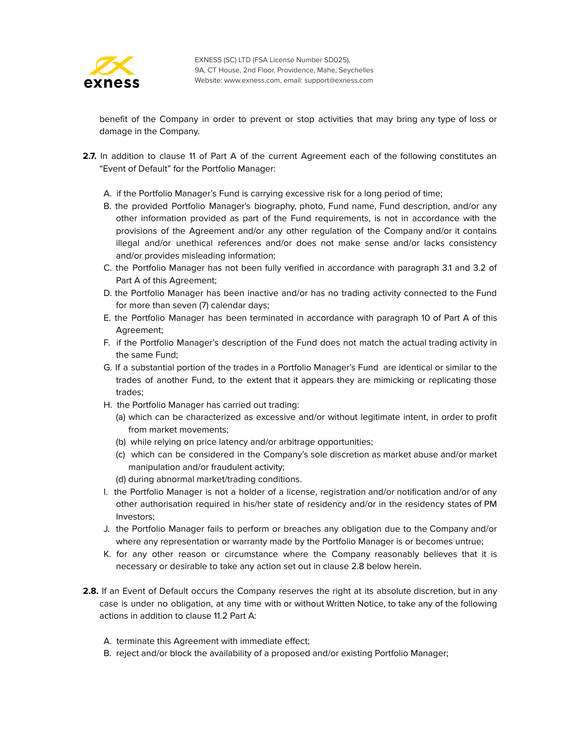benefit of the Company in order to prevent or stop activities that may bring any type of loss or damage in the Company.

**2.7.** In addition to clause 11 of Part A of the current Agreement each of the following constitutes an "Event of Default" for the Portfolio Manager:

A. if the Portfolio Manager's Fund is carrying excessive risk for a long period of time;
B. the provided Portfolio Manager's biography, photo, Fund name, Fund description, and/or any other information provided as part of the Fund requirements, is not in accordance with the provisions of the Agreement and/or any other regulation of the Company and/or it contains illegal and/or unethical references and/or does not make sense and/or lacks consistency and/or provides misleading information;
C. the Portfolio Manager has not been fully verified in accordance with paragraph 3.1 and 3.2 of Part A of this Agreement;
D. the Portfolio Manager has been inactive and/or has no trading activity connected to the Fund for more than seven (7) calendar days;
E. the Portfolio Manager has been terminated in accordance with paragraph 10 of Part A of this Agreement;
F. if the Portfolio Manager's description of the Fund does not match the actual trading activity in the same Fund;
G. If a substantial portion of the trades in a Portfolio Manager's Fund are identical or similar to the trades of another Fund, to the extent that it appears they are mimicking or replicating those trades;
H. the Portfolio Manager has carried out trading:
   (a) which can be characterized as excessive and/or without legitimate intent, in order to profit from market movements;
   (b) while relying on price latency and/or arbitrage opportunities;
   (c) which can be considered in the Company's sole discretion as market abuse and/or market manipulation and/or fraudulent activity;
   (d) during abnormal market/trading conditions.
I. the Portfolio Manager is not a holder of a license, registration and/or notification and/or of any other authorisation required in his/her state of residency and/or in the residency states of PM Investors;
J. the Portfolio Manager fails to perform or breaches any obligation due to the Company and/or where any representation or warranty made by the Portfolio Manager is or becomes untrue;
K. for any other reason or circumstance where the Company reasonably believes that it is necessary or desirable to take any action set out in clause 2.8 below herein.

**2.8.** If an Event of Default occurs the Company reserves the right at its absolute discretion, but in any case is under no obligation, at any time with or without Written Notice, to take any of the following actions in addition to clause 11.2 Part A:

A. terminate this Agreement with immediate effect;
B. reject and/or block the availability of a proposed and/or existing Portfolio Manager;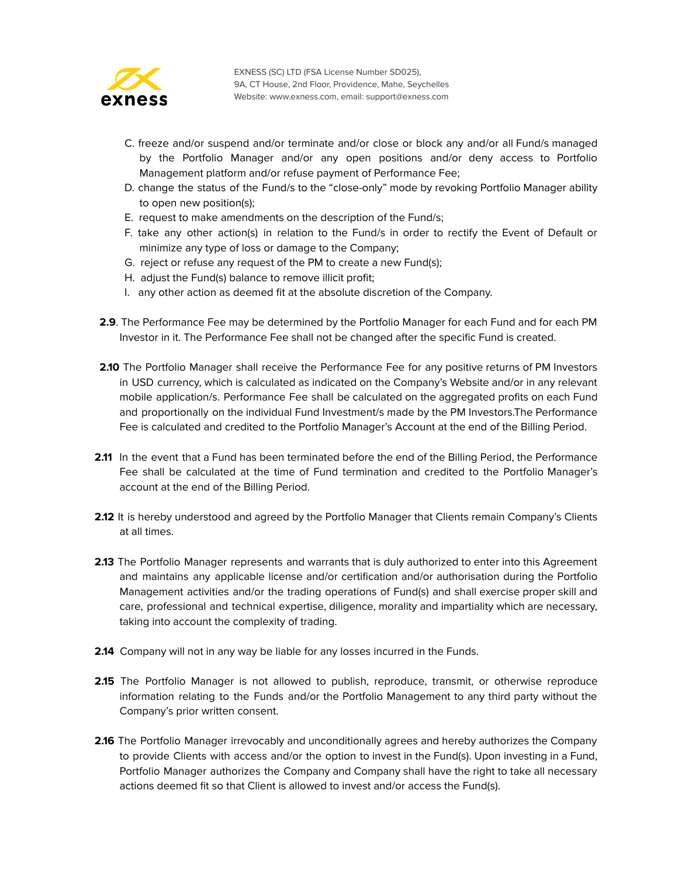C. freeze and/or suspend and/or terminate and/or close or block any and/or all Fund/s managed by the Portfolio Manager and/or any open positions and/or deny access to Portfolio Management platform and/or refuse payment of Performance Fee;
D. change the status of the Fund/s to the “close-only” mode by revoking Portfolio Manager ability to open new position(s);
E. request to make amendments on the description of the Fund/s;
F. take any other action(s) in relation to the Fund/s in order to rectify the Event of Default or minimize any type of loss or damage to the Company;
G. reject or refuse any request of the PM to create a new Fund(s);
H. adjust the Fund(s) balance to remove illicit profit;
I. any other action as deemed fit at the absolute discretion of the Company.

**2.9**. The Performance Fee may be determined by the Portfolio Manager for each Fund and for each PM Investor in it. The Performance Fee shall not be changed after the specific Fund is created.

**2.10** The Portfolio Manager shall receive the Performance Fee for any positive returns of PM Investors in USD currency, which is calculated as indicated on the Company's Website and/or in any relevant mobile application/s. Performance Fee shall be calculated on the aggregated profits on each Fund and proportionally on the individual Fund Investment/s made by the PM Investors.The Performance Fee is calculated and credited to the Portfolio Manager's Account at the end of the Billing Period.

**2.11** In the event that a Fund has been terminated before the end of the Billing Period, the Performance Fee shall be calculated at the time of Fund termination and credited to the Portfolio Manager's account at the end of the Billing Period.

**2.12** It is hereby understood and agreed by the Portfolio Manager that Clients remain Company's Clients at all times.

**2.13** The Portfolio Manager represents and warrants that is duly authorized to enter into this Agreement and maintains any applicable license and/or certification and/or authorisation during the Portfolio Management activities and/or the trading operations of Fund(s) and shall exercise proper skill and care, professional and technical expertise, diligence, morality and impartiality which are necessary, taking into account the complexity of trading.

**2.14** Company will not in any way be liable for any losses incurred in the Funds.

**2.15** The Portfolio Manager is not allowed to publish, reproduce, transmit, or otherwise reproduce information relating to the Funds and/or the Portfolio Management to any third party without the Company's prior written consent.

**2.16** The Portfolio Manager irrevocably and unconditionally agrees and hereby authorizes the Company to provide Clients with access and/or the option to invest in the Fund(s). Upon investing in a Fund, Portfolio Manager authorizes the Company and Company shall have the right to take all necessary actions deemed fit so that Client is allowed to invest and/or access the Fund(s).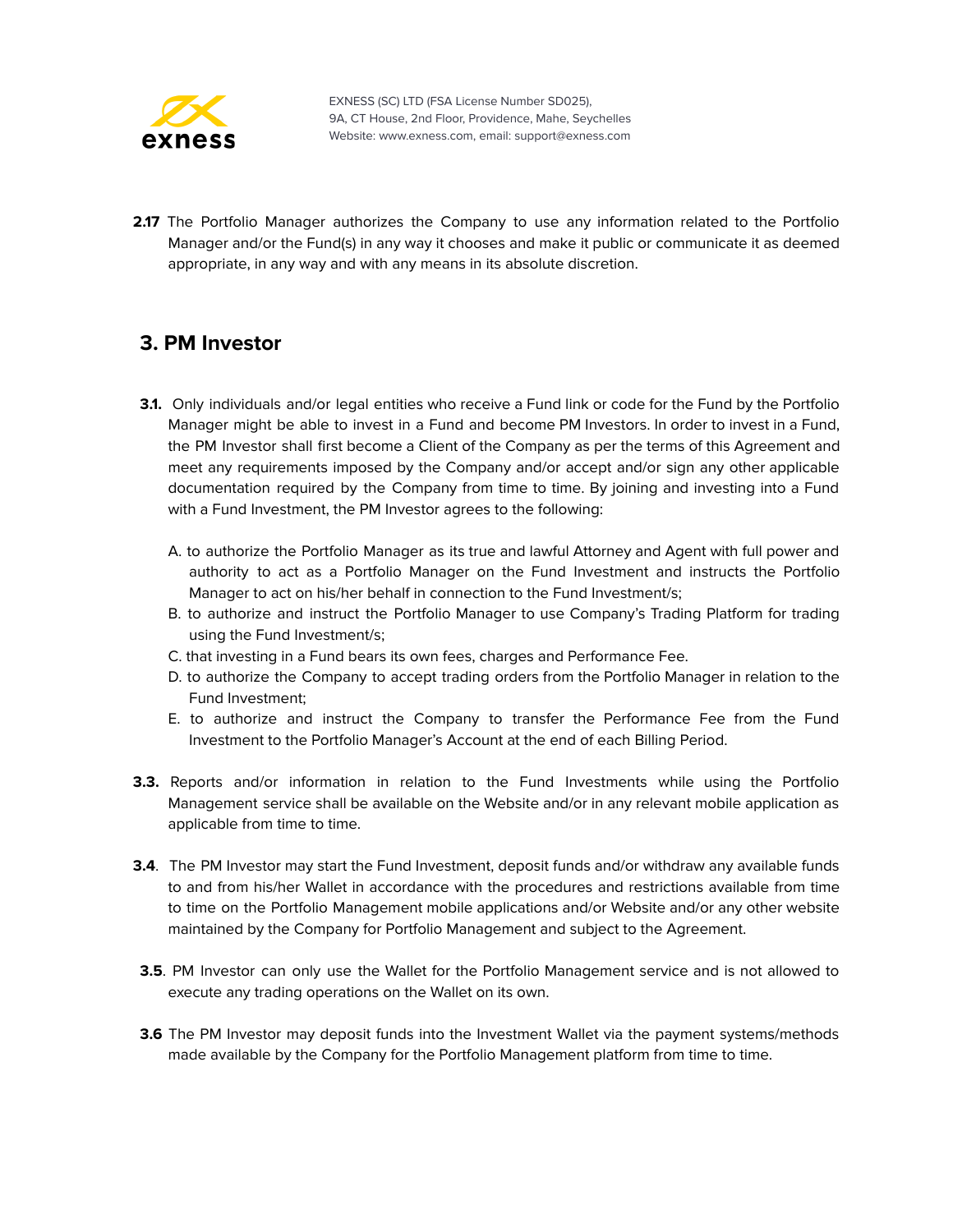**2.17** The Portfolio Manager authorizes the Company to use any information related to the Portfolio Manager and/or the Fund(s) in any way it chooses and make it public or communicate it as deemed appropriate, in any way and with any means in its absolute discretion.

## 3. PM Investor

**3.1.** Only individuals and/or legal entities who receive a Fund link or code for the Fund by the Portfolio Manager might be able to invest in a Fund and become PM Investors. In order to invest in a Fund, the PM Investor shall first become a Client of the Company as per the terms of this Agreement and meet any requirements imposed by the Company and/or accept and/or sign any other applicable documentation required by the Company from time to time. By joining and investing into a Fund with a Fund Investment, the PM Investor agrees to the following:

A. to authorize the Portfolio Manager as its true and lawful Attorney and Agent with full power and authority to act as a Portfolio Manager on the Fund Investment and instructs the Portfolio Manager to act on his/her behalf in connection to the Fund Investment/s;
B. to authorize and instruct the Portfolio Manager to use Company's Trading Platform for trading using the Fund Investment/s;
C. that investing in a Fund bears its own fees, charges and Performance Fee.
D. to authorize the Company to accept trading orders from the Portfolio Manager in relation to the Fund Investment;
E. to authorize and instruct the Company to transfer the Performance Fee from the Fund Investment to the Portfolio Manager's Account at the end of each Billing Period.

**3.3.** Reports and/or information in relation to the Fund Investments while using the Portfolio Management service shall be available on the Website and/or in any relevant mobile application as applicable from time to time.

**3.4**. The PM Investor may start the Fund Investment, deposit funds and/or withdraw any available funds to and from his/her Wallet in accordance with the procedures and restrictions available from time to time on the Portfolio Management mobile applications and/or Website and/or any other website maintained by the Company for Portfolio Management and subject to the Agreement.

**3.5**. PM Investor can only use the Wallet for the Portfolio Management service and is not allowed to execute any trading operations on the Wallet on its own.

**3.6** The PM Investor may deposit funds into the Investment Wallet via the payment systems/methods made available by the Company for the Portfolio Management platform from time to time.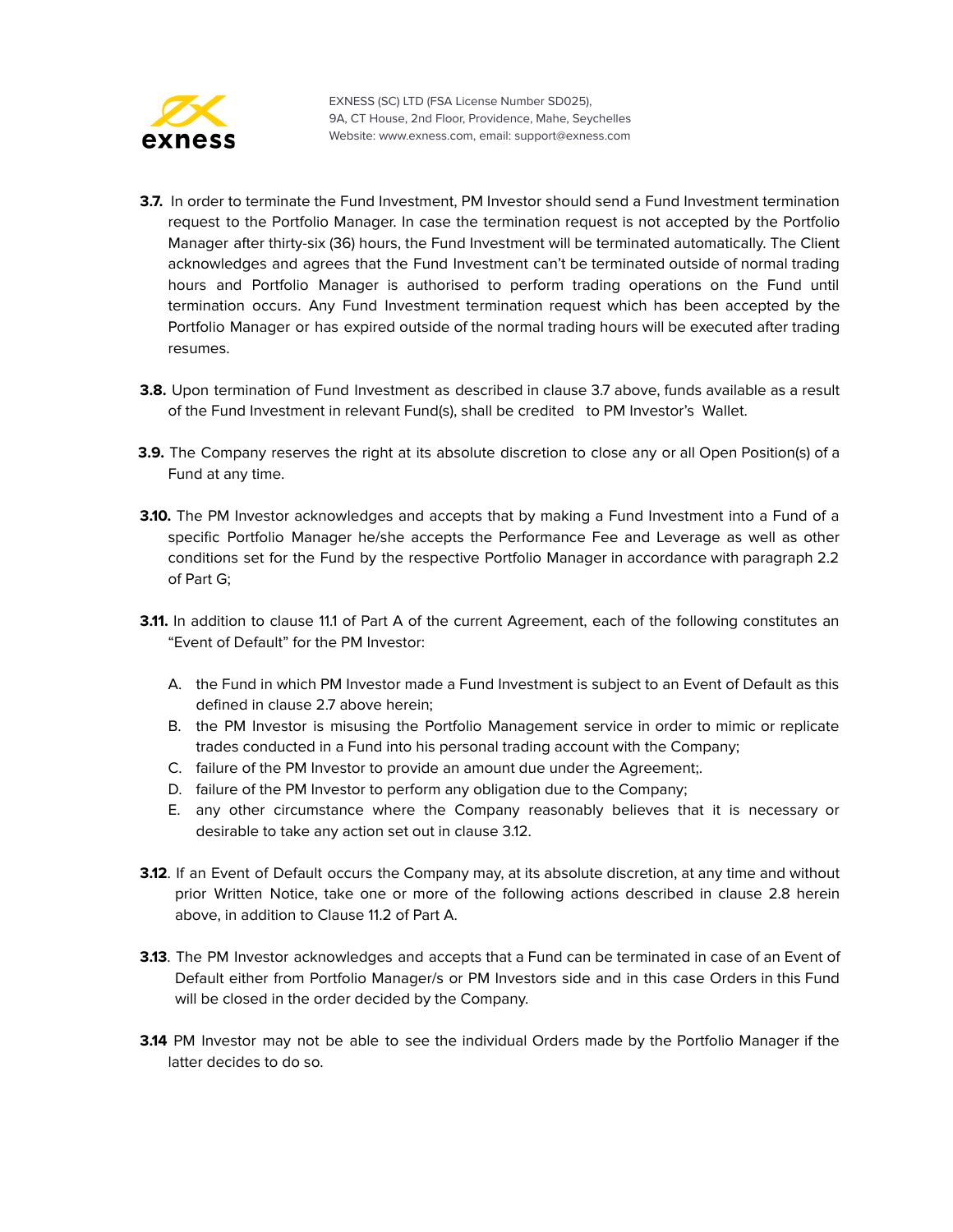**3.7.** In order to terminate the Fund Investment, PM Investor should send a Fund Investment termination request to the Portfolio Manager. In case the termination request is not accepted by the Portfolio Manager after thirty-six (36) hours, the Fund Investment will be terminated automatically. The Client acknowledges and agrees that the Fund Investment can't be terminated outside of normal trading hours and Portfolio Manager is authorised to perform trading operations on the Fund until termination occurs. Any Fund Investment termination request which has been accepted by the Portfolio Manager or has expired outside of the normal trading hours will be executed after trading resumes.

**3.8.** Upon termination of Fund Investment as described in clause 3.7 above, funds available as a result of the Fund Investment in relevant Fund(s), shall be credited to PM Investor's Wallet.

**3.9.** The Company reserves the right at its absolute discretion to close any or all Open Position(s) of a Fund at any time.

**3.10.** The PM Investor acknowledges and accepts that by making a Fund Investment into a Fund of a specific Portfolio Manager he/she accepts the Performance Fee and Leverage as well as other conditions set for the Fund by the respective Portfolio Manager in accordance with paragraph 2.2 of Part G;

**3.11.** In addition to clause 11.1 of Part A of the current Agreement, each of the following constitutes an "Event of Default" for the PM Investor:

A. the Fund in which PM Investor made a Fund Investment is subject to an Event of Default as this defined in clause 2.7 above herein;
B. the PM Investor is misusing the Portfolio Management service in order to mimic or replicate trades conducted in a Fund into his personal trading account with the Company;
C. failure of the PM Investor to provide an amount due under the Agreement;.
D. failure of the PM Investor to perform any obligation due to the Company;
E. any other circumstance where the Company reasonably believes that it is necessary or desirable to take any action set out in clause 3.12.

**3.12**. If an Event of Default occurs the Company may, at its absolute discretion, at any time and without prior Written Notice, take one or more of the following actions described in clause 2.8 herein above, in addition to Clause 11.2 of Part A.

**3.13**. The PM Investor acknowledges and accepts that a Fund can be terminated in case of an Event of Default either from Portfolio Manager/s or PM Investors side and in this case Orders in this Fund will be closed in the order decided by the Company.

**3.14** PM Investor may not be able to see the individual Orders made by the Portfolio Manager if the latter decides to do so.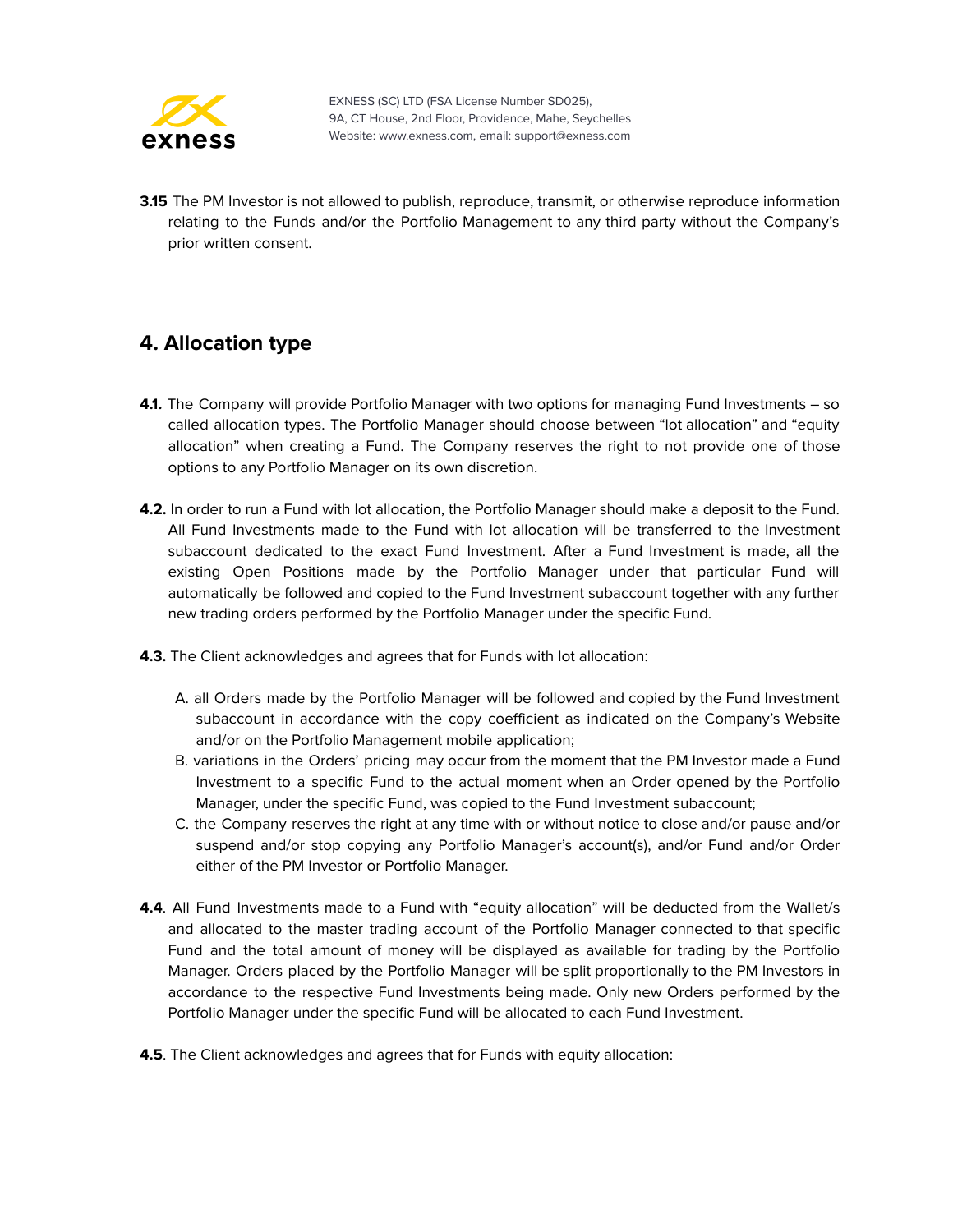**3.15** The PM Investor is not allowed to publish, reproduce, transmit, or otherwise reproduce information relating to the Funds and/or the Portfolio Management to any third party without the Company's prior written consent.

## 4. Allocation type

**4.1.** The Company will provide Portfolio Manager with two options for managing Fund Investments – so called allocation types. The Portfolio Manager should choose between "lot allocation" and "equity allocation" when creating a Fund. The Company reserves the right to not provide one of those options to any Portfolio Manager on its own discretion.

**4.2.** In order to run a Fund with lot allocation, the Portfolio Manager should make a deposit to the Fund. All Fund Investments made to the Fund with lot allocation will be transferred to the Investment subaccount dedicated to the exact Fund Investment. After a Fund Investment is made, all the existing Open Positions made by the Portfolio Manager under that particular Fund will automatically be followed and copied to the Fund Investment subaccount together with any further new trading orders performed by the Portfolio Manager under the specific Fund.

**4.3.** The Client acknowledges and agrees that for Funds with lot allocation:

A. all Orders made by the Portfolio Manager will be followed and copied by the Fund Investment subaccount in accordance with the copy coefficient as indicated on the Company's Website and/or on the Portfolio Management mobile application;
B. variations in the Orders' pricing may occur from the moment that the PM Investor made a Fund Investment to a specific Fund to the actual moment when an Order opened by the Portfolio Manager, under the specific Fund, was copied to the Fund Investment subaccount;
C. the Company reserves the right at any time with or without notice to close and/or pause and/or suspend and/or stop copying any Portfolio Manager's account(s), and/or Fund and/or Order either of the PM Investor or Portfolio Manager.

**4.4**. All Fund Investments made to a Fund with "equity allocation" will be deducted from the Wallet/s and allocated to the master trading account of the Portfolio Manager connected to that specific Fund and the total amount of money will be displayed as available for trading by the Portfolio Manager. Orders placed by the Portfolio Manager will be split proportionally to the PM Investors in accordance to the respective Fund Investments being made. Only new Orders performed by the Portfolio Manager under the specific Fund will be allocated to each Fund Investment.

**4.5**. The Client acknowledges and agrees that for Funds with equity allocation: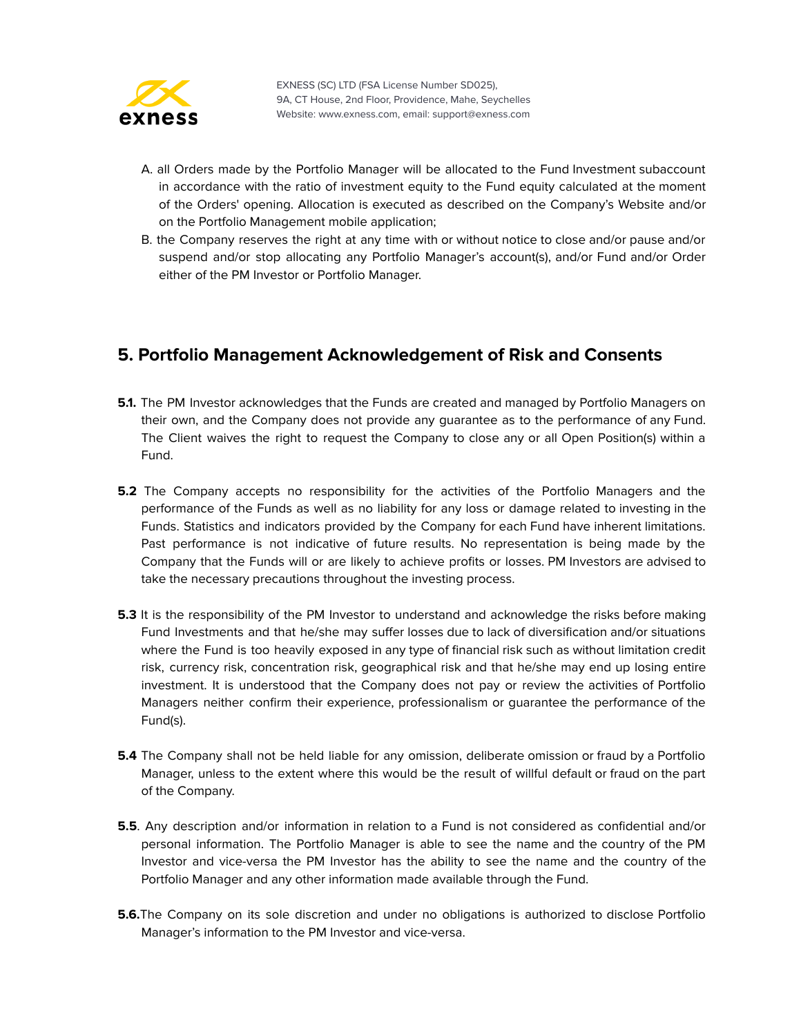A. all Orders made by the Portfolio Manager will be allocated to the Fund Investment subaccount in accordance with the ratio of investment equity to the Fund equity calculated at the moment of the Orders' opening. Allocation is executed as described on the Company's Website and/or on the Portfolio Management mobile application;

B. the Company reserves the right at any time with or without notice to close and/or pause and/or suspend and/or stop allocating any Portfolio Manager's account(s), and/or Fund and/or Order either of the PM Investor or Portfolio Manager.

## 5. Portfolio Management Acknowledgement of Risk and Consents

**5.1.** The PM Investor acknowledges that the Funds are created and managed by Portfolio Managers on their own, and the Company does not provide any guarantee as to the performance of any Fund. The Client waives the right to request the Company to close any or all Open Position(s) within a Fund.

**5.2** The Company accepts no responsibility for the activities of the Portfolio Managers and the performance of the Funds as well as no liability for any loss or damage related to investing in the Funds. Statistics and indicators provided by the Company for each Fund have inherent limitations. Past performance is not indicative of future results. No representation is being made by the Company that the Funds will or are likely to achieve profits or losses. PM Investors are advised to take the necessary precautions throughout the investing process.

**5.3** It is the responsibility of the PM Investor to understand and acknowledge the risks before making Fund Investments and that he/she may suffer losses due to lack of diversification and/or situations where the Fund is too heavily exposed in any type of financial risk such as without limitation credit risk, currency risk, concentration risk, geographical risk and that he/she may end up losing entire investment. It is understood that the Company does not pay or review the activities of Portfolio Managers neither confirm their experience, professionalism or guarantee the performance of the Fund(s).

**5.4** The Company shall not be held liable for any omission, deliberate omission or fraud by a Portfolio Manager, unless to the extent where this would be the result of willful default or fraud on the part of the Company.

**5.5**. Any description and/or information in relation to a Fund is not considered as confidential and/or personal information. The Portfolio Manager is able to see the name and the country of the PM Investor and vice-versa the PM Investor has the ability to see the name and the country of the Portfolio Manager and any other information made available through the Fund.

**5.6.**The Company on its sole discretion and under no obligations is authorized to disclose Portfolio Manager's information to the PM Investor and vice-versa.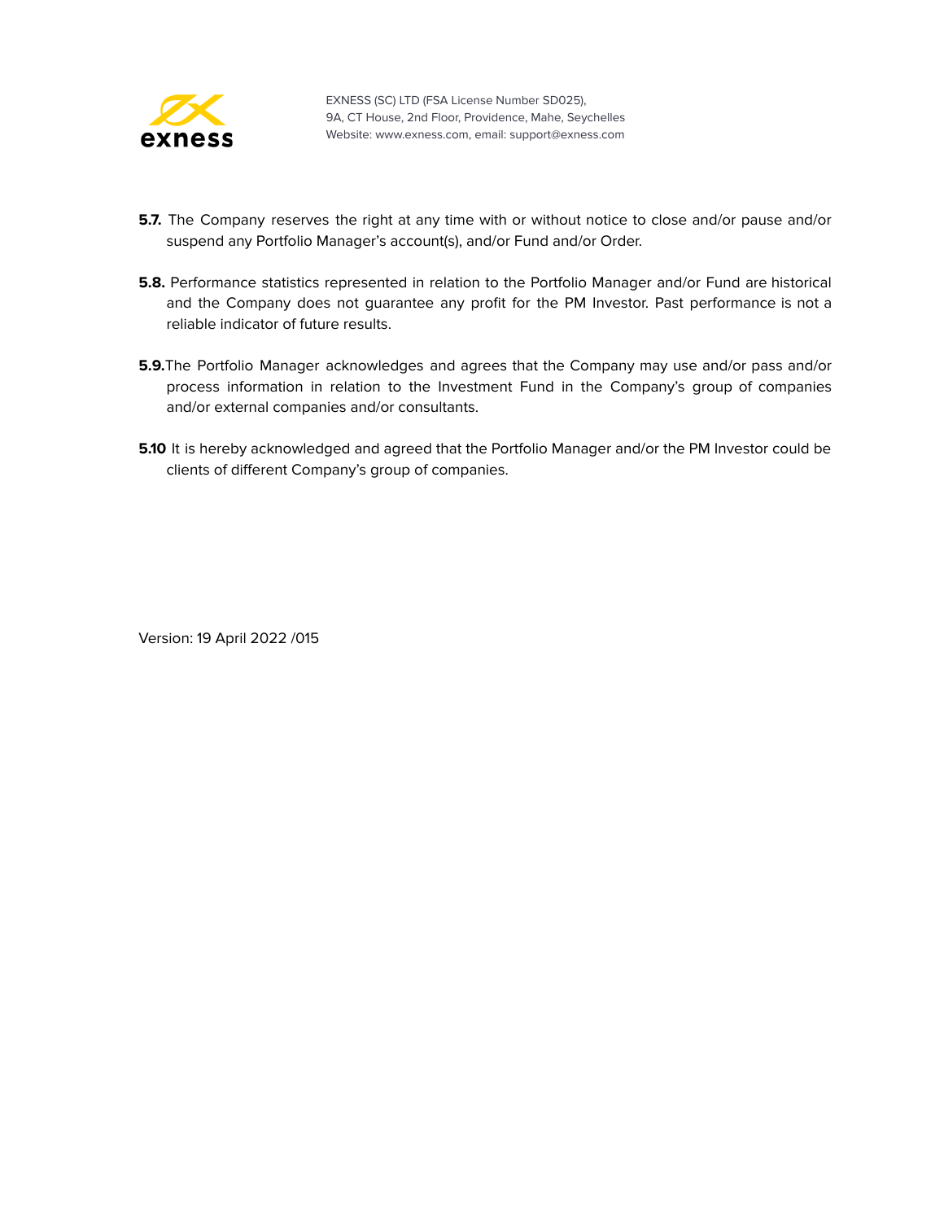**5.7.** The Company reserves the right at any time with or without notice to close and/or pause and/or suspend any Portfolio Manager's account(s), and/or Fund and/or Order.

**5.8.** Performance statistics represented in relation to the Portfolio Manager and/or Fund are historical and the Company does not guarantee any profit for the PM Investor. Past performance is not a reliable indicator of future results.

**5.9.** The Portfolio Manager acknowledges and agrees that the Company may use and/or pass and/or process information in relation to the Investment Fund in the Company's group of companies and/or external companies and/or consultants.

**5.10** It is hereby acknowledged and agreed that the Portfolio Manager and/or the PM Investor could be clients of different Company's group of companies.

Version: 19 April 2022 /015